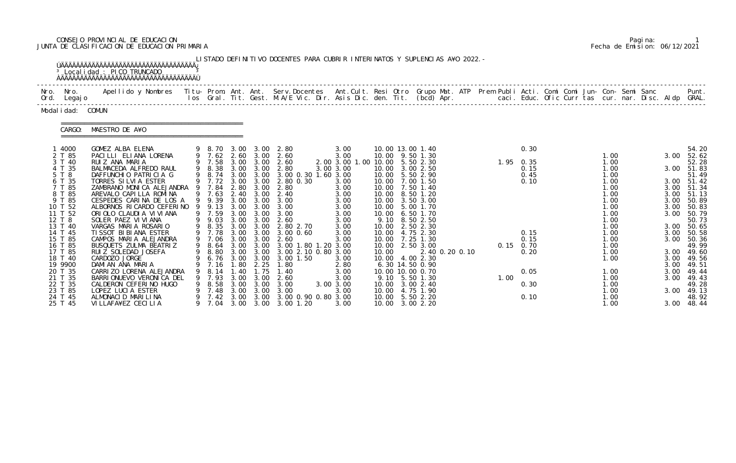CONSEJO PROVINCIAL DE EDUCACION
JUNTA DE CLASIFICACION DE EDUCACION PRIMARIA

Pagina: 1
Fecha de Emision: 06/12/2021

LISTADO DEFINITIVO DOCENTES PARA CUBRIR INTERINATOS Y SUPLENCIAS A¥O 2022.-

Localidad : PICO TRUNCADO

Modalidad: COMUN

CARGO: MAESTRO DE A¥O

| Nro. Ord. | Nro. Legajo | Apellido y Nombres | Titulos | Prom. Gral. | Ant. Tit. | Ant. Gest. | Serv.Docentes M.A/E Vic. Dir. | Ant.Cult. Asis Dic. | Resi den. | Otro Tit. | Grupo Mat. (bcd) | ATP Apr. | Prem | Publi caci. | Acti. Educ. | Comi Ofic | Comi Curr | Jun- tas | Con- cur. | Semi nar. | Sanc Disc. | Aldp | Punt. GRAL. |
|---|---|---|---|---|---|---|---|---|---|---|---|---|---|---|---|---|---|---|---|---|---|---|---|
| 1 | 4000 | GOMEZ ALBA ELENA | 9 | 8.70 | 3.00 | 3.00 | 2.80 | 3.00 | 10.00 | 13.00 | 1.40 | | | | 0.30 | | | | | | | | 54.20 |
| 2 | T 85 | PACILLI ELIANA LORENA | 9 | 7.62 | 2.60 | 3.00 | 2.60 | 3.00 | 10.00 | 9.50 | 1.30 | | | | | | | | 1.00 | | | 3.00 | 52.62 |
| 3 | T 40 | RUIZ ANA MARIA | 9 | 7.58 | 3.00 | 3.00 | 2.60 | 2.00 3.00 1.00 | 10.00 | 5.50 | 2.30 | | | 1.95 | 0.35 | | | | 1.00 | | | | 52.28 |
| 4 | T 35 | BALMACEDA ALFREDO RAUL | 9 | 8.38 | 3.00 | 3.00 | 2.80 | 3.00 3.00 | 10.00 | 3.00 | 2.50 | | | | 0.15 | | | | 1.00 | | | 3.00 | 51.83 |
| 5 | T 8 | DAFFUNCHIO PATRICIA G | 9 | 8.74 | 3.00 | 3.00 | 3.00 0.30 1.60 | 3.00 | 10.00 | 5.50 | 2.90 | | | | 0.45 | | | | 1.00 | | | | 51.49 |
| 6 | T 35 | TORRES SILVIA ESTER | 9 | 7.72 | 3.00 | 3.00 | 2.80 0.30 | 3.00 | 10.00 | 7.00 | 1.50 | | | | 0.10 | | | | 1.00 | | | 3.00 | 51.42 |
| 7 | T 85 | ZAMBRANO MONICA ALEJANDRA | 9 | 7.84 | 2.80 | 3.00 | 2.80 | 3.00 | 10.00 | 7.50 | 1.40 | | | | | | | | 1.00 | | | 3.00 | 51.34 |
| 8 | T 85 | AREVALO CAPILLA ROMINA | 9 | 7.63 | 2.40 | 3.00 | 2.40 | 3.00 | 10.00 | 8.50 | 1.20 | | | | | | | | 1.00 | | | 3.00 | 51.13 |
| 9 | T 85 | CESPEDES CARINA DE LOS A | 9 | 9.39 | 3.00 | 3.00 | 3.00 | 3.00 | 10.00 | 3.50 | 3.00 | | | | | | | | 1.00 | | | 3.00 | 50.89 |
| 10 | T 52 | ALBORNOS RICARDO CEFERINO | 9 | 9.13 | 3.00 | 3.00 | 3.00 | 3.00 | 10.00 | 5.00 | 1.70 | | | | | | | | 1.00 | | | 3.00 | 50.83 |
| 11 | T 52 | ORIOLO CLAUDIA VIVIANA | 9 | 7.59 | 3.00 | 3.00 | 3.00 | 3.00 | 10.00 | 6.50 | 1.70 | | | | | | | | 1.00 | | | 3.00 | 50.79 |
| 12 | T 8 | SOLER PAEZ VIVIANA | 9 | 9.03 | 3.00 | 3.00 | 2.60 | 3.00 | 9.10 | 8.50 | 2.50 | | | | | | | | 1.00 | | | | 50.73 |
| 13 | T 40 | VARGAS MARIA ROSARIO | 9 | 8.35 | 3.00 | 3.00 | 2.80 2.70 | 3.00 | 10.00 | 2.50 | 2.30 | | | | | | | | 1.00 | | | 3.00 | 50.65 |
| 14 | T 45 | TISSOT BIBIANA ESTER | 9 | 7.78 | 3.00 | 3.00 | 3.00 0.60 | 3.00 | 10.00 | 4.75 | 2.30 | | | | 0.15 | | | | 1.00 | | | 3.00 | 50.58 |
| 15 | T 85 | CAMPOS MARIA ALEJANDRA | 9 | 7.06 | 3.00 | 3.00 | 2.60 | 3.00 | 10.00 | 7.25 | 1.30 | | | | 0.15 | | | | 1.00 | | | 3.00 | 50.36 |
| 16 | T 85 | BUSQUETS ZULMA BEATRIZ | 9 | 8.64 | 3.00 | 3.00 | 3.00 1.80 1.20 | 3.00 | 10.00 | 2.50 | 3.00 | | | 0.15 | 0.70 | | | | 1.00 | | | | 49.99 |
| 17 | T 85 | RUIZ SOLEDAD JOSEFA | 9 | 8.80 | 3.00 | 3.00 | 3.00 2.10 0.80 | 3.00 | 10.00 | | 2.40 0.20 0.10 | | | | 0.20 | | | | 1.00 | | | 3.00 | 49.60 |
| 18 | T 40 | CARDOZO JORGE | 9 | 6.76 | 3.00 | 3.00 | 3.00 1.50 | 3.00 | 10.00 | 4.00 | 2.30 | | | | | | | | 1.00 | | | 3.00 | 49.56 |
| 19 | 9900 | DAMIAN ANA MARIA | 9 | 7.16 | 1.80 | 2.25 | 1.80 | 2.80 | 6.30 | 14.50 | 0.90 | | | | | | | | | | | 3.00 | 49.51 |
| 20 | T 35 | CARRIZO LORENA ALEJANDRA | 9 | 8.14 | 1.40 | 1.75 | 1.40 | 3.00 | 10.00 | 10.00 | 0.70 | | | | 0.05 | | | | 1.00 | | | 3.00 | 49.44 |
| 21 | T 35 | BARRIONUEVO VERONICA DEL | 9 | 7.93 | 3.00 | 3.00 | 2.60 | 3.00 | 9.10 | 5.50 | 1.30 | | | 1.00 | | | | | 1.00 | | | 3.00 | 49.43 |
| 22 | T 35 | CALDERON CEFERINO HUGO | 9 | 8.58 | 3.00 | 3.00 | 3.00 | 3.00 3.00 | 10.00 | 3.00 | 2.40 | | | | 0.30 | | | | 1.00 | | | | 49.28 |
| 23 | T 85 | LOPEZ LUCIA ESTER | 9 | 7.48 | 3.00 | 3.00 | 3.00 | 3.00 | 10.00 | 4.75 | 1.90 | | | | | | | | 1.00 | | | 3.00 | 49.13 |
| 24 | T 45 | ALMONACID MARILINA | 9 | 7.42 | 3.00 | 3.00 | 3.00 0.90 0.80 | 3.00 | 10.00 | 5.50 | 2.20 | | | | 0.10 | | | | 1.00 | | | | 48.92 |
| 25 | T 45 | VILLAFA¥EZ CECILIA | 9 | 7.04 | 3.00 | 3.00 | 3.00 1.20 | 3.00 | 10.00 | 3.00 | 2.20 | | | | | | | | 1.00 | | | 3.00 | 48.44 |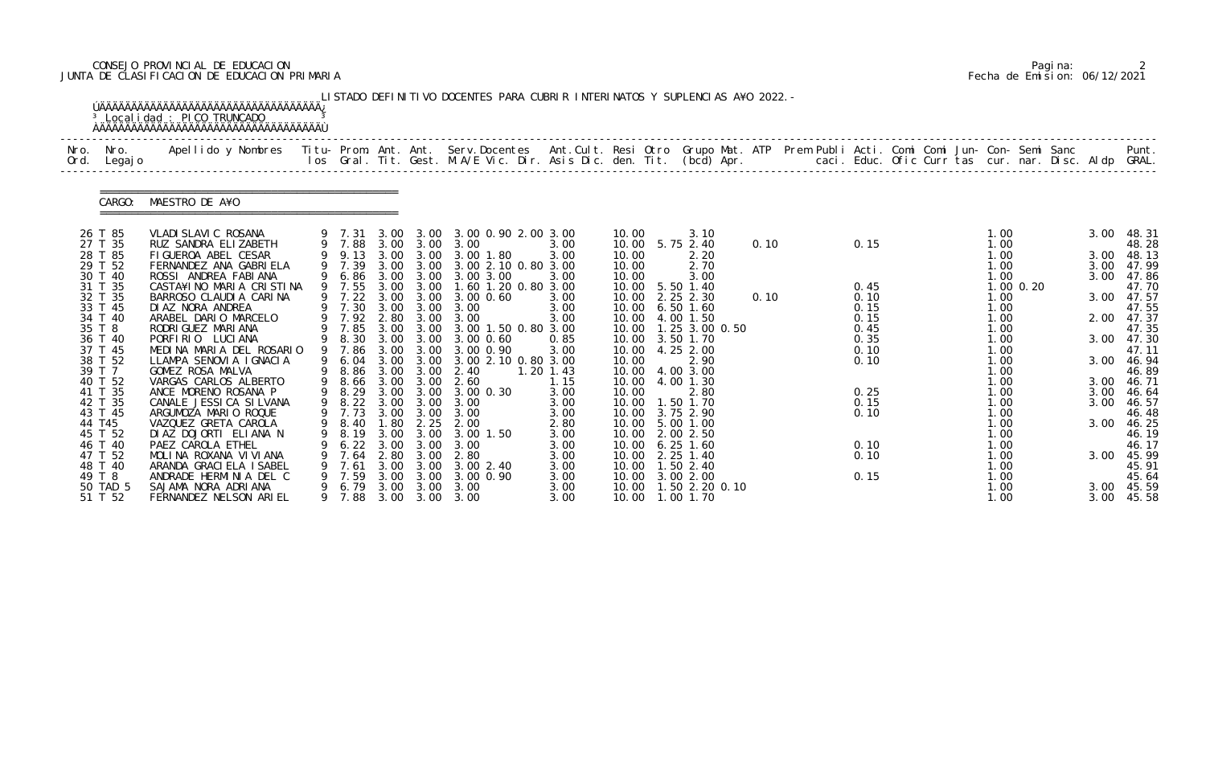CONSEJO PROVINCIAL DE EDUCACION
JUNTA DE CLASIFICACION DE EDUCACION PRIMARIA

Pagina: 2
Fecha de Emision: 06/12/2021

LISTADO DEFINITIVO DOCENTES PARA CUBRIR INTERINATOS Y SUPLENCIAS A¥O 2022.-

Localidad : PICO TRUNCADO

CARGO: MAESTRO DE A¥O

| Nro. Ord. | Nro. Legajo | Apellido y Nombres | Titu-los | Prom. Gral. | Ant. Tit. | Ant. Gest. | Serv.Docentes M.A/E | Vic. | Dir. | Ant.Cult. Asis | Resi Dic. | Otro den. | Grupo Tit. | Mat. (bcd) | ATP Apr. | Prem caci. | Publi Educ. | Acti. Ofic | Comi Curr | Comi tas | Jun-cur. | Con-nar. | Semi Disc. | Sanc Aldp | Punt. GRAL. |
|---|---|---|---|---|---|---|---|---|---|---|---|---|---|---|---|---|---|---|---|---|---|---|---|---|---|
| 26 | T 85 | VLADISLAVIC ROSANA | 9 | 7.31 | 3.00 | 3.00 | 3.00 | 0.90 | 2.00 | 3.00 | | 10.00 | | 3.10 | | | | | | | 1.00 | | | 3.00 | 48.31 |
| 27 | T 35 | RUZ SANDRA ELIZABETH | 9 | 7.88 | 3.00 | 3.00 | 3.00 | | | 3.00 | | 10.00 | 5.75 | 2.40 | 0.10 | | 0.15 | | | | 1.00 | | | | 48.28 |
| 28 | T 85 | FIGUEROA ABEL CESAR | 9 | 9.13 | 3.00 | 3.00 | 3.00 | 1.80 | | 3.00 | | 10.00 | | 2.20 | | | | | | | 1.00 | | | 3.00 | 48.13 |
| 29 | T 52 | FERNANDEZ ANA GABRIELA | 9 | 7.39 | 3.00 | 3.00 | 3.00 | 2.10 | 0.80 | 3.00 | | 10.00 | | 2.70 | | | | | | | 1.00 | | | 3.00 | 47.99 |
| 30 | T 40 | ROSSI ANDREA FABIANA | 9 | 6.86 | 3.00 | 3.00 | 3.00 | 3.00 | | 3.00 | | 10.00 | | 3.00 | | | | | | | 1.00 | | | 3.00 | 47.86 |
| 31 | T 35 | CASTA¥INO MARIA CRISTINA | 9 | 7.55 | 3.00 | 3.00 | 1.60 | 1.20 | 0.80 | 3.00 | | 10.00 | 5.50 | 1.40 | | | 0.45 | | | | 1.00 | 0.20 | | | 47.70 |
| 32 | T 35 | BARROSO CLAUDIA CARINA | 9 | 7.22 | 3.00 | 3.00 | 3.00 | 0.60 | | 3.00 | | 10.00 | 2.25 | 2.30 | 0.10 | | 0.10 | | | | 1.00 | | | 3.00 | 47.57 |
| 33 | T 45 | DIAZ NORA ANDREA | 9 | 7.30 | 3.00 | 3.00 | 3.00 | | | 3.00 | | 10.00 | 6.50 | 1.60 | | | 0.15 | | | | 1.00 | | | | 47.55 |
| 34 | T 40 | ARABEL DARIO MARCELO | 9 | 7.92 | 2.80 | 3.00 | 3.00 | | | 3.00 | | 10.00 | 4.00 | 1.50 | | | 0.15 | | | | 1.00 | | | 2.00 | 47.37 |
| 35 | T 8 | RODRIGUEZ MARIANA | 9 | 7.85 | 3.00 | 3.00 | 3.00 | 1.50 | 0.80 | 3.00 | | 10.00 | 1.25 | 3.00 | 0.50 | | 0.45 | | | | 1.00 | | | | 47.35 |
| 36 | T 40 | PORFIRIO LUCIANA | 9 | 8.30 | 3.00 | 3.00 | 3.00 | 0.60 | | 0.85 | | 10.00 | 3.50 | 1.70 | | | 0.35 | | | | 1.00 | | | 3.00 | 47.30 |
| 37 | T 45 | MEDINA MARIA DEL ROSARIO | 9 | 7.86 | 3.00 | 3.00 | 3.00 | 0.90 | | 3.00 | | 10.00 | 4.25 | 2.00 | | | 0.10 | | | | 1.00 | | | | 47.11 |
| 38 | T 52 | LLAMPA SENOVIA IGNACIA | 9 | 6.04 | 3.00 | 3.00 | 3.00 | 2.10 | 0.80 | 3.00 | | 10.00 | | 2.90 | | | 0.10 | | | | 1.00 | | | 3.00 | 46.94 |
| 39 | T 7 | GOMEZ ROSA MALVA | 9 | 8.86 | 3.00 | 3.00 | 2.40 | | | 1.20 | 1.43 | 10.00 | 4.00 | 3.00 | | | | | | | 1.00 | | | | 46.89 |
| 40 | T 52 | VARGAS CARLOS ALBERTO | 9 | 8.66 | 3.00 | 3.00 | 2.60 | | | 1.15 | | 10.00 | 4.00 | 1.30 | | | | | | | 1.00 | | | 3.00 | 46.71 |
| 41 | T 35 | ANCE MORENO ROSANA P | 9 | 8.29 | 3.00 | 3.00 | 3.00 | 0.30 | | 3.00 | | 10.00 | | 2.80 | | | 0.25 | | | | 1.00 | | | 3.00 | 46.64 |
| 42 | T 35 | CANALE JESSICA SILVANA | 9 | 8.22 | 3.00 | 3.00 | 3.00 | | | 3.00 | | 10.00 | 1.50 | 1.70 | | | 0.15 | | | | 1.00 | | | 3.00 | 46.57 |
| 43 | T 45 | ARGUMOZA MARIO ROQUE | 9 | 7.73 | 3.00 | 3.00 | 3.00 | | | 3.00 | | 10.00 | 3.75 | 2.90 | | | 0.10 | | | | 1.00 | | | | 46.48 |
| 44 | T45 | VAZQUEZ GRETA CAROLA | 9 | 8.40 | 1.80 | 2.25 | 2.00 | | | 2.80 | | 10.00 | 5.00 | 1.00 | | | | | | | 1.00 | | | 3.00 | 46.25 |
| 45 | T 52 | DIAZ DOJORTI ELIANA N | 9 | 8.19 | 3.00 | 3.00 | 3.00 | 1.50 | | 3.00 | | 10.00 | 2.00 | 2.50 | | | | | | | 1.00 | | | | 46.19 |
| 46 | T 40 | PAEZ CAROLA ETHEL | 9 | 6.22 | 3.00 | 3.00 | 3.00 | | | 3.00 | | 10.00 | 6.25 | 1.60 | | | 0.10 | | | | 1.00 | | | | 46.17 |
| 47 | T 52 | MOLINA ROXANA VIVIANA | 9 | 7.64 | 2.80 | 3.00 | 2.80 | | | 3.00 | | 10.00 | 2.25 | 1.40 | | | 0.10 | | | | 1.00 | | | 3.00 | 45.99 |
| 48 | T 40 | ARANDA GRACIELA ISABEL | 9 | 7.61 | 3.00 | 3.00 | 3.00 | 2.40 | | 3.00 | | 10.00 | 1.50 | 2.40 | | | | | | | 1.00 | | | | 45.91 |
| 49 | T 8 | ANDRADE HERMINIA DEL C | 9 | 7.59 | 3.00 | 3.00 | 3.00 | 0.90 | | 3.00 | | 10.00 | 3.00 | 2.00 | | | 0.15 | | | | 1.00 | | | | 45.64 |
| 50 | TAD 5 | SAJAMA NORA ADRIANA | 9 | 6.79 | 3.00 | 3.00 | 3.00 | | | 3.00 | | 10.00 | 1.50 | 2.20 | 0.10 | | | | | | 1.00 | | | 3.00 | 45.59 |
| 51 | T 52 | FERNANDEZ NELSON ARIEL | 9 | 7.88 | 3.00 | 3.00 | 3.00 | | | 3.00 | | 10.00 | 1.00 | 1.70 | | | | | | | 1.00 | | | 3.00 | 45.58 |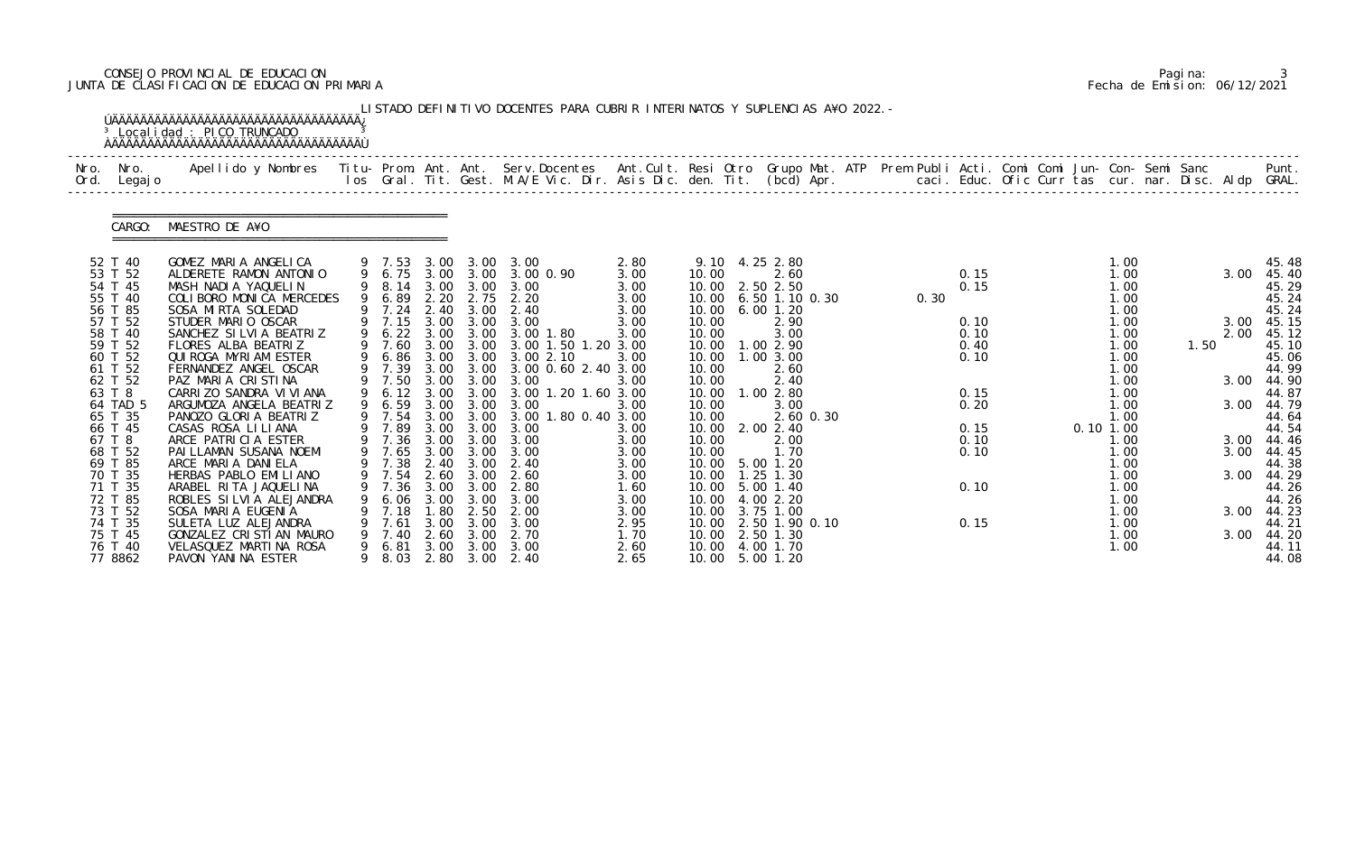CONSEJO PROVINCIAL DE EDUCACION
JUNTA DE CLASIFICACION DE EDUCACION PRIMARIA

LISTADO DEFINITIVO DOCENTES PARA CUBRIR INTERINATOS Y SUPLENCIAS A¥O 2022.-

Localidad : PICO TRUNCADO

CARGO: MAESTRO DE A¥O

| Nro. Ord. | Nro. Legajo | Apellido y Nombres | Titu-los | Prom. Gral. | Ant. Tit. | Ant. Gest. | Serv.Docentes M.A/E Vic. Dir. | Ant.Cult. Asis Dic. | Resi den. | Otro Tit. | Grupo Mat. (bcd) | ATP Apr. | Prem Publi caci. | Acti. Educ. | Comi Ofic | Comi Curr | Jun-tas | Con-cur. | Semi nar. | Sanc Disc. | Aldp | Punt. GRAL. |
|---|---|---|---|---|---|---|---|---|---|---|---|---|---|---|---|---|---|---|---|---|---|---|
| 52 | T 40 | GOMEZ MARIA ANGELICA | 9 | 7.53 | 3.00 | 3.00 | 3.00 | 2.80 | 9.10 | 4.25 | 2.80 | | | | | | | 1.00 | | | | 45.48 |
| 53 | T 52 | ALDERETE RAMON ANTONIO | 9 | 6.75 | 3.00 | 3.00 | 3.00 0.90 | 3.00 | 10.00 | | 2.60 | | | 0.15 | | | | 1.00 | | | 3.00 | 45.40 |
| 54 | T 45 | MASH NADIA YAQUELIN | 9 | 8.14 | 3.00 | 3.00 | 3.00 | 3.00 | 10.00 | 2.50 | 2.50 | | | 0.15 | | | | 1.00 | | | | 45.29 |
| 55 | T 40 | COLIBORO MONICA MERCEDES | 9 | 6.89 | 2.20 | 2.75 | 2.20 | 3.00 | 10.00 | 6.50 | 1.10 0.30 | | 0.30 | | | | | 1.00 | | | | 45.24 |
| 56 | T 85 | SOSA MIRTA SOLEDAD | 9 | 7.24 | 2.40 | 3.00 | 2.40 | 3.00 | 10.00 | 6.00 | 1.20 | | | | | | | 1.00 | | | | 45.24 |
| 57 | T 52 | STUDER MARIO OSCAR | 9 | 7.15 | 3.00 | 3.00 | 3.00 | 3.00 | 10.00 | | 2.90 | | | 0.10 | | | | 1.00 | | | 3.00 | 45.15 |
| 58 | T 40 | SANCHEZ SILVIA BEATRIZ | 9 | 6.22 | 3.00 | 3.00 | 3.00 1.80 | 3.00 | 10.00 | | 3.00 | | | 0.10 | | | | 1.00 | | | 2.00 | 45.12 |
| 59 | T 52 | FLORES ALBA BEATRIZ | 9 | 7.60 | 3.00 | 3.00 | 3.00 1.50 1.20 | 3.00 | 10.00 | 1.00 | 2.90 | | | 0.40 | | | | 1.00 | | 1.50 | | 45.10 |
| 60 | T 52 | QUIROGA MYRIAM ESTER | 9 | 6.86 | 3.00 | 3.00 | 3.00 2.10 | 3.00 | 10.00 | 1.00 | 3.00 | | | 0.10 | | | | 1.00 | | | | 45.06 |
| 61 | T 52 | FERNANDEZ ANGEL OSCAR | 9 | 7.39 | 3.00 | 3.00 | 3.00 0.60 2.40 | 3.00 | 10.00 | | 2.60 | | | | | | | 1.00 | | | | 44.99 |
| 62 | T 52 | PAZ MARIA CRISTINA | 9 | 7.50 | 3.00 | 3.00 | 3.00 | 3.00 | 10.00 | | 2.40 | | | | | | | 1.00 | | | 3.00 | 44.90 |
| 63 | T 8 | CARRIZO SANDRA VIVIANA | 9 | 6.12 | 3.00 | 3.00 | 3.00 1.20 1.60 | 3.00 | 10.00 | 1.00 | 2.80 | | | 0.15 | | | | 1.00 | | | | 44.87 |
| 64 | TAD 5 | ARGUMOZA ANGELA BEATRIZ | 9 | 6.59 | 3.00 | 3.00 | 3.00 | 3.00 | 10.00 | | 3.00 | | | 0.20 | | | | 1.00 | | | 3.00 | 44.79 |
| 65 | T 35 | PANOZO GLORIA BEATRIZ | 9 | 7.54 | 3.00 | 3.00 | 3.00 1.80 0.40 | 3.00 | 10.00 | | 2.60 0.30 | | | | | | | 1.00 | | | | 44.64 |
| 66 | T 45 | CASAS ROSA LILIANA | 9 | 7.89 | 3.00 | 3.00 | 3.00 | 3.00 | 10.00 | 2.00 | 2.40 | | | 0.15 | | | 0.10 | 1.00 | | | | 44.54 |
| 67 | T 8 | ARCE PATRICIA ESTER | 9 | 7.36 | 3.00 | 3.00 | 3.00 | 3.00 | 10.00 | | 2.00 | | | 0.10 | | | | 1.00 | | | 3.00 | 44.46 |
| 68 | T 52 | PAILLAMAN SUSANA NOEMI | 9 | 7.65 | 3.00 | 3.00 | 3.00 | 3.00 | 10.00 | | 1.70 | | | 0.10 | | | | 1.00 | | | 3.00 | 44.45 |
| 69 | T 85 | ARCE MARIA DANIELA | 9 | 7.38 | 2.40 | 3.00 | 2.40 | 3.00 | 10.00 | 5.00 | 1.20 | | | | | | | 1.00 | | | | 44.38 |
| 70 | T 35 | HERBAS PABLO EMILIANO | 9 | 7.54 | 2.60 | 3.00 | 2.60 | 3.00 | 10.00 | 1.25 | 1.30 | | | | | | | 1.00 | | | 3.00 | 44.29 |
| 71 | T 35 | ARABEL RITA JAQUELINA | 9 | 7.36 | 3.00 | 3.00 | 2.80 | 1.60 | 10.00 | 5.00 | 1.40 | | | 0.10 | | | | 1.00 | | | | 44.26 |
| 72 | T 85 | ROBLES SILVIA ALEJANDRA | 9 | 6.06 | 3.00 | 3.00 | 3.00 | 3.00 | 10.00 | 4.00 | 2.20 | | | | | | | 1.00 | | | | 44.26 |
| 73 | T 52 | SOSA MARIA EUGENIA | 9 | 7.18 | 1.80 | 2.50 | 2.00 | 3.00 | 10.00 | 3.75 | 1.00 | | | | | | | 1.00 | | | 3.00 | 44.23 |
| 74 | T 35 | SULETA LUZ ALEJANDRA | 9 | 7.61 | 3.00 | 3.00 | 3.00 | 2.95 | 10.00 | 2.50 | 1.90 0.10 | | | 0.15 | | | | 1.00 | | | | 44.21 |
| 75 | T 45 | GONZALEZ CRISTIAN MAURO | 9 | 7.40 | 2.60 | 3.00 | 2.70 | 1.70 | 10.00 | 2.50 | 1.30 | | | | | | | 1.00 | | | 3.00 | 44.20 |
| 76 | T 40 | VELASQUEZ MARTINA ROSA | 9 | 6.81 | 3.00 | 3.00 | 3.00 | 2.60 | 10.00 | 4.00 | 1.70 | | | | | | | 1.00 | | | | 44.11 |
| 77 | 8862 | PAVON YANINA ESTER | 9 | 8.03 | 2.80 | 3.00 | 2.40 | 2.65 | 10.00 | 5.00 | 1.20 | | | | | | | | | | | 44.08 |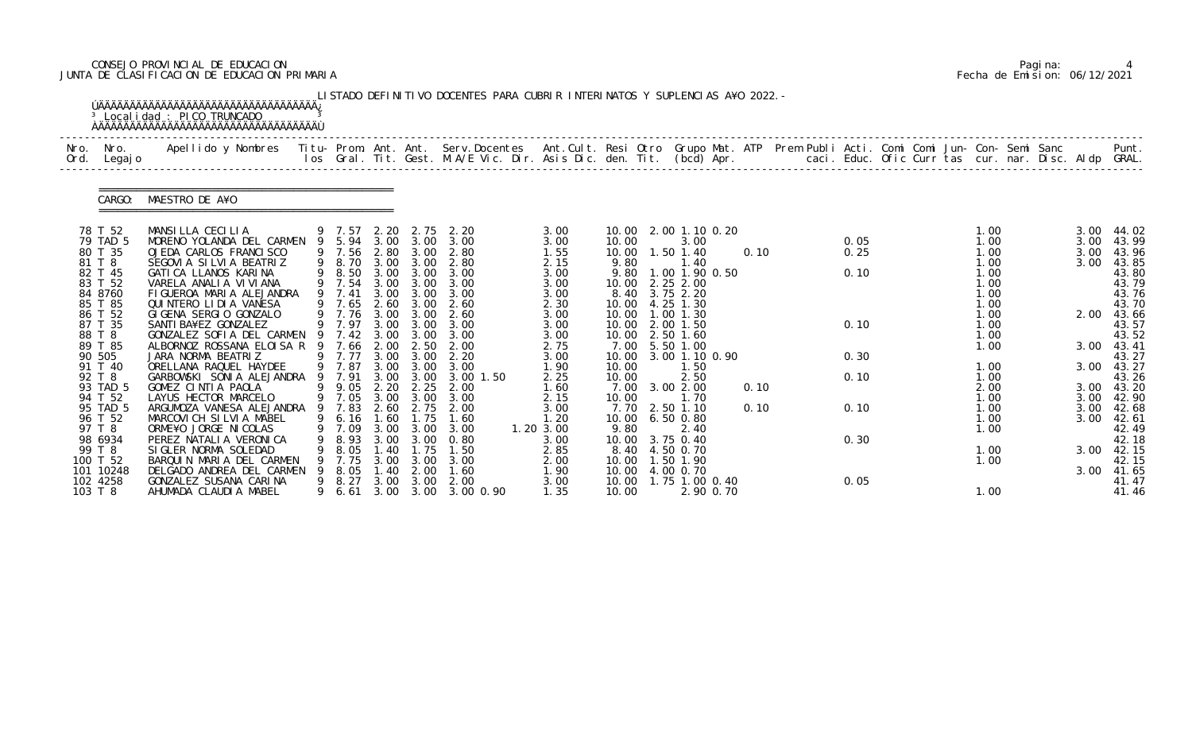CONSEJO PROVINCIAL DE EDUCACION
JUNTA DE CLASIFICACION DE EDUCACION PRIMARIA

LISTADO DEFINITIVO DOCENTES PARA CUBRIR INTERINATOS Y SUPLENCIAS A¥O 2022.-

Localidad : PICO TRUNCADO

CARGO: MAESTRO DE A¥O

| Nro. Ord. | Nro. Legajo | Apellido y Nombres | Titu-los | Prom. Gral. | Ant. Tit. | Ant. Gest. | Serv.Docentes M.A/E Vic. Dir. | Ant.Cult. Asis Dic. | Resi den. | Otro Tit. | Grupo Mat. (bcd) | ATP Apr. | Prem Publi caci. | Acti. Educ. | Comi Ofic | Comi Curr | Jun-tas | Con-cur. | Semi nar. | Sanc Disc. | Aldp | Punt. GRAL. |
|---|---|---|---|---|---|---|---|---|---|---|---|---|---|---|---|---|---|---|---|---|---|---|
| 78 | T 52 | MANSILLA CECILIA | 9 | 7.57 | 2.20 | 2.75 | 2.20 | 3.00 | 10.00 | 2.00 | 1.10 0.20 | | | | | | | 1.00 | | | 3.00 | 44.02 |
| 79 | TAD 5 | MORENO YOLANDA DEL CARMEN | 9 | 5.94 | 3.00 | 3.00 | 3.00 | 3.00 | 10.00 | | 3.00 | | | 0.05 | | | | 1.00 | | | 3.00 | 43.99 |
| 80 | T 35 | OJEDA CARLOS FRANCISCO | 9 | 7.56 | 2.80 | 3.00 | 2.80 | 1.55 | 10.00 | 1.50 | 1.40 | 0.10 | | 0.25 | | | | 1.00 | | | 3.00 | 43.96 |
| 81 | T 8 | SEGOVIA SILVIA BEATRIZ | 9 | 8.70 | 3.00 | 3.00 | 2.80 | 2.15 | 9.80 | | 1.40 | | | | | | | 1.00 | | | 3.00 | 43.85 |
| 82 | T 45 | GATICA LLANOS KARINA | 9 | 8.50 | 3.00 | 3.00 | 3.00 | 3.00 | 9.80 | 1.00 | 1.90 0.50 | | | 0.10 | | | | 1.00 | | | | 43.80 |
| 83 | T 52 | VARELA ANALIA VIVIANA | 9 | 7.54 | 3.00 | 3.00 | 3.00 | 3.00 | 10.00 | 2.25 | 2.00 | | | | | | | 1.00 | | | | 43.79 |
| 84 | 8760 | FIGUEROA MARIA ALEJANDRA | 9 | 7.41 | 3.00 | 3.00 | 3.00 | 3.00 | 8.40 | 3.75 | 2.20 | | | | | | | 1.00 | | | | 43.76 |
| 85 | T 85 | QUINTERO LIDIA VANESA | 9 | 7.65 | 2.60 | 3.00 | 2.60 | 2.30 | 10.00 | 4.25 | 1.30 | | | | | | | 1.00 | | | | 43.70 |
| 86 | T 52 | GIGENA SERGIO GONZALO | 9 | 7.76 | 3.00 | 3.00 | 2.60 | 3.00 | 10.00 | 1.00 | 1.30 | | | | | | | 1.00 | | | 2.00 | 43.66 |
| 87 | T 35 | SANTIBA¥EZ GONZALEZ | 9 | 7.97 | 3.00 | 3.00 | 3.00 | 3.00 | 10.00 | 2.00 | 1.50 | | | 0.10 | | | | 1.00 | | | | 43.57 |
| 88 | T 8 | GONZALEZ SOFIA DEL CARMEN | 9 | 7.42 | 3.00 | 3.00 | 3.00 | 3.00 | 10.00 | 2.50 | 1.60 | | | | | | | 1.00 | | | | 43.52 |
| 89 | T 85 | ALBORNOZ ROSSANA ELOISA R | 9 | 7.66 | 2.00 | 2.50 | 2.00 | 2.75 | 7.00 | 5.50 | 1.00 | | | | | | | 1.00 | | | 3.00 | 43.41 |
| 90 | 505 | JARA NORMA BEATRIZ | 9 | 7.77 | 3.00 | 3.00 | 2.20 | 3.00 | 10.00 | 3.00 | 1.10 0.90 | | | 0.30 | | | | | | | | 43.27 |
| 91 | T 40 | ORELLANA RAQUEL HAYDEE | 9 | 7.87 | 3.00 | 3.00 | 3.00 | 1.90 | 10.00 | | 1.50 | | | | | | | 1.00 | | | 3.00 | 43.27 |
| 92 | T 8 | GARBOWSKI SONIA ALEJANDRA | 9 | 7.91 | 3.00 | 3.00 | 3.00 1.50 | 2.25 | 10.00 | | 2.50 | | | 0.10 | | | | 1.00 | | | | 43.26 |
| 93 | TAD 5 | GOMEZ CINTIA PAOLA | 9 | 9.05 | 2.20 | 2.25 | 2.00 | 1.60 | 7.00 | 3.00 | 2.00 | 0.10 | | | | | | 2.00 | | | 3.00 | 43.20 |
| 94 | T 52 | LAYUS HECTOR MARCELO | 9 | 7.05 | 3.00 | 3.00 | 3.00 | 2.15 | 10.00 | | 1.70 | | | | | | | 1.00 | | | 3.00 | 42.90 |
| 95 | TAD 5 | ARGUMOZA VANESA ALEJANDRA | 9 | 7.83 | 2.60 | 2.75 | 2.00 | 3.00 | 7.70 | 2.50 | 1.10 | 0.10 | | 0.10 | | | | 1.00 | | | 3.00 | 42.68 |
| 96 | T 52 | MARCOVICH SILVIA MABEL | 9 | 6.16 | 1.60 | 1.75 | 1.60 | 1.20 | 10.00 | 6.50 | 0.80 | | | | | | | 1.00 | | | 3.00 | 42.61 |
| 97 | T 8 | ORME¥O JORGE NICOLAS | 9 | 7.09 | 3.00 | 3.00 | 3.00 | 1.20 3.00 | 9.80 | | 2.40 | | | | | | | 1.00 | | | | 42.49 |
| 98 | 6934 | PEREZ NATALIA VERONICA | 9 | 8.93 | 3.00 | 3.00 | 0.80 | 3.00 | 10.00 | 3.75 | 0.40 | | | 0.30 | | | | | | | | 42.18 |
| 99 | T 8 | SIGLER NORMA SOLEDAD | 9 | 8.05 | 1.40 | 1.75 | 1.50 | 2.85 | 8.40 | 4.50 | 0.70 | | | | | | | 1.00 | | | 3.00 | 42.15 |
| 100 | T 52 | BARQUIN MARIA DEL CARMEN | 9 | 7.75 | 3.00 | 3.00 | 3.00 | 2.00 | 10.00 | 1.50 | 1.90 | | | | | | | 1.00 | | | | 42.15 |
| 101 | 10248 | DELGADO ANDREA DEL CARMEN | 9 | 8.05 | 1.40 | 2.00 | 1.60 | 1.90 | 10.00 | 4.00 | 0.70 | | | | | | | | | | 3.00 | 41.65 |
| 102 | 4258 | GONZALEZ SUSANA CARINA | 9 | 8.27 | 3.00 | 3.00 | 2.00 | 3.00 | 10.00 | 1.75 | 1.00 0.40 | | | 0.05 | | | | | | | | 41.47 |
| 103 | T 8 | AHUMADA CLAUDIA MABEL | 9 | 6.61 | 3.00 | 3.00 | 3.00 0.90 | 1.35 | 10.00 | | 2.90 0.70 | | | | | | | 1.00 | | | | 41.46 |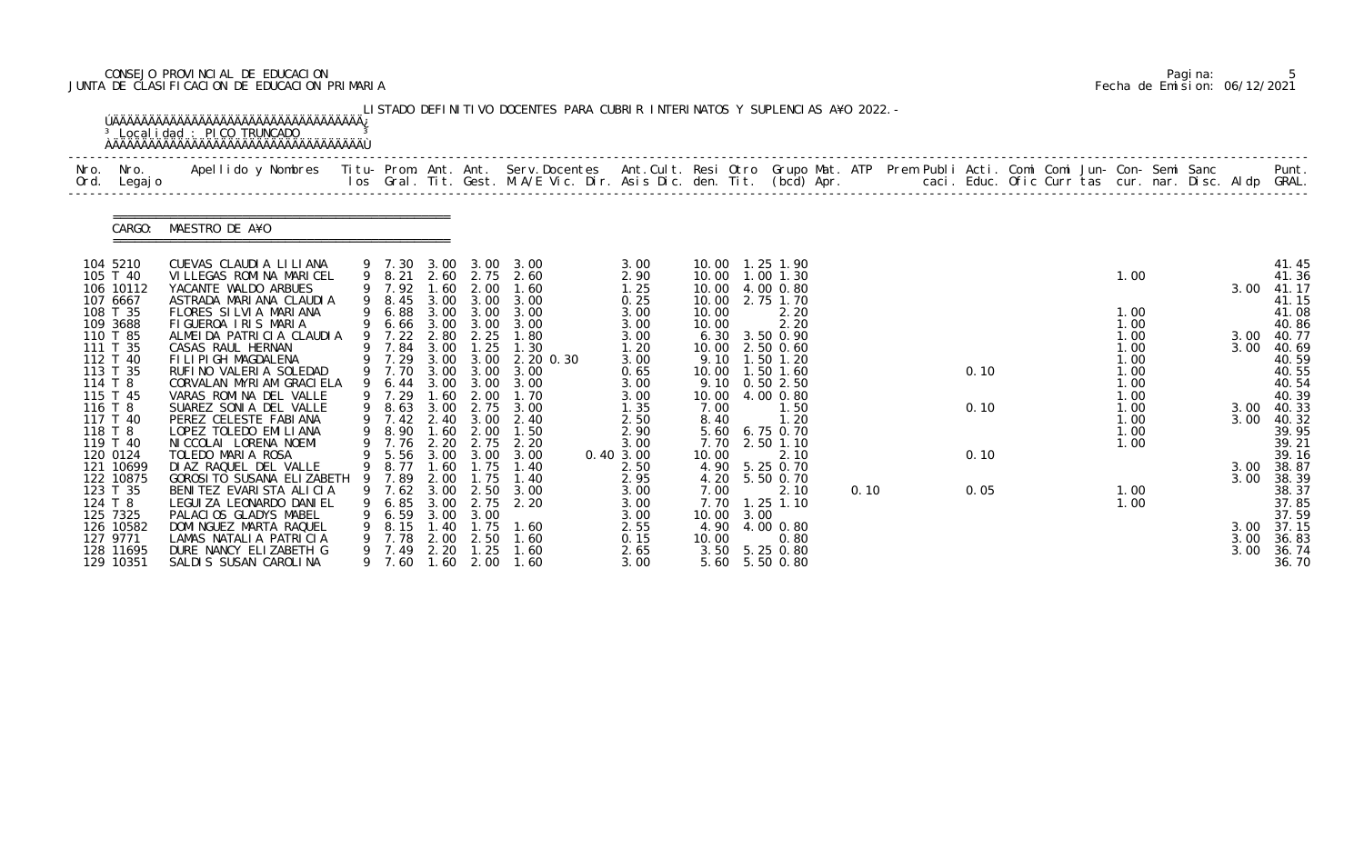CONSEJO PROVINCIAL DE EDUCACION
JUNTA DE CLASIFICACION DE EDUCACION PRIMARIA

Fecha de Emision: 06/12/2021

LISTADO DEFINITIVO DOCENTES PARA CUBRIR INTERINATOS Y SUPLENCIAS A¥O 2022.-

Localidad : PICO TRUNCADO

CARGO: MAESTRO DE A¥O

| Nro. Ord. | Nro. Legajo | Apellido y Nombres | Titu-los | Prom. Gral. | Ant. Tit. | Ant. Gest. | Serv.Docentes M.A/E Vic. Dir. | Ant.Cult. Asis Dic. | Resi den. | Otro Tit. | Grupo Mat. (bcd) | ATP Apr. | Prem Publi caci. | Acti. Educ. | Comi Ofic | Comi Curr | Jun- tas | Con- cur. | Semi nar. | Sanc Disc. | Aldp | Punt. GRAL. |
|---|---|---|---|---|---|---|---|---|---|---|---|---|---|---|---|---|---|---|---|---|---|---|
| 104 | 5210 | CUEVAS CLAUDIA LILIANA | 9 | 7.30 | 3.00 | 3.00 | 3.00 | 3.00 | 10.00 | 1.25 | 1.90 | | | | | | | | | | | 41.45 |
| 105 | T 40 | VILLEGAS ROMINA MARICEL | 9 | 8.21 | 2.60 | 2.75 | 2.60 | 2.90 | 10.00 | 1.00 | 1.30 | | | | | | | 1.00 | | | | 41.36 |
| 106 | 10112 | YACANTE WALDO ARBUES | 9 | 7.92 | 1.60 | 2.00 | 1.60 | 1.25 | 10.00 | 4.00 | 0.80 | | | | | | | | | | 3.00 | 41.17 |
| 107 | 6667 | ASTRADA MARIANA CLAUDIA | 9 | 8.45 | 3.00 | 3.00 | 3.00 | 0.25 | 10.00 | 2.75 | 1.70 | | | | | | | | | | | 41.15 |
| 108 | T 35 | FLORES SILVIA MARIANA | 9 | 6.88 | 3.00 | 3.00 | 3.00 | 3.00 | 10.00 | | 2.20 | | | | | | | 1.00 | | | | 41.08 |
| 109 | 3688 | FIGUEROA IRIS MARIA | 9 | 6.66 | 3.00 | 3.00 | 3.00 | 3.00 | 10.00 | | 2.20 | | | | | | | 1.00 | | | | 40.86 |
| 110 | T 85 | ALMEIDA PATRICIA CLAUDIA | 9 | 7.22 | 2.80 | 2.25 | 1.80 | 3.00 | 6.30 | 3.50 | 0.90 | | | | | | | 1.00 | | | 3.00 | 40.77 |
| 111 | T 35 | CASAS RAUL HERNAN | 9 | 7.84 | 3.00 | 1.25 | 1.30 | 1.20 | 10.00 | 2.50 | 0.60 | | | | | | | 1.00 | | | 3.00 | 40.69 |
| 112 | T 40 | FILIPIGH MAGDALENA | 9 | 7.29 | 3.00 | 3.00 | 2.20 0.30 | 3.00 | 9.10 | 1.50 | 1.20 | | | | | | | 1.00 | | | | 40.59 |
| 113 | T 35 | RUFINO VALERIA SOLEDAD | 9 | 7.70 | 3.00 | 3.00 | 3.00 | 0.65 | 10.00 | 1.50 | 1.60 | | | 0.10 | | | | 1.00 | | | | 40.55 |
| 114 | T 8 | CORVALAN MYRIAM GRACIELA | 9 | 6.44 | 3.00 | 3.00 | 3.00 | 3.00 | 9.10 | 0.50 | 2.50 | | | | | | | 1.00 | | | | 40.54 |
| 115 | T 45 | VARAS ROMINA DEL VALLE | 9 | 7.29 | 1.60 | 2.00 | 1.70 | 3.00 | 10.00 | 4.00 | 0.80 | | | | | | | 1.00 | | | | 40.39 |
| 116 | T 8 | SUAREZ SONIA DEL VALLE | 9 | 8.63 | 3.00 | 2.75 | 3.00 | 1.35 | 7.00 | | 1.50 | | | 0.10 | | | | 1.00 | | | 3.00 | 40.33 |
| 117 | T 40 | PEREZ CELESTE FABIANA | 9 | 7.42 | 2.40 | 3.00 | 2.40 | 2.50 | 8.40 | | 1.20 | | | | | | | 1.00 | | | 3.00 | 40.32 |
| 118 | T 8 | LOPEZ TOLEDO EMILIANA | 9 | 8.90 | 1.60 | 2.00 | 1.50 | 2.90 | 5.60 | 6.75 | 0.70 | | | | | | | 1.00 | | | | 39.95 |
| 119 | T 40 | NICCOLAI LORENA NOEMI | 9 | 7.76 | 2.20 | 2.75 | 2.20 | 3.00 | 7.70 | 2.50 | 1.10 | | | | | | | 1.00 | | | | 39.21 |
| 120 | 0124 | TOLEDO MARIA ROSA | 9 | 5.56 | 3.00 | 3.00 | 3.00 | 0.40 3.00 | 10.00 | | 2.10 | | | 0.10 | | | | | | | | 39.16 |
| 121 | 10699 | DIAZ RAQUEL DEL VALLE | 9 | 8.77 | 1.60 | 1.75 | 1.40 | 2.50 | 4.90 | 5.25 | 0.70 | | | | | | | | | | 3.00 | 38.87 |
| 122 | 10875 | GOROSITO SUSANA ELIZABETH | 9 | 7.89 | 2.00 | 1.75 | 1.40 | 2.95 | 4.20 | 5.50 | 0.70 | | | | | | | | | | 3.00 | 38.39 |
| 123 | T 35 | BENITEZ EVARISTA ALICIA | 9 | 7.62 | 3.00 | 2.50 | 3.00 | 3.00 | 7.00 | | 2.10 | 0.10 | | 0.05 | | | | 1.00 | | | | 38.37 |
| 124 | T 8 | LEGUIZA LEONARDO DANIEL | 9 | 6.85 | 3.00 | 2.75 | 2.20 | 3.00 | 7.70 | 1.25 | 1.10 | | | | | | | 1.00 | | | | 37.85 |
| 125 | 7325 | PALACIOS GLADYS MABEL | 9 | 6.59 | 3.00 | 3.00 | | 3.00 | 10.00 | 3.00 | | | | | | | | | | | | 37.59 |
| 126 | 10582 | DOMINGUEZ MARTA RAQUEL | 9 | 8.15 | 1.40 | 1.75 | 1.60 | 2.55 | 4.90 | 4.00 | 0.80 | | | | | | | | | | 3.00 | 37.15 |
| 127 | 9771 | LAMAS NATALIA PATRICIA | 9 | 7.78 | 2.00 | 2.50 | 1.60 | 0.15 | 10.00 | | 0.80 | | | | | | | | | | 3.00 | 36.83 |
| 128 | 11695 | DURE NANCY ELIZABETH G | 9 | 7.49 | 2.20 | 1.25 | 1.60 | 2.65 | 3.50 | 5.25 | 0.80 | | | | | | | | | | 3.00 | 36.74 |
| 129 | 10351 | SALDIS SUSAN CAROLINA | 9 | 7.60 | 1.60 | 2.00 | 1.60 | 3.00 | 5.60 | 5.50 | 0.80 | | | | | | | | | | | 36.70 |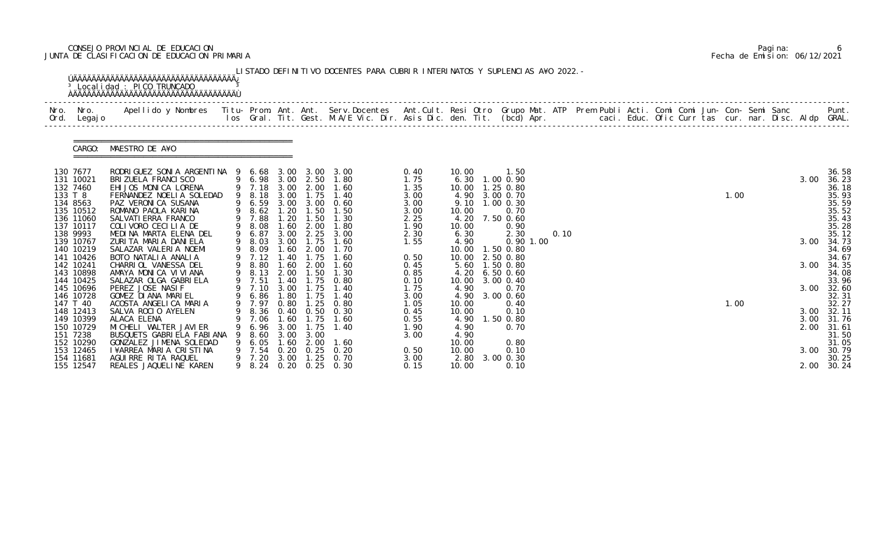CONSEJO PROVINCIAL DE EDUCACION
JUNTA DE CLASIFICACION DE EDUCACION PRIMARIA

LISTADO DEFINITIVO DOCENTES PARA CUBRIR INTERINATOS Y SUPLENCIAS A¥O 2022.-

Localidad : PICO TRUNCADO

CARGO: MAESTRO DE A¥O

| Nro. Ord. | Nro. Legajo | Apellido y Nombres | Titu- los | Prom. Gral. | Ant. Tit. | Ant. Gest. | Serv.Docentes M.A/E Vic. Dir. | Ant.Cult. Asis Dic. | Resi den. | Otro Tit. | Grupo Mat. (bcd) | ATP Apr. | Prem Publi caci. | Acti. Educ. | Comi Ofic | Comi Curr | Jun- tas | Con- cur. | Semi nar. | Sanc Disc. | Aldp | Punt. GRAL. |
|---|---|---|---|---|---|---|---|---|---|---|---|---|---|---|---|---|---|---|---|---|---|---|
| 130 | 7677 | RODRIGUEZ SONIA ARGENTINA | 9 | 6.68 | 3.00 | 3.00 | 3.00 | 0.40 | 10.00 | | 1.50 | | | | | | | | | | | 36.58 |
| 131 | 10021 | BRIZUELA FRANCISCO | 9 | 6.98 | 3.00 | 2.50 | 1.80 | 1.75 | 6.30 | 1.00 | 0.90 | | | | | | | | | | 3.00 | 36.23 |
| 132 | 7460 | EHIJOS MONICA LORENA | 9 | 7.18 | 3.00 | 2.00 | 1.60 | 1.35 | 10.00 | 1.25 | 0.80 | | | | | | | | | | | 36.18 |
| 133 | T 8 | FERNANDEZ NOELIA SOLEDAD | 9 | 8.18 | 3.00 | 1.75 | 1.40 | 3.00 | 4.90 | 3.00 | 0.70 | | | | | | | 1.00 | | | | 35.93 |
| 134 | 8563 | PAZ VERONICA SUSANA | 9 | 6.59 | 3.00 | 3.00 | 0.60 | 3.00 | 9.10 | 1.00 | 0.30 | | | | | | | | | | | 35.59 |
| 135 | 10512 | ROMANO PAOLA KARINA | 9 | 8.62 | 1.20 | 1.50 | 1.50 | 3.00 | 10.00 | | 0.70 | | | | | | | | | | | 35.52 |
| 136 | 11060 | SALVATIERRA FRANCO | 9 | 7.88 | 1.20 | 1.50 | 1.30 | 2.25 | 4.20 | 7.50 | 0.60 | | | | | | | | | | | 35.43 |
| 137 | 10117 | COLIVORO CECILIA DE | 9 | 8.08 | 1.60 | 2.00 | 1.80 | 1.90 | 10.00 | | 0.90 | | | | | | | | | | | 35.28 |
| 138 | 9993 | MEDINA MARTA ELENA DEL | 9 | 6.87 | 3.00 | 2.25 | 3.00 | 2.30 | 6.30 | | 2.30 | | 0.10 | | | | | | | | | 35.12 |
| 139 | 10767 | ZURITA MARIA DANIELA | 9 | 8.03 | 3.00 | 1.75 | 1.60 | 1.55 | 4.90 | | 0.90 | 1.00 | | | | | | | | | 3.00 | 34.73 |
| 140 | 10219 | SALAZAR VALERIA NOEMI | 9 | 8.09 | 1.60 | 2.00 | 1.70 | | 10.00 | 1.50 | 0.80 | | | | | | | | | | | 34.69 |
| 141 | 10426 | BOTO NATALIA ANALIA | 9 | 7.12 | 1.40 | 1.75 | 1.60 | 0.50 | 10.00 | 2.50 | 0.80 | | | | | | | | | | | 34.67 |
| 142 | 10241 | CHARRIOL VANESSA DEL | 9 | 8.80 | 1.60 | 2.00 | 1.60 | 0.45 | 5.60 | 1.50 | 0.80 | | | | | | | | | | 3.00 | 34.35 |
| 143 | 10898 | AMAYA MONICA VIVIANA | 9 | 8.13 | 2.00 | 1.50 | 1.30 | 0.85 | 4.20 | 6.50 | 0.60 | | | | | | | | | | | 34.08 |
| 144 | 10425 | SALAZAR OLGA GABRIELA | 9 | 7.51 | 1.40 | 1.75 | 0.80 | 0.10 | 10.00 | 3.00 | 0.40 | | | | | | | | | | | 33.96 |
| 145 | 10696 | PEREZ JOSE NASIF | 9 | 7.10 | 3.00 | 1.75 | 1.40 | 1.75 | 4.90 | | 0.70 | | | | | | | | | | 3.00 | 32.60 |
| 146 | 10728 | GOMEZ DIANA MARIEL | 9 | 6.86 | 1.80 | 1.75 | 1.40 | 3.00 | 4.90 | 3.00 | 0.60 | | | | | | | | | | | 32.31 |
| 147 | T 40 | ACOSTA ANGELICA MARIA | 9 | 7.97 | 0.80 | 1.25 | 0.80 | 1.05 | 10.00 | | 0.40 | | | | | | | 1.00 | | | | 32.27 |
| 148 | 12413 | SALVA ROCIO AYELEN | 9 | 8.36 | 0.40 | 0.50 | 0.30 | 0.45 | 10.00 | | 0.10 | | | | | | | | | | 3.00 | 32.11 |
| 149 | 10399 | ALACA ELENA | 9 | 7.06 | 1.60 | 1.75 | 1.60 | 0.55 | 4.90 | 1.50 | 0.80 | | | | | | | | | | 3.00 | 31.76 |
| 150 | 10729 | MICHELI WALTER JAVIER | 9 | 6.96 | 3.00 | 1.75 | 1.40 | 1.90 | 4.90 | | 0.70 | | | | | | | | | | 2.00 | 31.61 |
| 151 | 7238 | BUSQUETS GABRIELA FABIANA | 9 | 8.60 | 3.00 | 3.00 | | 3.00 | 4.90 | | | | | | | | | | | | | 31.50 |
| 152 | 10290 | GONZALEZ JIMENA SOLEDAD | 9 | 6.05 | 1.60 | 2.00 | 1.60 | | 10.00 | | 0.80 | | | | | | | | | | | 31.05 |
| 153 | 12465 | I¥ARREA MARIA CRISTINA | 9 | 7.54 | 0.20 | 0.25 | 0.20 | 0.50 | 10.00 | | 0.10 | | | | | | | | | | 3.00 | 30.79 |
| 154 | 11681 | AGUIRRE RITA RAQUEL | 9 | 7.20 | 3.00 | 1.25 | 0.70 | 3.00 | 2.80 | 3.00 | 0.30 | | | | | | | | | | | 30.25 |
| 155 | 12547 | REALES JAQUELINE KAREN | 9 | 8.24 | 0.20 | 0.25 | 0.30 | 0.15 | 10.00 | | 0.10 | | | | | | | | | | 2.00 | 30.24 |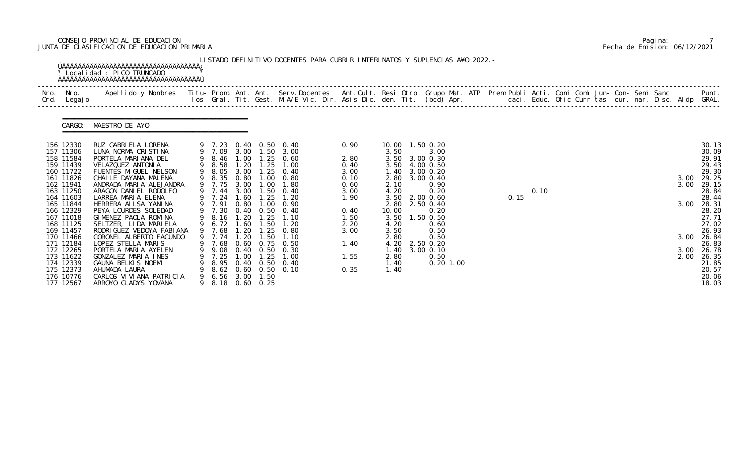CONSEJO PROVINCIAL DE EDUCACION
JUNTA DE CLASIFICACION DE EDUCACION PRIMARIA

Fecha de Emision: 06/12/2021

LISTADO DEFINITIVO DOCENTES PARA CUBRIR INTERINATOS Y SUPLENCIAS A¥O 2022.-

Localidad : PICO TRUNCADO

CARGO: MAESTRO DE A¥O

| Nro. Ord. | Nro. Legajo | Apellido y Nombres | Titu-los | Prom. Gral. | Ant. Tit. | Ant. Gest. | Serv.Docentes M.A/E Vic. Dir. | Ant.Cult. Asis Dic. | Resi den. | Otro Tit. | Grupo Mat. (bcd) | ATP Apr. | Prem | Publi caci. | Acti. Educ. | Comi Ofic | Comi Curr | Jun-tas | Con-cur. | Semi nar. | Sanc Disc. | Aldp | Punt. GRAL. |
|---|---|---|---|---|---|---|---|---|---|---|---|---|---|---|---|---|---|---|---|---|---|---|---|
| 156 | 12330 | RUZ GABRIELA LORENA | 9 | 7.23 | 0.40 | 0.50 | 0.40 | 0.90 | 10.00 | 1.50 | 0.20 | | | | | | | | | | | | 30.13 |
| 157 | 11306 | LUNA NORMA CRISTINA | 9 | 7.09 | 3.00 | 1.50 | 3.00 | | 3.50 | | 3.00 | | | | | | | | | | | | 30.09 |
| 158 | 11584 | PORTELA MARIANA DEL | 9 | 8.46 | 1.00 | 1.25 | 0.60 | 2.80 | 3.50 | 3.00 | 0.30 | | | | | | | | | | | | 29.91 |
| 159 | 11439 | VELAZQUEZ ANTONIA | 9 | 8.58 | 1.20 | 1.25 | 1.00 | 0.40 | 3.50 | 4.00 | 0.50 | | | | | | | | | | | | 29.43 |
| 160 | 11722 | FUENTES MIGUEL NELSON | 9 | 8.05 | 3.00 | 1.25 | 0.40 | 3.00 | 1.40 | 3.00 | 0.20 | | | | | | | | | | | | 29.30 |
| 161 | 11826 | CHAILE DAYANA MALENA | 9 | 8.35 | 0.80 | 1.00 | 0.80 | 0.10 | 2.80 | 3.00 | 0.40 | | | | | | | | | | | 3.00 | 29.25 |
| 162 | 11941 | ANDRADA MARIA ALEJANDRA | 9 | 7.75 | 3.00 | 1.00 | 1.80 | 0.60 | 2.10 | | 0.90 | | | | | | | | | | | 3.00 | 29.15 |
| 163 | 11250 | ARAGON DANIEL RODOLFO | 9 | 7.44 | 3.00 | 1.50 | 0.40 | 3.00 | 4.20 | | 0.20 | | | | 0.10 | | | | | | | | 28.84 |
| 164 | 11603 | LARREA MARIA ELENA | 9 | 7.24 | 1.60 | 1.25 | 1.20 | 1.90 | 3.50 | 2.00 | 0.60 | | | 0.15 | | | | | | | | | 28.44 |
| 165 | 11844 | HERRERA AILSA YANINA | 9 | 7.91 | 0.80 | 1.00 | 0.90 | | 2.80 | 2.50 | 0.40 | | | | | | | | | | | 3.00 | 28.31 |
| 166 | 12329 | PE¥A LOURDES SOLEDAD | 9 | 7.30 | 0.40 | 0.50 | 0.40 | 0.40 | 10.00 | | 0.20 | | | | | | | | | | | | 28.20 |
| 167 | 11018 | GIMENEZ PAOLA ROMINA | 9 | 8.16 | 1.20 | 1.25 | 1.10 | 1.50 | 3.50 | 1.50 | 0.50 | | | | | | | | | | | | 27.71 |
| 168 | 11125 | SELTZER, LIDA MARIELA | 9 | 6.72 | 1.60 | 1.50 | 1.20 | 2.20 | 4.20 | | 0.60 | | | | | | | | | | | | 27.02 |
| 169 | 11457 | RODRIGUEZ VEDOYA FABIANA | 9 | 7.68 | 1.20 | 1.25 | 0.80 | 3.00 | 3.50 | | 0.50 | | | | | | | | | | | | 26.93 |
| 170 | 11466 | CORONEL ALBERTO FACUNDO | 9 | 7.74 | 1.20 | 1.50 | 1.10 | | 2.80 | | 0.50 | | | | | | | | | | | 3.00 | 26.84 |
| 171 | 12184 | LOPEZ STELLA MARIS | 9 | 7.68 | 0.60 | 0.75 | 0.50 | 1.40 | 4.20 | 2.50 | 0.20 | | | | | | | | | | | | 26.83 |
| 172 | 12265 | PORTELA MARIA AYELEN | 9 | 9.08 | 0.40 | 0.50 | 0.30 | | 1.40 | 3.00 | 0.10 | | | | | | | | | | | 3.00 | 26.78 |
| 173 | 11622 | GONZALEZ MARIA INES | 9 | 7.25 | 1.00 | 1.25 | 1.00 | 1.55 | 2.80 | | 0.50 | | | | | | | | | | | 2.00 | 26.35 |
| 174 | 12339 | GAUNA BELKIS NOEMI | 9 | 8.95 | 0.40 | 0.50 | 0.40 | | 1.40 | | 0.20 | 1.00 | | | | | | | | | | | 21.85 |
| 175 | 12373 | AHUMADA LAURA | 9 | 8.62 | 0.60 | 0.50 | 0.10 | 0.35 | 1.40 | | | | | | | | | | | | | | 20.57 |
| 176 | 10776 | CARLOS VIVIANA PATRICIA | 9 | 6.56 | 3.00 | 1.50 | | | | | | | | | | | | | | | | | 20.06 |
| 177 | 12567 | ARROYO GLADYS YOVANA | 9 | 8.18 | 0.60 | 0.25 | | | | | | | | | | | | | | | | | 18.03 |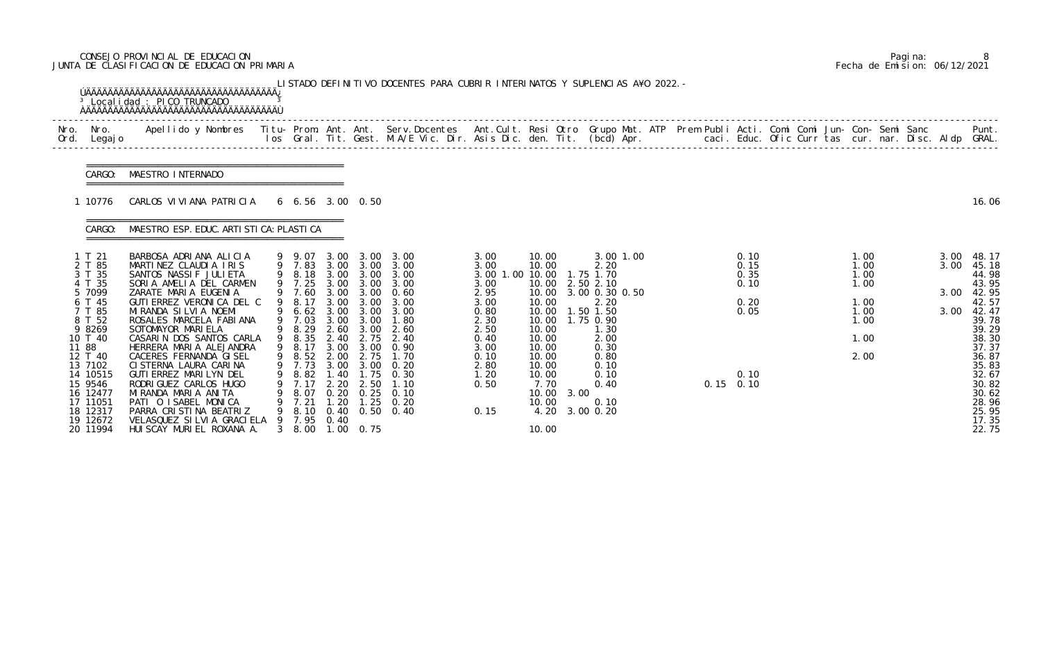CONSEJO PROVINCIAL DE EDUCACION
JUNTA DE CLASIFICACION DE EDUCACION PRIMARIA

Fecha de Emision: 06/12/2021

LISTADO DEFINITIVO DOCENTES PARA CUBRIR INTERINATOS Y SUPLENCIAS AÑO 2022.-

Localidad : PICO TRUNCADO

CARGO: MAESTRO INTERNADO

| Nro. Ord. | Nro. Legajo | Apellido y Nombres | Titu-los | Prom. Gral. | Ant. Tit. | Ant. Gest. | Serv.Docentes M.A/E Vic. Dir. | Ant.Cult. Asis Dic. | Resi den. | Otro Tit. | Grupo Mat. (bcd) | ATP Apr. | Prem Publi caci. | Acti. Educ. | Comi Ofic | Comi Curr | Jun- tas | Con- cur. | Semi nar. | Sanc Disc. | Aldp | Punt. GRAL. |
|---|---|---|---|---|---|---|---|---|---|---|---|---|---|---|---|---|---|---|---|---|---|---|
| 1 | 10776 | CARLOS VIVIANA PATRICIA | 6 | 6.56 | 3.00 | 0.50 | | | | | | | | | | | | | | | | 16.06 |

CARGO: MAESTRO ESP. EDUC. ARTISTICA: PLASTICA

| Nro. Ord. | Nro. Legajo | Apellido y Nombres | Titu-los | Prom. Gral. | Ant. Tit. | Ant. Gest. | Serv.Docentes M.A/E Vic. Dir. | Ant.Cult. Asis Dic. | Resi den. | Otro Tit. | Grupo Mat. (bcd) | ATP Apr. | Prem Publi caci. | Acti. Educ. | Comi Ofic | Comi Curr | Jun- tas | Con- cur. | Semi nar. | Sanc Disc. | Aldp | Punt. GRAL. |
|---|---|---|---|---|---|---|---|---|---|---|---|---|---|---|---|---|---|---|---|---|---|---|
| 1 | T 21 | BARBOSA ADRIANA ALICIA | 9 | 9.07 | 3.00 | 3.00 | 3.00 | 3.00 | 10.00 | | 3.00 | 1.00 | | 0.10 | | | | 1.00 | | | 3.00 | 48.17 |
| 2 | T 85 | MARTINEZ CLAUDIA IRIS | 9 | 7.83 | 3.00 | 3.00 | 3.00 | 3.00 | 10.00 | | 2.20 | | | 0.15 | | | | 1.00 | | | 3.00 | 45.18 |
| 3 | T 35 | SANTOS NASSIF JULIETA | 9 | 8.18 | 3.00 | 3.00 | 3.00 | 3.00 1.00 | 10.00 | 1.75 | 1.70 | | | 0.35 | | | | 1.00 | | | | 44.98 |
| 4 | T 35 | SORIA AMELIA DEL CARMEN | 9 | 7.25 | 3.00 | 3.00 | 3.00 | 3.00 | 10.00 | 2.50 | 2.10 | | | 0.10 | | | | 1.00 | | | | 43.95 |
| 5 | 7099 | ZARATE MARIA EUGENIA | 9 | 7.60 | 3.00 | 3.00 | 0.60 | 2.95 | 10.00 | 3.00 | 0.30 | 0.50 | | | | | | | | | 3.00 | 42.95 |
| 6 | T 45 | GUTIERREZ VERONICA DEL C | 9 | 8.17 | 3.00 | 3.00 | 3.00 | 3.00 | 10.00 | | 2.20 | | | 0.20 | | | | 1.00 | | | | 42.57 |
| 7 | T 85 | MIRANDA SILVIA NOEMI | 9 | 6.62 | 3.00 | 3.00 | 3.00 | 0.80 | 10.00 | 1.50 | 1.50 | | | 0.05 | | | | 1.00 | | | 3.00 | 42.47 |
| 8 | T 52 | ROSALES MARCELA FABIANA | 9 | 7.03 | 3.00 | 3.00 | 1.80 | 2.30 | 10.00 | 1.75 | 0.90 | | | | | | | 1.00 | | | | 39.78 |
| 9 | 8269 | SOTOMAYOR MARIELA | 9 | 8.29 | 2.60 | 3.00 | 2.60 | 2.50 | 10.00 | | 1.30 | | | | | | | | | | | 39.29 |
| 10 | T 40 | CASARIN DOS SANTOS CARLA | 9 | 8.35 | 2.40 | 2.75 | 2.40 | 0.40 | 10.00 | | 2.00 | | | | | | | 1.00 | | | | 38.30 |
| 11 | 88 | HERRERA MARIA ALEJANDRA | 9 | 8.17 | 3.00 | 3.00 | 0.90 | 3.00 | 10.00 | | 0.30 | | | | | | | | | | | 37.37 |
| 12 | T 40 | CACERES FERNANDA GISEL | 9 | 8.52 | 2.00 | 2.75 | 1.70 | 0.10 | 10.00 | | 0.80 | | | | | | | 2.00 | | | | 36.87 |
| 13 | 7102 | CISTERNA LAURA CARINA | 9 | 7.73 | 3.00 | 3.00 | 0.20 | 2.80 | 10.00 | | 0.10 | | | | | | | | | | | 35.83 |
| 14 | 10515 | GUTIERREZ MARILYN DEL | 9 | 8.82 | 1.40 | 1.75 | 0.30 | 1.20 | 10.00 | | 0.10 | | | 0.10 | | | | | | | | 32.67 |
| 15 | 9546 | RODRIGUEZ CARLOS HUGO | 9 | 7.17 | 2.20 | 2.50 | 1.10 | 0.50 | 7.70 | | 0.40 | | 0.15 | 0.10 | | | | | | | | 30.82 |
| 16 | 12477 | MIRANDA MARIA ANITA | 9 | 8.07 | 0.20 | 0.25 | 0.10 | | 10.00 | 3.00 | | | | | | | | | | | | 30.62 |
| 17 | 11051 | PATI O ISABEL MONICA | 9 | 7.21 | 1.20 | 1.25 | 0.20 | | 10.00 | | 0.10 | | | | | | | | | | | 28.96 |
| 18 | 12317 | PARRA CRISTINA BEATRIZ | 9 | 8.10 | 0.40 | 0.50 | 0.40 | 0.15 | 4.20 | 3.00 | 0.20 | | | | | | | | | | | 25.95 |
| 19 | 12672 | VELASQUEZ SILVIA GRACIELA | 9 | 7.95 | 0.40 | | | | | | | | | | | | | | | | | 17.35 |
| 20 | 11994 | HUISCAY MURIEL ROXANA A. | 3 | 8.00 | 1.00 | 0.75 | | | 10.00 | | | | | | | | | | | | | 22.75 |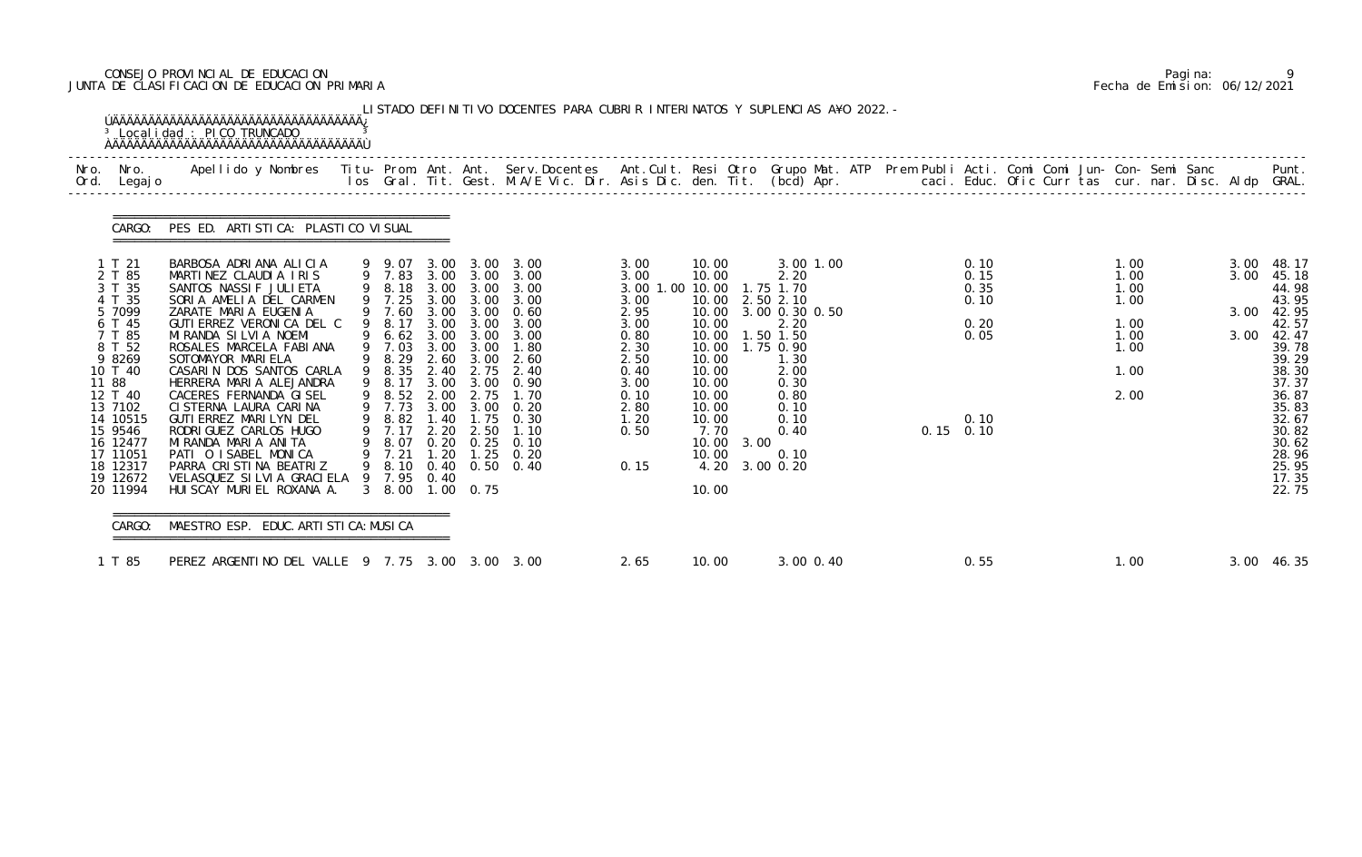CONSEJO PROVINCIAL DE EDUCACION
JUNTA DE CLASIFICACION DE EDUCACION PRIMARIA

Pagina: 9
Fecha de Emision: 06/12/2021

LISTADO DEFINITIVO DOCENTES PARA CUBRIR INTERINATOS Y SUPLENCIAS A¥O 2022.-

Localidad : PICO TRUNCADO

CARGO: PES ED. ARTISTICA: PLASTICO VISUAL

| Nro. Ord. | Nro. Legajo | Apellido y Nombres | Titu- los | Prom. Gral. | Ant. Tit. | Ant. Gest. | Serv.Docentes M.A/E Vic. Dir. | Ant.Cult. Asis Dic. | Resi den. | Otro Tit. | Grupo Mat. (bcd) | ATP Apr. | Prem | Publi caci. | Acti. Educ. | Comi Ofic | Comi Curr | Jun- tas | Con- cur. | Semi nar. | Sanc Disc. | Aldp | Punt. GRAL. |
|---|---|---|---|---|---|---|---|---|---|---|---|---|---|---|---|---|---|---|---|---|---|---|---|
| 1 | T 21 | BARBOSA ADRIANA ALICIA | 9 | 9.07 | 3.00 | 3.00 | 3.00 | 3.00 | 10.00 | | 3.00 1.00 | | | | 0.10 | | | | 1.00 | | | 3.00 | 48.17 |
| 2 | T 85 | MARTINEZ CLAUDIA IRIS | 9 | 7.83 | 3.00 | 3.00 | 3.00 | 3.00 | 10.00 | | 2.20 | | | | 0.15 | | | | 1.00 | | | 3.00 | 45.18 |
| 3 | T 35 | SANTOS NASSIF JULIETA | 9 | 8.18 | 3.00 | 3.00 | 3.00 | 3.00 1.00 | 10.00 | 1.75 | 1.70 | | | | 0.35 | | | | 1.00 | | | | 44.98 |
| 4 | T 35 | SORIA AMELIA DEL CARMEN | 9 | 7.25 | 3.00 | 3.00 | 3.00 | 3.00 | 10.00 | 2.50 | 2.10 | | | | 0.10 | | | | 1.00 | | | | 43.95 |
| 5 | 7099 | ZARATE MARIA EUGENIA | 9 | 7.60 | 3.00 | 3.00 | 0.60 | 2.95 | 10.00 | 3.00 | 0.30 0.50 | | | | | | | | | | | 3.00 | 42.95 |
| 6 | T 45 | GUTIERREZ VERONICA DEL C | 9 | 8.17 | 3.00 | 3.00 | 3.00 | 3.00 | 10.00 | | 2.20 | | | | 0.20 | | | | 1.00 | | | | 42.57 |
| 7 | T 85 | MIRANDA SILVIA NOEMI | 9 | 6.62 | 3.00 | 3.00 | 3.00 | 0.80 | 10.00 | 1.50 | 1.50 | | | | 0.05 | | | | 1.00 | | | 3.00 | 42.47 |
| 8 | T 52 | ROSALES MARCELA FABIANA | 9 | 7.03 | 3.00 | 3.00 | 1.80 | 2.30 | 10.00 | 1.75 | 0.90 | | | | | | | | 1.00 | | | | 39.78 |
| 9 | 8269 | SOTOMAYOR MARIELA | 9 | 8.29 | 2.60 | 3.00 | 2.60 | 2.50 | 10.00 | | 1.30 | | | | | | | | | | | | 39.29 |
| 10 | T 40 | CASARIN DOS SANTOS CARLA | 9 | 8.35 | 2.40 | 2.75 | 2.40 | 0.40 | 10.00 | | 2.00 | | | | | | | | 1.00 | | | | 38.30 |
| 11 | 88 | HERRERA MARIA ALEJANDRA | 9 | 8.17 | 3.00 | 3.00 | 0.90 | 3.00 | 10.00 | | 0.30 | | | | | | | | | | | | 37.37 |
| 12 | T 40 | CACERES FERNANDA GISEL | 9 | 8.52 | 2.00 | 2.75 | 1.70 | 0.10 | 10.00 | | 0.80 | | | | | | | | 2.00 | | | | 36.87 |
| 13 | 7102 | CISTERNA LAURA CARINA | 9 | 7.73 | 3.00 | 3.00 | 0.20 | 2.80 | 10.00 | | 0.10 | | | | | | | | | | | | 35.83 |
| 14 | 10515 | GUTIERREZ MARILYN DEL | 9 | 8.82 | 1.40 | 1.75 | 0.30 | 1.20 | 10.00 | | 0.10 | | | | 0.10 | | | | | | | | 32.67 |
| 15 | 9546 | RODRIGUEZ CARLOS HUGO | 9 | 7.17 | 2.20 | 2.50 | 1.10 | 0.50 | 7.70 | | 0.40 | | | 0.15 | 0.10 | | | | | | | | 30.82 |
| 16 | 12477 | MIRANDA MARIA ANITA | 9 | 8.07 | 0.20 | 0.25 | 0.10 | | 10.00 | 3.00 | | | | | | | | | | | | | 30.62 |
| 17 | 11051 | PATI O ISABEL MONICA | 9 | 7.21 | 1.20 | 1.25 | 0.20 | | 10.00 | | 0.10 | | | | | | | | | | | | 28.96 |
| 18 | 12317 | PARRA CRISTINA BEATRIZ | 9 | 8.10 | 0.40 | 0.50 | 0.40 | 0.15 | 4.20 | 3.00 | 0.20 | | | | | | | | | | | | 25.95 |
| 19 | 12672 | VELASQUEZ SILVIA GRACIELA | 9 | 7.95 | 0.40 | | | | | | | | | | | | | | | | | | 17.35 |
| 20 | 11994 | HUISCAY MURIEL ROXANA A. | 3 | 8.00 | 1.00 | 0.75 | | | 10.00 | | | | | | | | | | | | | | 22.75 |

CARGO: MAESTRO ESP. EDUC. ARTISTICA: MUSICA

| Nro. Ord. | Nro. Legajo | Apellido y Nombres | Titu- los | Prom. Gral. | Ant. Tit. | Ant. Gest. | Serv.Docentes M.A/E Vic. Dir. | Ant.Cult. Asis Dic. | Resi den. | Otro Tit. | Grupo Mat. (bcd) | ATP Apr. | Prem | Publi caci. | Acti. Educ. | Comi Ofic | Comi Curr | Jun- tas | Con- cur. | Semi nar. | Sanc Disc. | Aldp | Punt. GRAL. |
|---|---|---|---|---|---|---|---|---|---|---|---|---|---|---|---|---|---|---|---|---|---|---|---|
| 1 | T 85 | PEREZ ARGENTINO DEL VALLE | 9 | 7.75 | 3.00 | 3.00 | 3.00 | 2.65 | 10.00 | | 3.00 0.40 | | | | 0.55 | | | | 1.00 | | | 3.00 | 46.35 |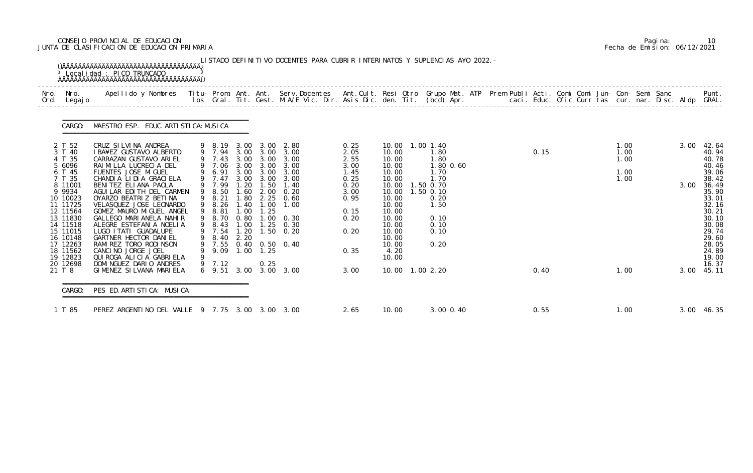CONSEJO PROVINCIAL DE EDUCACION
JUNTA DE CLASIFICACION DE EDUCACION PRIMARIA

Pagina: 10
Fecha de Emision: 06/12/2021

LISTADO DEFINITIVO DOCENTES PARA CUBRIR INTERINATOS Y SUPLENCIAS A¥O 2022.-

Localidad : PICO TRUNCADO

CARGO: MAESTRO ESP. EDUC. ARTISTICA: MUSICA

| Nro. Ord. | Nro. Legajo | Apellido y Nombres | Titu- los | Prom. Gral. | Ant. Tit. | Ant. Gest. | Serv. Docentes M.A/E Vic. Dir. | Ant. Cult. Asis Dic. | Resi den. | Otro Tit. | Grupo Mat. (bcd) | ATP Apr. | Prem caci. | Publi Educ. | Acti. Ofic | Comi Curr | Comi tas | Jun- cur. | Con- nar. | Semi Disc. | Sanc Aldp | Punt. GRAL. |
|---|---|---|---|---|---|---|---|---|---|---|---|---|---|---|---|---|---|---|---|---|---|---|
| 2 | T 52 | CRUZ SILVINA ANDREA | 9 | 8.19 | 3.00 | 3.00 | 2.80 | 0.25 | 10.00 | 1.00 | 1.40 | | | | | | | 1.00 | | | 3.00 | 42.64 |
| 3 | T 40 | IBA¥EZ GUSTAVO ALBERTO | 9 | 7.94 | 3.00 | 3.00 | 3.00 | 2.05 | 10.00 | | 1.80 | | | 0.15 | | | | 1.00 | | | | 40.94 |
| 4 | T 35 | CARRAZAN GUSTAVO ARIEL | 9 | 7.43 | 3.00 | 3.00 | 3.00 | 2.55 | 10.00 | | 1.80 | | | | | | | 1.00 | | | | 40.78 |
| 5 | 6096 | RAIMILLA LUCRECIA DEL | 9 | 7.06 | 3.00 | 3.00 | 3.00 | 3.00 | 10.00 | | 1.80 | 0.60 | | | | | | | | | | 40.46 |
| 6 | T 45 | FUENTES JOSE MIGUEL | 9 | 6.91 | 3.00 | 3.00 | 3.00 | 1.45 | 10.00 | | 1.70 | | | | | | | 1.00 | | | | 39.06 |
| 7 | T 35 | CHANDIA LIDIA GRACIELA | 9 | 7.47 | 3.00 | 3.00 | 3.00 | 0.25 | 10.00 | | 1.70 | | | | | | | 1.00 | | | | 38.42 |
| 8 | 11001 | BENITEZ ELIANA PAOLA | 9 | 7.99 | 1.20 | 1.50 | 1.40 | 0.20 | 10.00 | 1.50 | 0.70 | | | | | | | | | | 3.00 | 36.49 |
| 9 | 9934 | AGUILAR EDITH DEL CARMEN | 9 | 8.50 | 1.60 | 2.00 | 0.20 | 3.00 | 10.00 | 1.50 | 0.10 | | | | | | | | | | | 35.90 |
| 10 | 10023 | OYARZO BEATRIZ BETINA | 9 | 8.21 | 1.80 | 2.25 | 0.60 | 0.95 | 10.00 | | 0.20 | | | | | | | | | | | 33.01 |
| 11 | 11725 | VELASQUEZ JOSE LEONARDO | 9 | 8.26 | 1.40 | 1.00 | 1.00 | | 10.00 | | 1.50 | | | | | | | | | | | 32.16 |
| 12 | 11564 | GOMEZ MAURO MIGUEL ANGEL | 9 | 8.81 | 1.00 | 1.25 | | 0.15 | 10.00 | | | | | | | | | | | | | 30.21 |
| 13 | 11830 | GALLEGO MARIANELA NAHIR | 9 | 8.70 | 0.80 | 1.00 | 0.30 | 0.20 | 10.00 | | 0.10 | | | | | | | | | | | 30.10 |
| 14 | 11518 | ALEGRE ESTEFANIA NOELIA | 9 | 8.43 | 1.00 | 1.25 | 0.30 | | 10.00 | | 0.10 | | | | | | | | | | | 30.08 |
| 15 | 11015 | LUGO ITATI GUADALUPE | 9 | 7.54 | 1.20 | 1.50 | 0.20 | 0.20 | 10.00 | | 0.10 | | | | | | | | | | | 29.74 |
| 16 | 10148 | GARTNER HECTOR DANIEL | 9 | 8.40 | 2.20 | | | | 10.00 | | | | | | | | | | | | | 29.60 |
| 17 | 12263 | RAMIREZ TORO RODINSON | 9 | 7.55 | 0.40 | 0.50 | 0.40 | | 10.00 | | 0.20 | | | | | | | | | | | 28.05 |
| 18 | 11562 | CANCINO JORGE JOEL | 9 | 9.09 | 1.00 | 1.25 | | 0.35 | 4.20 | | | | | | | | | | | | | 24.89 |
| 19 | 12823 | QUIROGA ALICIA GABRIELA | 9 | | | | | | 10.00 | | | | | | | | | | | | | 19.00 |
| 20 | 12698 | DOMINGUEZ DARIO ANDRES | 9 | 7.12 | | 0.25 | | | | | | | | | | | | | | | | 16.37 |
| 21 | T 8 | GIMENEZ SILVANA MARIELA | 6 | 9.51 | 3.00 | 3.00 | 3.00 | 3.00 | 10.00 | 1.00 | 2.20 | | | 0.40 | | | | 1.00 | | | 3.00 | 45.11 |

CARGO: PES ED. ARTISTICA: MUSICA

| Nro. Ord. | Nro. Legajo | Apellido y Nombres | Titu- los | Prom. Gral. | Ant. Tit. | Ant. Gest. | Serv. Docentes M.A/E Vic. Dir. | Ant. Cult. Asis Dic. | Resi den. | Otro Tit. | Grupo Mat. (bcd) | ATP Apr. | Prem caci. | Publi Educ. | Acti. Ofic | Comi Curr | Comi tas | Jun- cur. | Con- nar. | Semi Disc. | Sanc Aldp | Punt. GRAL. |
|---|---|---|---|---|---|---|---|---|---|---|---|---|---|---|---|---|---|---|---|---|---|---|
| 1 | T 85 | PEREZ ARGENTINO DEL VALLE | 9 | 7.75 | 3.00 | 3.00 | 3.00 | 2.65 | 10.00 | | 3.00 | 0.40 | | 0.55 | | | | 1.00 | | | 3.00 | 46.35 |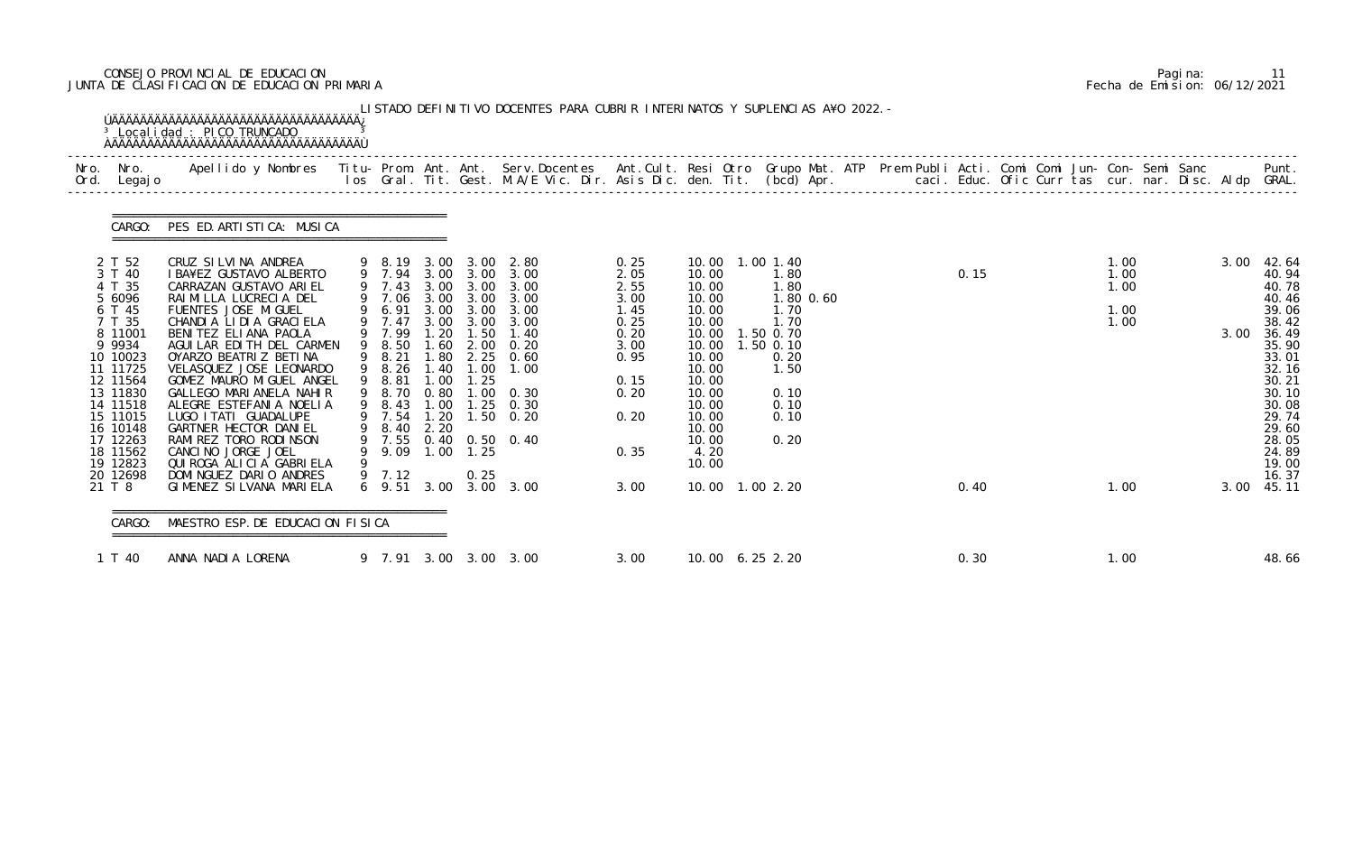CONSEJO PROVINCIAL DE EDUCACION
JUNTA DE CLASIFICACION DE EDUCACION PRIMARIA

Pagina: 11
Fecha de Emision: 06/12/2021

LISTADO DEFINITIVO DOCENTES PARA CUBRIR INTERINATOS Y SUPLENCIAS AÑO 2022.-

Localidad : PICO TRUNCADO

CARGO: PES ED. ARTISTICA: MUSICA

| Nro. | Nro. Legajo | Apellido y Nombres | Titu-los | Prom. Gral. | Ant. Tit. | Ant. Gest. | Serv. Docentes M.A/E Vic. Dir. | Ant. Cult. Asis Dic. | Resi den. | Otro Tit. | Grupo Mat. (bcd) | ATP Apr. | Prem Publi caci. | Acti. Educ. | Comi Ofic | Comi Curr | Jun-tas | Con-cur. | Semi nar. | Sanc Disc. | Aldp | Punt. GRAL. |
|---|---|---|---|---|---|---|---|---|---|---|---|---|---|---|---|---|---|---|---|---|---|---|
| 2 | T 52 | CRUZ SILVINA ANDREA | 9 | 8.19 | 3.00 | 3.00 | 2.80 | 0.25 | 10.00 | 1.00 | 1.40 | | | | | | | 1.00 | | | 3.00 | 42.64 |
| 3 | T 40 | IBA¥EZ GUSTAVO ALBERTO | 9 | 7.94 | 3.00 | 3.00 | 3.00 | 2.05 | 10.00 | | 1.80 | | | 0.15 | | | | 1.00 | | | | 40.94 |
| 4 | T 35 | CARRAZAN GUSTAVO ARIEL | 9 | 7.43 | 3.00 | 3.00 | 3.00 | 2.55 | 10.00 | | 1.80 | | | | | | | 1.00 | | | | 40.78 |
| 5 | 6096 | RAIMILLA LUCRECIA DEL | 9 | 7.06 | 3.00 | 3.00 | 3.00 | 3.00 | 10.00 | | 1.80 | 0.60 | | | | | | | | | | 40.46 |
| 6 | T 45 | FUENTES JOSE MIGUEL | 9 | 6.91 | 3.00 | 3.00 | 3.00 | 1.45 | 10.00 | | 1.70 | | | | | | | 1.00 | | | | 39.06 |
| 7 | T 35 | CHANDIA LIDIA GRACIELA | 9 | 7.47 | 3.00 | 3.00 | 3.00 | 0.25 | 10.00 | | 1.70 | | | | | | | 1.00 | | | | 38.42 |
| 8 | 11001 | BENITEZ ELIANA PAOLA | 9 | 7.99 | 1.20 | 1.50 | 1.40 | 0.20 | 10.00 | 1.50 | 0.70 | | | | | | | | | | 3.00 | 36.49 |
| 9 | 9934 | AGUILAR EDITH DEL CARMEN | 9 | 8.50 | 1.60 | 2.00 | 0.20 | 3.00 | 10.00 | 1.50 | 0.10 | | | | | | | | | | | 35.90 |
| 10 | 10023 | OYARZO BEATRIZ BETINA | 9 | 8.21 | 1.80 | 2.25 | 0.60 | 0.95 | 10.00 | | 0.20 | | | | | | | | | | | 33.01 |
| 11 | 11725 | VELASQUEZ JOSE LEONARDO | 9 | 8.26 | 1.40 | 1.00 | 1.00 | | 10.00 | | 1.50 | | | | | | | | | | | 32.16 |
| 12 | 11564 | GOMEZ MAURO MIGUEL ANGEL | 9 | 8.81 | 1.00 | 1.25 | | 0.15 | 10.00 | | | | | | | | | | | | | 30.21 |
| 13 | 11830 | GALLEGO MARIANELA NAHIR | 9 | 8.70 | 0.80 | 1.00 | 0.30 | 0.20 | 10.00 | | 0.10 | | | | | | | | | | | 30.10 |
| 14 | 11518 | ALEGRE ESTEFANIA NOELIA | 9 | 8.43 | 1.00 | 1.25 | 0.30 | | 10.00 | | 0.10 | | | | | | | | | | | 30.08 |
| 15 | 11015 | LUGO ITATI GUADALUPE | 9 | 7.54 | 1.20 | 1.50 | 0.20 | 0.20 | 10.00 | | 0.10 | | | | | | | | | | | 29.74 |
| 16 | 10148 | GARTNER HECTOR DANIEL | 9 | 8.40 | 2.20 | | | | 10.00 | | | | | | | | | | | | | 29.60 |
| 17 | 12263 | RAMIREZ TORO RODINSON | 9 | 7.55 | 0.40 | 0.50 | 0.40 | | 10.00 | | 0.20 | | | | | | | | | | | 28.05 |
| 18 | 11562 | CANCINO JORGE JOEL | 9 | 9.09 | 1.00 | 1.25 | | 0.35 | 4.20 | | | | | | | | | | | | | 24.89 |
| 19 | 12823 | QUIROGA ALICIA GABRIELA | 9 | | | | | | 10.00 | | | | | | | | | | | | | 19.00 |
| 20 | 12698 | DOMINGUEZ DARIO ANDRES | 9 | 7.12 | | 0.25 | | | | | | | | | | | | | | | | 16.37 |
| 21 | T 8 | GIMENEZ SILVANA MARIELA | 6 | 9.51 | 3.00 | 3.00 | 3.00 | 3.00 | 10.00 | 1.00 | 2.20 | | | 0.40 | | | | 1.00 | | | 3.00 | 45.11 |

CARGO: MAESTRO ESP. DE EDUCACION FISICA

| Nro. | Nro. Legajo | Apellido y Nombres | Titu-los | Prom. Gral. | Ant. Tit. | Ant. Gest. | Serv. Docentes M.A/E Vic. Dir. | Ant. Cult. Asis Dic. | Resi den. | Otro Tit. | Grupo Mat. (bcd) | ATP Apr. | Prem Publi caci. | Acti. Educ. | Comi Ofic | Comi Curr | Jun-tas | Con-cur. | Semi nar. | Sanc Disc. | Aldp | Punt. GRAL. |
|---|---|---|---|---|---|---|---|---|---|---|---|---|---|---|---|---|---|---|---|---|---|---|
| 1 | T 40 | ANNA NADIA LORENA | 9 | 7.91 | 3.00 | 3.00 | 3.00 | 3.00 | 10.00 | 6.25 | 2.20 | | | 0.30 | | | | 1.00 | | | | 48.66 |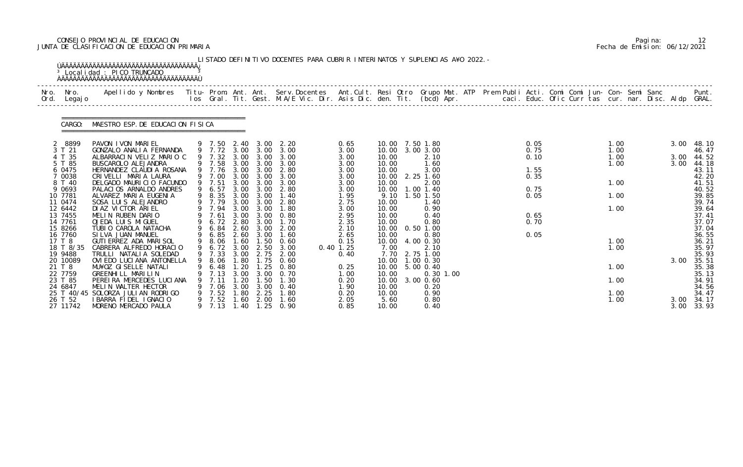CONSEJO PROVINCIAL DE EDUCACION
JUNTA DE CLASIFICACION DE EDUCACION PRIMARIA

Pagina: 12
Fecha de Emision: 06/12/2021

LISTADO DEFINITIVO DOCENTES PARA CUBRIR INTERINATOS Y SUPLENCIAS A¥O 2022.-

Localidad : PICO TRUNCADO

CARGO: MAESTRO ESP. DE EDUCACION FISICA

| Nro. Ord. | Nro. Legajo | Apellido y Nombres | Titu- los | Prom. Gral. | Ant. Tit. | Ant. Gest. | Serv.Docentes M.A/E Vic. Dir. | Ant.Cult. Asis Dic. | Resi den. | Otro Tit. | Grupo Mat. (bcd) | ATP Apr. | Prem Publi caci. | Acti. Educ. | Comi Ofic | Comi Curr | Jun- tas | Con- cur. | Semi nar. | Sanc Disc. | Aldp | Punt. GRAL. |
|---|---|---|---|---|---|---|---|---|---|---|---|---|---|---|---|---|---|---|---|---|---|---|
| 2 | 8899 | PAVON IVON MARIEL | 9 | 7.50 | 2.40 | 3.00 | 2.20 | 0.65 | 10.00 | 7.50 | 1.80 | | | 0.05 | | | | 1.00 | | | 3.00 | 48.10 |
| 3 | T 21 | GONZALO ANALIA FERNANDA | 9 | 7.72 | 3.00 | 3.00 | 3.00 | 3.00 | 10.00 | 3.00 | 3.00 | | | 0.75 | | | | 1.00 | | | | 46.47 |
| 4 | T 35 | ALBARRACIN VELIZ MARIO C | 9 | 7.32 | 3.00 | 3.00 | 3.00 | 3.00 | 10.00 | | 2.10 | | | 0.10 | | | | 1.00 | | | 3.00 | 44.52 |
| 5 | T 85 | BUSCAROLO ALEJANDRA | 9 | 7.58 | 3.00 | 3.00 | 3.00 | 3.00 | 10.00 | | 1.60 | | | | | | | 1.00 | | | 3.00 | 44.18 |
| 6 | 0475 | HERNANDEZ CLAUDIA ROSANA | 9 | 7.76 | 3.00 | 3.00 | 2.80 | 3.00 | 10.00 | | 3.00 | | | 1.55 | | | | | | | | 43.11 |
| 7 | 0038 | CRIVELLI MARIA LAURA | 9 | 7.00 | 3.00 | 3.00 | 3.00 | 3.00 | 10.00 | 2.25 | 1.60 | | | 0.35 | | | | | | | | 42.20 |
| 8 | T 40 | DELGADO MAURICIO FACUNDO | 9 | 7.51 | 3.00 | 3.00 | 3.00 | 3.00 | 10.00 | | 2.00 | | | | | | | 1.00 | | | | 41.51 |
| 9 | 0693 | PALACIOS ARNALDO ANDRES | 9 | 6.57 | 3.00 | 3.00 | 2.80 | 3.00 | 10.00 | 1.00 | 1.40 | | | 0.75 | | | | | | | | 40.52 |
| 10 | 7781 | ALVAREZ MARIA EUGENIA | 9 | 8.35 | 3.00 | 3.00 | 1.40 | 1.95 | 9.10 | 1.50 | 1.50 | | | 0.05 | | | | 1.00 | | | | 39.85 |
| 11 | 0474 | SOSA LUIS ALEJANDRO | 9 | 7.79 | 3.00 | 3.00 | 2.80 | 2.75 | 10.00 | | 1.40 | | | | | | | | | | | 39.74 |
| 12 | 6442 | DIAZ VICTOR ARIEL | 9 | 7.94 | 3.00 | 3.00 | 1.80 | 3.00 | 10.00 | | 0.90 | | | | | | | 1.00 | | | | 39.64 |
| 13 | 7455 | MELIN RUBEN DARIO | 9 | 7.61 | 3.00 | 3.00 | 0.80 | 2.95 | 10.00 | | 0.40 | | | 0.65 | | | | | | | | 37.41 |
| 14 | 7761 | OJEDA LUIS MIGUEL | 9 | 6.72 | 2.80 | 3.00 | 1.70 | 2.35 | 10.00 | | 0.80 | | | 0.70 | | | | | | | | 37.07 |
| 15 | 8266 | TUBIO CAROLA NATACHA | 9 | 6.84 | 2.60 | 3.00 | 2.00 | 2.10 | 10.00 | 0.50 | 1.00 | | | | | | | | | | | 37.04 |
| 16 | 7760 | SILVA JUAN MANUEL | 9 | 6.85 | 2.60 | 3.00 | 1.60 | 2.65 | 10.00 | | 0.80 | | | 0.05 | | | | | | | | 36.55 |
| 17 | T 8 | GUTIERREZ ADA MARISOL | 9 | 8.06 | 1.60 | 1.50 | 0.60 | 0.15 | 10.00 | 4.00 | 0.30 | | | | | | | 1.00 | | | | 36.21 |
| 18 | T 8/35 | CABRERA ALFREDO HORACIO | 9 | 6.72 | 3.00 | 2.50 | 3.00 | 0.40 1.25 | 7.00 | | 2.10 | | | | | | | 1.00 | | | | 35.97 |
| 19 | 9488 | TRULLI NATALIA SOLEDAD | 9 | 7.33 | 3.00 | 2.75 | 2.00 | 0.40 | 7.70 | 2.75 | 1.00 | | | | | | | | | | | 35.93 |
| 20 | 10089 | OVIEDO LUCIANA ANTONELLA | 9 | 8.06 | 1.80 | 1.75 | 0.60 | | 10.00 | 1.00 | 0.30 | | | | | | | | | | 3.00 | 35.51 |
| 21 | T 8 | MU¥OZ GISELLE NATALI | 9 | 6.48 | 1.20 | 1.25 | 0.80 | 0.25 | 10.00 | 5.00 | 0.40 | | | | | | | 1.00 | | | | 35.38 |
| 22 | 7759 | GREENHILL MARILIN | 9 | 7.13 | 3.00 | 3.00 | 0.70 | 1.00 | 10.00 | | 0.30 | 1.00 | | | | | | | | | | 35.13 |
| 23 | T 85 | PEREIRA MERCEDES LUCIANA | 9 | 7.11 | 1.20 | 1.50 | 1.30 | 0.20 | 10.00 | 3.00 | 0.60 | | | | | | | 1.00 | | | | 34.91 |
| 24 | 6847 | MELIN WALTER HECTOR | 9 | 7.06 | 3.00 | 3.00 | 0.40 | 1.90 | 10.00 | | 0.20 | | | | | | | | | | | 34.56 |
| 25 | T 40/45 | SOLORZA JULIAN RODRIGO | 9 | 7.52 | 1.80 | 2.25 | 1.80 | 0.20 | 10.00 | | 0.90 | | | | | | | 1.00 | | | | 34.47 |
| 26 | T 52 | IBARRA FIDEL IGNACIO | 9 | 7.52 | 1.60 | 2.00 | 1.60 | 2.05 | 5.60 | | 0.80 | | | | | | | 1.00 | | | 3.00 | 34.17 |
| 27 | 11742 | MORENO MERCADO PAULA | 9 | 7.13 | 1.40 | 1.25 | 0.90 | 0.85 | 10.00 | | 0.40 | | | | | | | | | | 3.00 | 33.93 |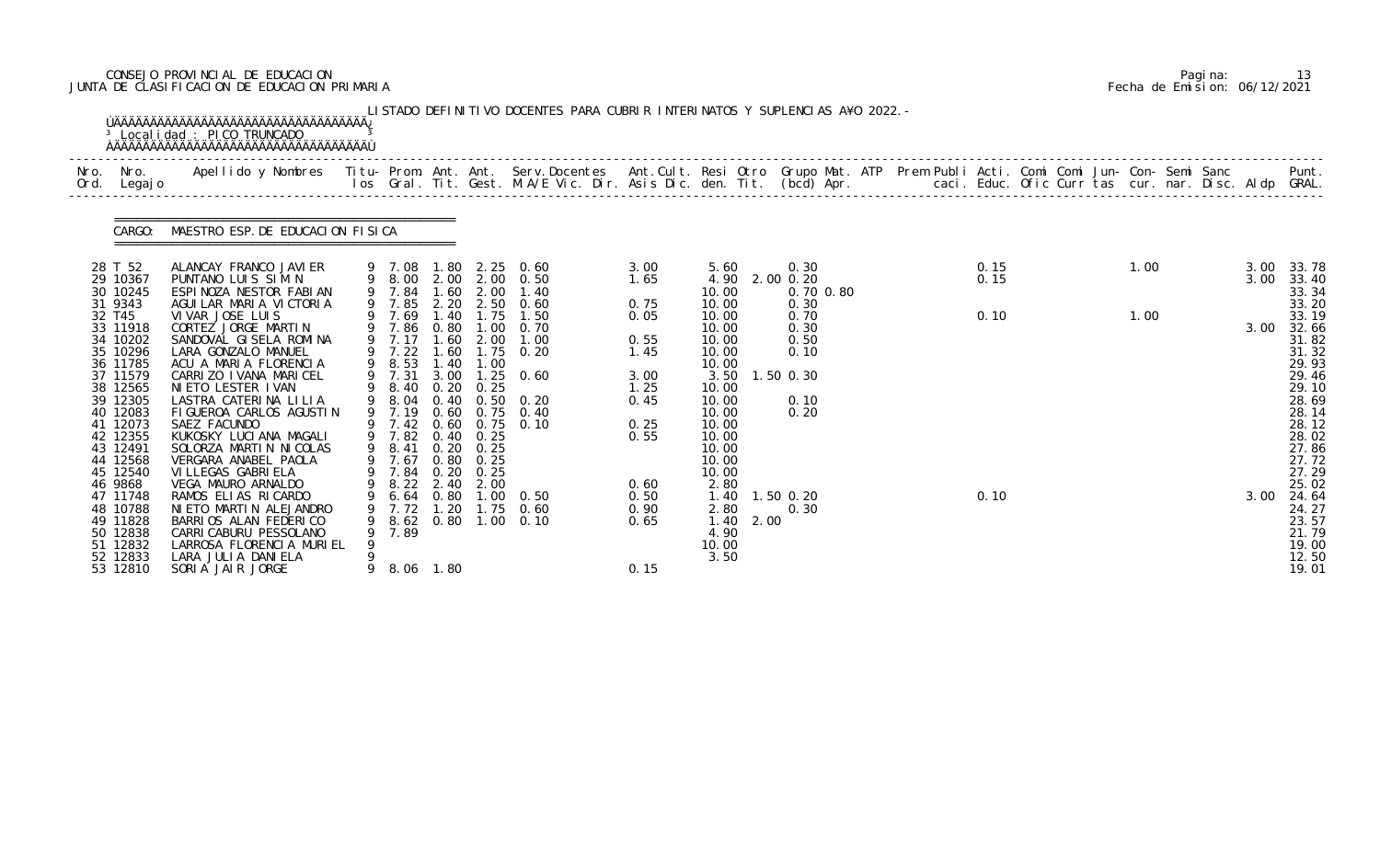CONSEJO PROVINCIAL DE EDUCACION
JUNTA DE CLASIFICACION DE EDUCACION PRIMARIA

Pagina: 13
Fecha de Emision: 06/12/2021

LISTADO DEFINITIVO DOCENTES PARA CUBRIR INTERINATOS Y SUPLENCIAS A¥O 2022.-

Localidad : PICO TRUNCADO

CARGO: MAESTRO ESP. DE EDUCACION FISICA

| Nro. Ord. | Nro. Legajo | Apellido y Nombres | Titu- los | Prom. Gral. | Ant. Tit. | Ant. Gest. | Serv. Docentes M.A/E Vic. Dir. | Ant. Cult. Asis Dic. | Resi den. | Otro Tit. | Grupo Mat. (bcd) | ATP Apr. | Prem Publi caci. | Acti. Educ. | Comi Ofic | Comi Curr | Jun- tas | Con- cur. | Semi nar. | Sanc Disc. | Aldp | Punt. GRAL. |
|---|---|---|---|---|---|---|---|---|---|---|---|---|---|---|---|---|---|---|---|---|---|---|
| 28 | T 52 | ALANCAY FRANCO JAVIER | 9 | 7.08 | 1.80 | 2.25 | 0.60 | 3.00 | 5.60 | | 0.30 | | | 0.15 | | | | 1.00 | | | 3.00 | 33.78 |
| 29 | 10367 | PUNTANO LUIS SIMON | 9 | 8.00 | 2.00 | 2.00 | 0.50 | 1.65 | 4.90 | 2.00 | 0.20 | | | 0.15 | | | | | | | 3.00 | 33.40 |
| 30 | 10245 | ESPINOZA NESTOR FABIAN | 9 | 7.84 | 1.60 | 2.00 | 1.40 | | 10.00 | | 0.70 | 0.80 | | | | | | | | | | 33.34 |
| 31 | 9343 | AGUILAR MARIA VICTORIA | 9 | 7.85 | 2.20 | 2.50 | 0.60 | 0.75 | 10.00 | | 0.30 | | | | | | | | | | | 33.20 |
| 32 | T45 | VIVAR JOSE LUIS | 9 | 7.69 | 1.40 | 1.75 | 1.50 | 0.05 | 10.00 | | 0.70 | | | 0.10 | | | | 1.00 | | | | 33.19 |
| 33 | 11918 | CORTEZ JORGE MARTIN | 9 | 7.86 | 0.80 | 1.00 | 0.70 | | 10.00 | | 0.30 | | | | | | | | | | 3.00 | 32.66 |
| 34 | 10202 | SANDOVAL GISELA ROMINA | 9 | 7.17 | 1.60 | 2.00 | 1.00 | 0.55 | 10.00 | | 0.50 | | | | | | | | | | | 31.82 |
| 35 | 10296 | LARA GONZALO MANUEL | 9 | 7.22 | 1.60 | 1.75 | 0.20 | 1.45 | 10.00 | | 0.10 | | | | | | | | | | | 31.32 |
| 36 | 11785 | ACU A MARIA FLORENCIA | 9 | 8.53 | 1.40 | 1.00 | | | 10.00 | | | | | | | | | | | | | 29.93 |
| 37 | 11579 | CARRIZO IVANA MARICEL | 9 | 7.31 | 3.00 | 1.25 | 0.60 | 3.00 | 3.50 | 1.50 | 0.30 | | | | | | | | | | | 29.46 |
| 38 | 12565 | NIETO LESTER IVAN | 9 | 8.40 | 0.20 | 0.25 | | 1.25 | 10.00 | | | | | | | | | | | | | 29.10 |
| 39 | 12305 | LASTRA CATERINA LILIA | 9 | 8.04 | 0.40 | 0.50 | 0.20 | 0.45 | 10.00 | | 0.10 | | | | | | | | | | | 28.69 |
| 40 | 12083 | FIGUEROA CARLOS AGUSTIN | 9 | 7.19 | 0.60 | 0.75 | 0.40 | | 10.00 | | 0.20 | | | | | | | | | | | 28.14 |
| 41 | 12073 | SAEZ FACUNDO | 9 | 7.42 | 0.60 | 0.75 | 0.10 | 0.25 | 10.00 | | | | | | | | | | | | | 28.12 |
| 42 | 12355 | KUKOSKY LUCIANA MAGALI | 9 | 7.82 | 0.40 | 0.25 | | 0.55 | 10.00 | | | | | | | | | | | | | 28.02 |
| 43 | 12491 | SOLORZA MARTIN NICOLAS | 9 | 8.41 | 0.20 | 0.25 | | | 10.00 | | | | | | | | | | | | | 27.86 |
| 44 | 12568 | VERGARA ANABEL PAOLA | 9 | 7.67 | 0.80 | 0.25 | | | 10.00 | | | | | | | | | | | | | 27.72 |
| 45 | 12540 | VILLEGAS GABRIELA | 9 | 7.84 | 0.20 | 0.25 | | | 10.00 | | | | | | | | | | | | | 27.29 |
| 46 | 9868 | VEGA MAURO ARNALDO | 9 | 8.22 | 2.40 | 2.00 | | 0.60 | 2.80 | | | | | | | | | | | | | 25.02 |
| 47 | 11748 | RAMOS ELIAS RICARDO | 9 | 6.64 | 0.80 | 1.00 | 0.50 | 0.50 | 1.40 | 1.50 | 0.20 | | | 0.10 | | | | | | | 3.00 | 24.64 |
| 48 | 10788 | NIETO MARTIN ALEJANDRO | 9 | 7.72 | 1.20 | 1.75 | 0.60 | 0.90 | 2.80 | | 0.30 | | | | | | | | | | | 24.27 |
| 49 | 11828 | BARRIOS ALAN FEDERICO | 9 | 8.62 | 0.80 | 1.00 | 0.10 | 0.65 | 1.40 | 2.00 | | | | | | | | | | | | 23.57 |
| 50 | 12838 | CARRICABURU PESSOLANO | 9 | 7.89 | | | | | 4.90 | | | | | | | | | | | | | 21.79 |
| 51 | 12832 | LARROSA FLORENCIA MURIEL | 9 | | | | | | 10.00 | | | | | | | | | | | | | 19.00 |
| 52 | 12833 | LARA JULIA DANIELA | 9 | | | | | | 3.50 | | | | | | | | | | | | | 12.50 |
| 53 | 12810 | SORIA JAIR JORGE | 9 | 8.06 | 1.80 | | | 0.15 | | | | | | | | | | | | | | 19.01 |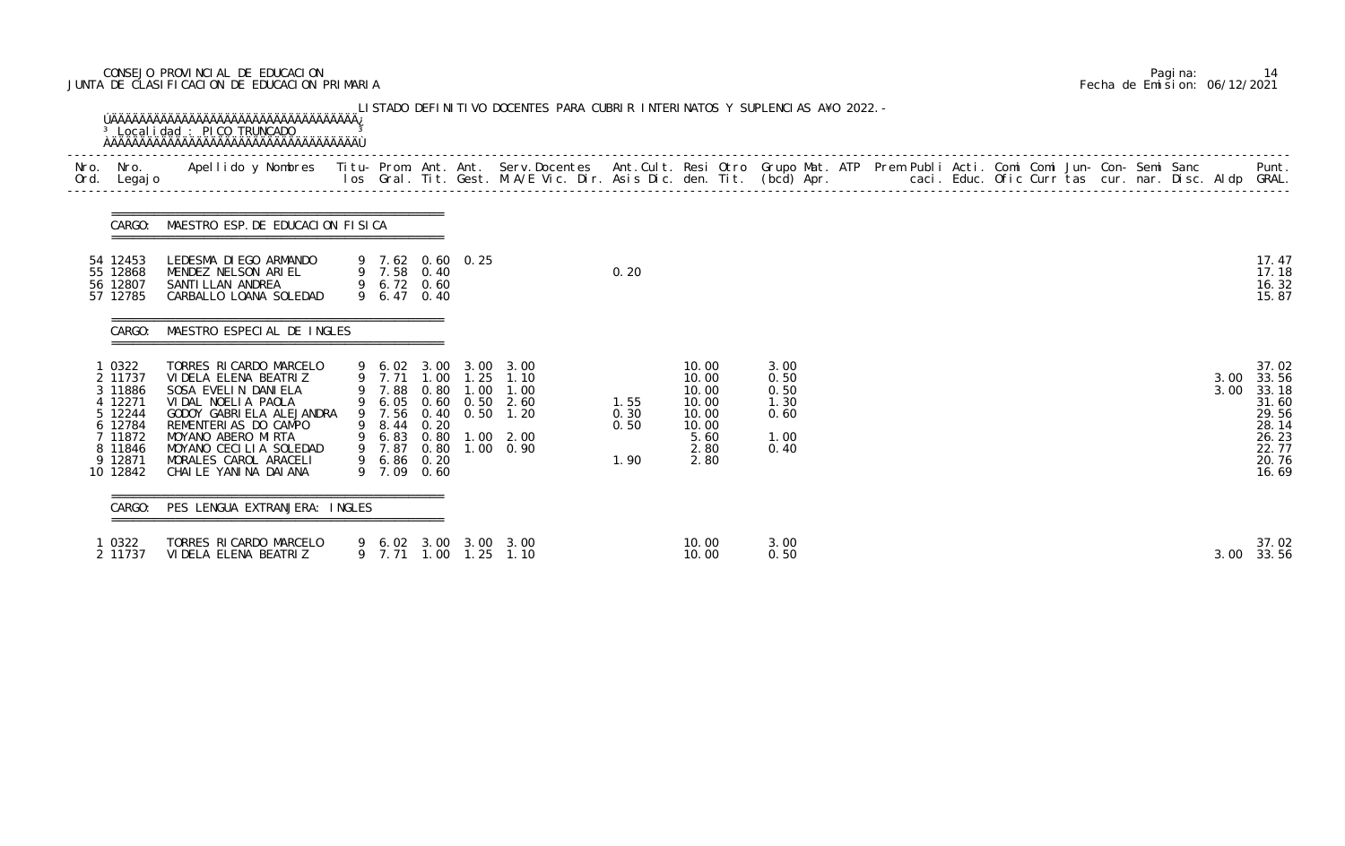CONSEJO PROVINCIAL DE EDUCACION
JUNTA DE CLASIFICACION DE EDUCACION PRIMARIA

Pagina: 14
Fecha de Emision: 06/12/2021

LISTADO DEFINITIVO DOCENTES PARA CUBRIR INTERINATOS Y SUPLENCIAS A¥O 2022.-

Localidad : PICO TRUNCADO

| Nro. Ord. | Nro. Legajo | Apellido y Nombres | Titu- los | Prom. Gral. | Ant. Tit. | Ant. Gest. | Serv.Docentes M.A/E Vic. Dir. | | Ant.Cult. Asis Dic. | Resi den. | Otro Tit. | Grupo Mat. (bcd) | ATP Apr. | Prem Publi caci. | Acti. Educ. | Comi Ofic | Comi Curr | Jun- tas | Con- cur. | Semi nar. | Sanc Disc. | Aldp | Punt. GRAL. |
|---|---|---|---|---|---|---|---|---|---|---|---|---|---|---|---|---|---|---|---|---|---|---|---|
| **CARGO: MAESTRO ESP. DE EDUCACION FISICA** | | | | | | | | | | | | | | | | | | | | | | | |
| 54 | 12453 | LEDESMA DIEGO ARMANDO | 9 | 7.62 | 0.60 | 0.25 | | | | | | | | | | | | | | | | | 17.47 |
| 55 | 12868 | MENDEZ NELSON ARIEL | 9 | 7.58 | 0.40 | | | | 0.20 | | | | | | | | | | | | | | 17.18 |
| 56 | 12807 | SANTILLAN ANDREA | 9 | 6.72 | 0.60 | | | | | | | | | | | | | | | | | | 16.32 |
| 57 | 12785 | CARBALLO LOANA SOLEDAD | 9 | 6.47 | 0.40 | | | | | | | | | | | | | | | | | | 15.87 |
| **CARGO: MAESTRO ESPECIAL DE INGLES** | | | | | | | | | | | | | | | | | | | | | | | |
| 1 | 0322 | TORRES RICARDO MARCELO | 9 | 6.02 | 3.00 | 3.00 | 3.00 | | | 10.00 | | 3.00 | | | | | | | | | | | 37.02 |
| 2 | 11737 | VIDELA ELENA BEATRIZ | 9 | 7.71 | 1.00 | 1.25 | 1.10 | | | 10.00 | | 0.50 | | | | | | | | | | 3.00 | 33.56 |
| 3 | 11886 | SOSA EVELIN DANIELA | 9 | 7.88 | 0.80 | 1.00 | 1.00 | | | 10.00 | | 0.50 | | | | | | | | | | 3.00 | 33.18 |
| 4 | 12271 | VIDAL NOELIA PAOLA | 9 | 6.05 | 0.60 | 0.50 | 2.60 | | 1.55 | 10.00 | | 1.30 | | | | | | | | | | | 31.60 |
| 5 | 12244 | GODOY GABRIELA ALEJANDRA | 9 | 7.56 | 0.40 | 0.50 | 1.20 | | 0.30 | 10.00 | | 0.60 | | | | | | | | | | | 29.56 |
| 6 | 12784 | REMENTERIAS DO CAMPO | 9 | 8.44 | 0.20 | | | | 0.50 | 10.00 | | | | | | | | | | | | | 28.14 |
| 7 | 11872 | MOYANO ABERO MIRTA | 9 | 6.83 | 0.80 | 1.00 | 2.00 | | | 5.60 | | 1.00 | | | | | | | | | | | 26.23 |
| 8 | 11846 | MOYANO CECILIA SOLEDAD | 9 | 7.87 | 0.80 | 1.00 | 0.90 | | | 2.80 | | 0.40 | | | | | | | | | | | 22.77 |
| 9 | 12871 | MORALES CAROL ARACELI | 9 | 6.86 | 0.20 | | | | 1.90 | 2.80 | | | | | | | | | | | | | 20.76 |
| 10 | 12842 | CHAILE YANINA DAIANA | 9 | 7.09 | 0.60 | | | | | | | | | | | | | | | | | | 16.69 |
| **CARGO: PES LENGUA EXTRANJERA: INGLES** | | | | | | | | | | | | | | | | | | | | | | | |
| 1 | 0322 | TORRES RICARDO MARCELO | 9 | 6.02 | 3.00 | 3.00 | 3.00 | | | 10.00 | | 3.00 | | | | | | | | | | | 37.02 |
| 2 | 11737 | VIDELA ELENA BEATRIZ | 9 | 7.71 | 1.00 | 1.25 | 1.10 | | | 10.00 | | 0.50 | | | | | | | | | | 3.00 | 33.56 |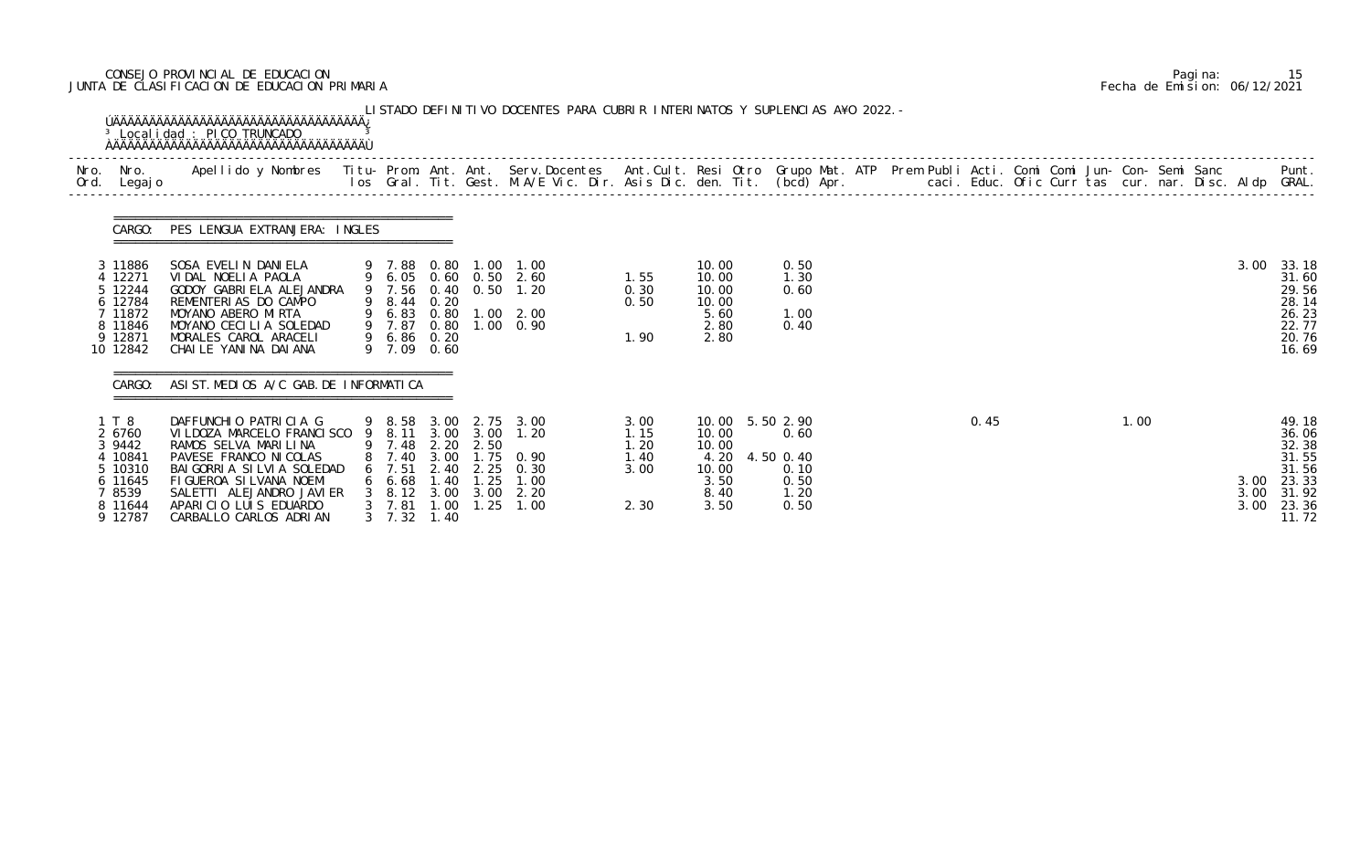CONSEJO PROVINCIAL DE EDUCACION
JUNTA DE CLASIFICACION DE EDUCACION PRIMARIA

Fecha de Emision: 06/12/2021

LISTADO DEFINITIVO DOCENTES PARA CUBRIR INTERINATOS Y SUPLENCIAS A¥O 2022.-

Localidad : PICO TRUNCADO

CARGO: PES LENGUA EXTRANJERA: INGLES

| Nro. Ord. | Nro. Legajo | Apellido y Nombres | Titu- los | Prom. Gral. | Ant. Tit. | Ant. Gest. | Serv.Docentes M.A/E Vic. Dir. | Ant.Cult. Asis Dic. | Resi den. | Otro Tit. | Grupo Mat. (bcd) | ATP Apr. | Prem Publi caci. | Acti. Educ. | Comi Ofic | Comi Curr | Jun- tas | Con- cur. | Semi nar. | Sanc Disc. | Aldp | Punt. GRAL. |
|---|---|---|---|---|---|---|---|---|---|---|---|---|---|---|---|---|---|---|---|---|---|---|
| 3 | 11886 | SOSA EVELIN DANIELA | 9 | 7.88 | 0.80 | 1.00 | 1.00 | | 10.00 | | 0.50 | | | | | | | | | | 3.00 | 33.18 |
| 4 | 12271 | VIDAL NOELIA PAOLA | 9 | 6.05 | 0.60 | 0.50 | 2.60 | 1.55 | 10.00 | | 1.30 | | | | | | | | | | | 31.60 |
| 5 | 12244 | GODOY GABRIELA ALEJANDRA | 9 | 7.56 | 0.40 | 0.50 | 1.20 | 0.30 | 10.00 | | 0.60 | | | | | | | | | | | 29.56 |
| 6 | 12784 | REMENTERIAS DO CAMPO | 9 | 8.44 | 0.20 | | | 0.50 | 10.00 | | | | | | | | | | | | | 28.14 |
| 7 | 11872 | MOYANO ABERO MIRTA | 9 | 6.83 | 0.80 | 1.00 | 2.00 | | 5.60 | | 1.00 | | | | | | | | | | | 26.23 |
| 8 | 11846 | MOYANO CECILIA SOLEDAD | 9 | 7.87 | 0.80 | 1.00 | 0.90 | | 2.80 | | 0.40 | | | | | | | | | | | 22.77 |
| 9 | 12871 | MORALES CAROL ARACELI | 9 | 6.86 | 0.20 | | | 1.90 | 2.80 | | | | | | | | | | | | | 20.76 |
| 10 | 12842 | CHAILE YANINA DAIANA | 9 | 7.09 | 0.60 | | | | | | | | | | | | | | | | | 16.69 |

CARGO: ASIST.MEDIOS A/C GAB.DE INFORMATICA

| Nro. Ord. | Nro. Legajo | Apellido y Nombres | Titu- los | Prom. Gral. | Ant. Tit. | Ant. Gest. | Serv.Docentes M.A/E Vic. Dir. | Ant.Cult. Asis Dic. | Resi den. | Otro Tit. | Grupo Mat. (bcd) | ATP Apr. | Prem Publi caci. | Acti. Educ. | Comi Ofic | Comi Curr | Jun- tas | Con- cur. | Semi nar. | Sanc Disc. | Aldp | Punt. GRAL. |
|---|---|---|---|---|---|---|---|---|---|---|---|---|---|---|---|---|---|---|---|---|---|---|
| 1 | T 8 | DAFFUNCHIO PATRICIA G | 9 | 8.58 | 3.00 | 2.75 | 3.00 | 3.00 | 10.00 | 5.50 | 2.90 | | | 0.45 | | | 1.00 | | | | | 49.18 |
| 2 | 6760 | VILDOZA MARCELO FRANCISCO | 9 | 8.11 | 3.00 | 3.00 | 1.20 | 1.15 | 10.00 | | 0.60 | | | | | | | | | | | 36.06 |
| 3 | 9442 | RAMOS SELVA MARILINA | 9 | 7.48 | 2.20 | 2.50 | | 1.20 | 10.00 | | | | | | | | | | | | | 32.38 |
| 4 | 10841 | PAVESE FRANCO NICOLAS | 8 | 7.40 | 3.00 | 1.75 | 0.90 | 1.40 | 4.20 | 4.50 | 0.40 | | | | | | | | | | | 31.55 |
| 5 | 10310 | BAIGORRIA SILVIA SOLEDAD | 6 | 7.51 | 2.40 | 2.25 | 0.30 | 3.00 | 10.00 | | 0.10 | | | | | | | | | | | 31.56 |
| 6 | 11645 | FIGUEROA SILVANA NOEMI | 6 | 6.68 | 1.40 | 1.25 | 1.00 | | 3.50 | | 0.50 | | | | | | | | | | 3.00 | 23.33 |
| 7 | 8539 | SALETTI ALEJANDRO JAVIER | 3 | 8.12 | 3.00 | 3.00 | 2.20 | | 8.40 | | 1.20 | | | | | | | | | | 3.00 | 31.92 |
| 8 | 11644 | APARICIO LUIS EDUARDO | 3 | 7.81 | 1.00 | 1.25 | 1.00 | 2.30 | 3.50 | | 0.50 | | | | | | | | | | 3.00 | 23.36 |
| 9 | 12787 | CARBALLO CARLOS ADRIAN | 3 | 7.32 | 1.40 | | | | | | | | | | | | | | | | | 11.72 |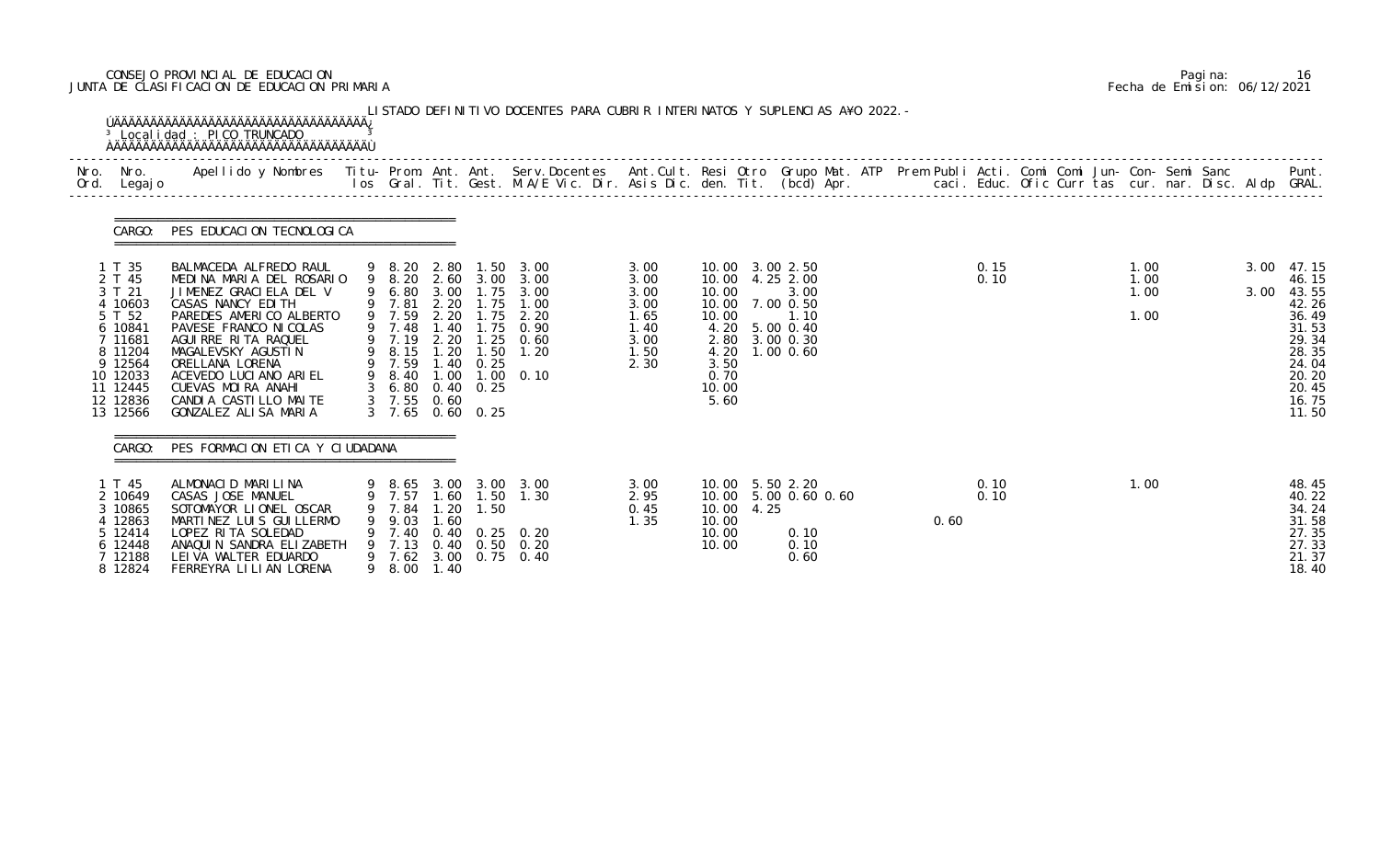CONSEJO PROVINCIAL DE EDUCACION
JUNTA DE CLASIFICACION DE EDUCACION PRIMARIA

Pagina: 16
Fecha de Emision: 06/12/2021

LISTADO DEFINITIVO DOCENTES PARA CUBRIR INTERINATOS Y SUPLENCIAS AÑO 2022.-

Localidad : PICO TRUNCADO

CARGO: PES EDUCACION TECNOLOGICA

| Nro. Ord. | Nro. Legajo | Apellido y Nombres | Titu- los | Prom. Gral. | Ant. Tit. | Ant. Gest. | Serv.Docentes M.A/E Vic. Dir. | Ant.Cult. Asis Dic. | Resi den. | Otro Tit. | Grupo Mat. (bcd) | ATP Apr. | Prem Publi caci. | Acti. Educ. | Comi Ofic | Comi Curr | Jun- tas | Con- cur. | Semi nar. | Sanc Disc. | Aldp | Punt. GRAL. |
|---|---|---|---|---|---|---|---|---|---|---|---|---|---|---|---|---|---|---|---|---|---|---|
| 1 | T 35 | BALMACEDA ALFREDO RAUL | 9 | 8.20 | 2.80 | 1.50 | 3.00 | 3.00 | 10.00 | 3.00 | 2.50 | | | 0.15 | | | | 1.00 | | | 3.00 | 47.15 |
| 2 | T 45 | MEDINA MARIA DEL ROSARIO | 9 | 8.20 | 2.60 | 3.00 | 3.00 | 3.00 | 10.00 | 4.25 | 2.00 | | | 0.10 | | | | 1.00 | | | | 46.15 |
| 3 | T 21 | JIMENEZ GRACIELA DEL V | 9 | 6.80 | 3.00 | 1.75 | 3.00 | 3.00 | 10.00 | | 3.00 | | | | | | | 1.00 | | | 3.00 | 43.55 |
| 4 | 10603 | CASAS NANCY EDITH | 9 | 7.81 | 2.20 | 1.75 | 1.00 | 3.00 | 10.00 | 7.00 | 0.50 | | | | | | | | | | | 42.26 |
| 5 | T 52 | PAREDES AMERICO ALBERTO | 9 | 7.59 | 2.20 | 1.75 | 2.20 | 1.65 | 10.00 | | 1.10 | | | | | | | 1.00 | | | | 36.49 |
| 6 | 10841 | PAVESE FRANCO NICOLAS | 9 | 7.48 | 1.40 | 1.75 | 0.90 | 1.40 | 4.20 | 5.00 | 0.40 | | | | | | | | | | | 31.53 |
| 7 | 11681 | AGUIRRE RITA RAQUEL | 9 | 7.19 | 2.20 | 1.25 | 0.60 | 3.00 | 2.80 | 3.00 | 0.30 | | | | | | | | | | | 29.34 |
| 8 | 11204 | MAGALEVSKY AGUSTIN | 9 | 8.15 | 1.20 | 1.50 | 1.20 | 1.50 | 4.20 | 1.00 | 0.60 | | | | | | | | | | | 28.35 |
| 9 | 12564 | ORELLANA LORENA | 9 | 7.59 | 1.40 | 0.25 | | 2.30 | 3.50 | | | | | | | | | | | | | 24.04 |
| 10 | 12033 | ACEVEDO LUCIANO ARIEL | 9 | 8.40 | 1.00 | 1.00 | 0.10 | | 0.70 | | | | | | | | | | | | | 20.20 |
| 11 | 12445 | CUEVAS MOIRA ANAHI | 3 | 6.80 | 0.40 | 0.25 | | | 10.00 | | | | | | | | | | | | | 20.45 |
| 12 | 12836 | CANDIA CASTILLO MAITE | 3 | 7.55 | 0.60 | | | | 5.60 | | | | | | | | | | | | | 16.75 |
| 13 | 12566 | GONZALEZ ALISA MARIA | 3 | 7.65 | 0.60 | 0.25 | | | | | | | | | | | | | | | | 11.50 |

CARGO: PES FORMACION ETICA Y CIUDADANA

| Nro. Ord. | Nro. Legajo | Apellido y Nombres | Titu- los | Prom. Gral. | Ant. Tit. | Ant. Gest. | Serv.Docentes M.A/E Vic. Dir. | Ant.Cult. Asis Dic. | Resi den. | Otro Tit. | Grupo Mat. (bcd) | ATP Apr. | Prem Publi caci. | Acti. Educ. | Comi Ofic | Comi Curr | Jun- tas | Con- cur. | Semi nar. | Sanc Disc. | Aldp | Punt. GRAL. |
|---|---|---|---|---|---|---|---|---|---|---|---|---|---|---|---|---|---|---|---|---|---|---|
| 1 | T 45 | ALMONACID MARILINA | 9 | 8.65 | 3.00 | 3.00 | 3.00 | 3.00 | 10.00 | 5.50 | 2.20 | | | 0.10 | | | | 1.00 | | | | 48.45 |
| 2 | 10649 | CASAS JOSE MANUEL | 9 | 7.57 | 1.60 | 1.50 | 1.30 | 2.95 | 10.00 | 5.00 | 0.60 0.60 | | | 0.10 | | | | | | | | 40.22 |
| 3 | 10865 | SOTOMAYOR LIONEL OSCAR | 9 | 7.84 | 1.20 | 1.50 | | 0.45 | 10.00 | 4.25 | | | | | | | | | | | | 34.24 |
| 4 | 12863 | MARTINEZ LUIS GUILLERMO | 9 | 9.03 | 1.60 | | | 1.35 | 10.00 | | | | 0.60 | | | | | | | | | 31.58 |
| 5 | 12414 | LOPEZ RITA SOLEDAD | 9 | 7.40 | 0.40 | 0.25 | 0.20 | | 10.00 | | 0.10 | | | | | | | | | | | 27.35 |
| 6 | 12448 | ANAQUIN SANDRA ELIZABETH | 9 | 7.13 | 0.40 | 0.50 | 0.20 | | 10.00 | | 0.10 | | | | | | | | | | | 27.33 |
| 7 | 12188 | LEIVA WALTER EDUARDO | 9 | 7.62 | 3.00 | 0.75 | 0.40 | | | | 0.60 | | | | | | | | | | | 21.37 |
| 8 | 12824 | FERREYRA LILIAN LORENA | 9 | 8.00 | 1.40 | | | | | | | | | | | | | | | | | 18.40 |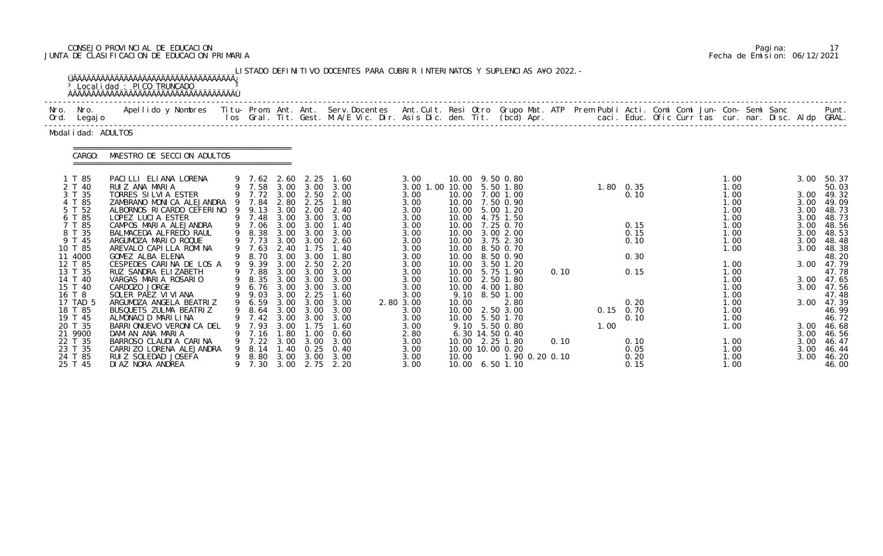CONSEJO PROVINCIAL DE EDUCACION
JUNTA DE CLASIFICACION DE EDUCACION PRIMARIA

Fecha de Emision: 06/12/2021

LISTADO DEFINITIVO DOCENTES PARA CUBRIR INTERINATOS Y SUPLENCIAS A¥O 2022.-

Localidad : PICO TRUNCADO

Modalidad: ADULTOS

CARGO: MAESTRO DE SECCION ADULTOS

| Nro. Ord. | Nro. Legajo | Apellido y Nombres | Titu-los | Prom. Gral. | Ant. Tit. | Ant. Gest. | Serv.Docentes M.A/E Vic. Dir. | Ant.Cult. Asis Dic. | Resi den. | Otro Tit. | Grupo Mat. (bcd) | ATP Apr. | Prem caci. | Publi Educ. | Acti. Ofic | Comi Curr | Comi tas | Jun- cur. | Con- nar. | Semi Disc. | Sanc Aldp | Punt. GRAL. |
|---|---|---|---|---|---|---|---|---|---|---|---|---|---|---|---|---|---|---|---|---|---|---|
| 1 | T 85 | PACILLI ELIANA LORENA | 9 | 7.62 | 2.60 | 2.25 | 1.60 | 3.00 | 10.00 | 9.50 | 0.80 | | | | | | | 1.00 | | | 3.00 | 50.37 |
| 2 | T 40 | RUIZ ANA MARIA | 9 | 7.58 | 3.00 | 3.00 | 3.00 | 3.00 1.00 | 10.00 | 5.50 | 1.80 | | 1.80 | 0.35 | | | | 1.00 | | | | 50.03 |
| 3 | T 35 | TORRES SILVIA ESTER | 9 | 7.72 | 3.00 | 2.50 | 2.00 | 3.00 | 10.00 | 7.00 | 1.00 | | | 0.10 | | | | 1.00 | | | 3.00 | 49.32 |
| 4 | T 85 | ZAMBRANO MONICA ALEJANDRA | 9 | 7.84 | 2.80 | 2.25 | 1.80 | 3.00 | 10.00 | 7.50 | 0.90 | | | | | | | 1.00 | | | 3.00 | 49.09 |
| 5 | T 52 | ALBORNOS RICARDO CEFERINO | 9 | 9.13 | 3.00 | 2.00 | 2.40 | 3.00 | 10.00 | 5.00 | 1.20 | | | | | | | 1.00 | | | 3.00 | 48.73 |
| 6 | T 85 | LOPEZ LUCIA ESTER | 9 | 7.48 | 3.00 | 3.00 | 3.00 | 3.00 | 10.00 | 4.75 | 1.50 | | | | | | | 1.00 | | | 3.00 | 48.73 |
| 7 | T 85 | CAMPOS MARIA ALEJANDRA | 9 | 7.06 | 3.00 | 3.00 | 1.40 | 3.00 | 10.00 | 7.25 | 0.70 | | | 0.15 | | | | 1.00 | | | 3.00 | 48.56 |
| 8 | T 35 | BALMACEDA ALFREDO RAUL | 9 | 8.38 | 3.00 | 3.00 | 3.00 | 3.00 | 10.00 | 3.00 | 2.00 | | | 0.15 | | | | 1.00 | | | 3.00 | 48.53 |
| 9 | T 45 | ARGUMOZA MARIO ROQUE | 9 | 7.73 | 3.00 | 3.00 | 2.60 | 3.00 | 10.00 | 3.75 | 2.30 | | | 0.10 | | | | 1.00 | | | 3.00 | 48.48 |
| 10 | T 85 | AREVALO CAPILLA ROMINA | 9 | 7.63 | 2.40 | 1.75 | 1.40 | 3.00 | 10.00 | 8.50 | 0.70 | | | | | | | 1.00 | | | 3.00 | 48.38 |
| 11 | 4000 | GOMEZ ALBA ELENA | 9 | 8.70 | 3.00 | 3.00 | 1.80 | 3.00 | 10.00 | 8.50 | 0.90 | | | 0.30 | | | | | | | | 48.20 |
| 12 | T 85 | CESPEDES CARINA DE LOS A | 9 | 9.39 | 3.00 | 2.50 | 2.20 | 3.00 | 10.00 | 3.50 | 1.20 | | | | | | | 1.00 | | | 3.00 | 47.79 |
| 13 | T 35 | RUZ SANDRA ELIZABETH | 9 | 7.88 | 3.00 | 3.00 | 3.00 | 3.00 | 10.00 | 5.75 | 1.90 | 0.10 | | 0.15 | | | | 1.00 | | | | 47.78 |
| 14 | T 40 | VARGAS MARIA ROSARIO | 9 | 8.35 | 3.00 | 3.00 | 3.00 | 3.00 | 10.00 | 2.50 | 1.80 | | | | | | | 1.00 | | | 3.00 | 47.65 |
| 15 | T 40 | CARDOZO JORGE | 9 | 6.76 | 3.00 | 3.00 | 3.00 | 3.00 | 10.00 | 4.00 | 1.80 | | | | | | | 1.00 | | | 3.00 | 47.56 |
| 16 | T 8 | SOLER PAEZ VIVIANA | 9 | 9.03 | 3.00 | 2.25 | 1.60 | 3.00 | 9.10 | 8.50 | 1.00 | | | | | | | 1.00 | | | | 47.48 |
| 17 | TAD 5 | ARGUMOZA ANGELA BEATRIZ | 9 | 6.59 | 3.00 | 3.00 | 3.00 | 2.80 3.00 | 10.00 | | 2.80 | | | 0.20 | | | | 1.00 | | | 3.00 | 47.39 |
| 18 | T 85 | BUSQUETS ZULMA BEATRIZ | 9 | 8.64 | 3.00 | 3.00 | 3.00 | 3.00 | 10.00 | 2.50 | 3.00 | | 0.15 | 0.70 | | | | 1.00 | | | | 46.99 |
| 19 | T 45 | ALMONACID MARILINA | 9 | 7.42 | 3.00 | 3.00 | 3.00 | 3.00 | 10.00 | 5.50 | 1.70 | | | 0.10 | | | | 1.00 | | | | 46.72 |
| 20 | T 35 | BARRIONUEVO VERONICA DEL | 9 | 7.93 | 3.00 | 1.75 | 1.60 | 3.00 | 9.10 | 5.50 | 0.80 | | 1.00 | | | | | 1.00 | | | 3.00 | 46.68 |
| 21 | 9900 | DAMIAN ANA MARIA | 9 | 7.16 | 1.80 | 1.00 | 0.60 | 2.80 | 6.30 | 14.50 | 0.40 | | | | | | | | | | 3.00 | 46.56 |
| 22 | T 35 | BARROSO CLAUDIA CARINA | 9 | 7.22 | 3.00 | 3.00 | 3.00 | 3.00 | 10.00 | 2.25 | 1.80 | 0.10 | | 0.10 | | | | 1.00 | | | 3.00 | 46.47 |
| 23 | T 35 | CARRIZO LORENA ALEJANDRA | 9 | 8.14 | 1.40 | 0.25 | 0.40 | 3.00 | 10.00 | 10.00 | 0.20 | | | 0.05 | | | | 1.00 | | | 3.00 | 46.44 |
| 24 | T 85 | RUIZ SOLEDAD JOSEFA | 9 | 8.80 | 3.00 | 3.00 | 3.00 | 3.00 | 10.00 | | 1.90 0.20 | 0.10 | | 0.20 | | | | 1.00 | | | 3.00 | 46.20 |
| 25 | T 45 | DIAZ NORA ANDREA | 9 | 7.30 | 3.00 | 2.75 | 2.20 | 3.00 | 10.00 | 6.50 | 1.10 | | | 0.15 | | | | 1.00 | | | | 46.00 |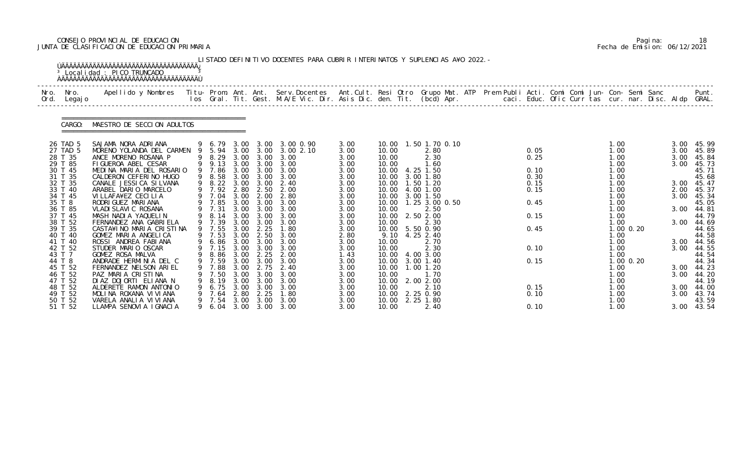CONSEJO PROVINCIAL DE EDUCACION
JUNTA DE CLASIFICACION DE EDUCACION PRIMARIA

Pagina: 18
Fecha de Emision: 06/12/2021

LISTADO DEFINITIVO DOCENTES PARA CUBRIR INTERINATOS Y SUPLENCIAS A¥O 2022.-

Localidad : PICO TRUNCADO

CARGO: MAESTRO DE SECCION ADULTOS

| Nro. Ord. | Nro. Legajo | Apellido y Nombres | Titu-los | Prom. Gral. | Ant. Tit. | Ant. Gest. | Serv.Docentes M.A/E Vic. Dir. | Ant.Cult. Asis Dic. | Resi den. | Otro Tit. | Grupo Mat. (bcd) | ATP Apr. | Prem Publi caci. | Acti. Educ. | Comi Ofic | Comi Curr | Jun- tas | Con- cur. | Semi nar. | Sanc Disc. | Aldp | Punt. GRAL. |
|---|---|---|---|---|---|---|---|---|---|---|---|---|---|---|---|---|---|---|---|---|---|---|
| 26 | TAD 5 | SAJAMA NORA ADRIANA | 9 | 6.79 | 3.00 | 3.00 | 3.00 0.90 | 3.00 | 10.00 | 1.50 | 1.70 0.10 | | | | | | | 1.00 | | | 3.00 | 45.99 |
| 27 | TAD 5 | MORENO YOLANDA DEL CARMEN | 9 | 5.94 | 3.00 | 3.00 | 3.00 2.10 | 3.00 | 10.00 | | 2.80 | | | 0.05 | | | | 1.00 | | | 3.00 | 45.89 |
| 28 | T 35 | ANCE MORENO ROSANA P | 9 | 8.29 | 3.00 | 3.00 | 3.00 | 3.00 | 10.00 | | 2.30 | | | 0.25 | | | | 1.00 | | | 3.00 | 45.84 |
| 29 | T 85 | FIGUEROA ABEL CESAR | 9 | 9.13 | 3.00 | 3.00 | 3.00 | 3.00 | 10.00 | | 1.60 | | | | | | | 1.00 | | | 3.00 | 45.73 |
| 30 | T 45 | MEDINA MARIA DEL ROSARIO | 9 | 7.86 | 3.00 | 3.00 | 3.00 | 3.00 | 10.00 | 4.25 | 1.50 | | | 0.10 | | | | 1.00 | | | | 45.71 |
| 31 | T 35 | CALDERON CEFERINO HUGO | 9 | 8.58 | 3.00 | 3.00 | 3.00 | 3.00 | 10.00 | 3.00 | 1.80 | | | 0.30 | | | | 1.00 | | | | 45.68 |
| 32 | T 35 | CANALE JESSICA SILVANA | 9 | 8.22 | 3.00 | 3.00 | 2.40 | 3.00 | 10.00 | 1.50 | 1.20 | | | 0.15 | | | | 1.00 | | | 3.00 | 45.47 |
| 33 | T 40 | ARABEL DARIO MARCELO | 9 | 7.92 | 2.80 | 2.50 | 2.00 | 3.00 | 10.00 | 4.00 | 1.00 | | | 0.15 | | | | 1.00 | | | 2.00 | 45.37 |
| 34 | T 45 | VILLAFA¥EZ CECILIA | 9 | 7.04 | 3.00 | 2.00 | 2.80 | 3.00 | 10.00 | 3.00 | 1.50 | | | | | | | 1.00 | | | 3.00 | 45.34 |
| 35 | T 8 | RODRIGUEZ MARIANA | 9 | 7.85 | 3.00 | 3.00 | 3.00 | 3.00 | 10.00 | 1.25 | 3.00 0.50 | | | 0.45 | | | | 1.00 | | | | 45.05 |
| 36 | T 85 | VLADISLAVIC ROSANA | 9 | 7.31 | 3.00 | 3.00 | 3.00 | 3.00 | 10.00 | | 2.50 | | | | | | | 1.00 | | | 3.00 | 44.81 |
| 37 | T 45 | MASH NADIA YAQUELIN | 9 | 8.14 | 3.00 | 3.00 | 3.00 | 3.00 | 10.00 | 2.50 | 2.00 | | | 0.15 | | | | 1.00 | | | | 44.79 |
| 38 | T 52 | FERNANDEZ ANA GABRIELA | 9 | 7.39 | 3.00 | 3.00 | 3.00 | 3.00 | 10.00 | | 2.30 | | | | | | | 1.00 | | | 3.00 | 44.69 |
| 39 | T 35 | CASTA¥INO MARIA CRISTINA | 9 | 7.55 | 3.00 | 2.25 | 1.80 | 3.00 | 10.00 | 5.50 | 0.90 | | | 0.45 | | | | 1.00 | 0.20 | | | 44.65 |
| 40 | T 40 | GOMEZ MARIA ANGELICA | 9 | 7.53 | 3.00 | 2.50 | 3.00 | 2.80 | 9.10 | 4.25 | 2.40 | | | | | | | 1.00 | | | | 44.58 |
| 41 | T 40 | ROSSI ANDREA FABIANA | 9 | 6.86 | 3.00 | 3.00 | 3.00 | 3.00 | 10.00 | | 2.70 | | | | | | | 1.00 | | | 3.00 | 44.56 |
| 42 | T 52 | STUDER MARIO OSCAR | 9 | 7.15 | 3.00 | 3.00 | 3.00 | 3.00 | 10.00 | | 2.30 | | | 0.10 | | | | 1.00 | | | 3.00 | 44.55 |
| 43 | T 7 | GOMEZ ROSA MALVA | 9 | 8.86 | 3.00 | 2.25 | 2.00 | 1.43 | 10.00 | 4.00 | 3.00 | | | | | | | 1.00 | | | | 44.54 |
| 44 | T 8 | ANDRADE HERMINIA DEL C | 9 | 7.59 | 3.00 | 3.00 | 3.00 | 3.00 | 10.00 | 3.00 | 1.40 | | | 0.15 | | | | 1.00 | 0.20 | | | 44.34 |
| 45 | T 52 | FERNANDEZ NELSON ARIEL | 9 | 7.88 | 3.00 | 2.75 | 2.40 | 3.00 | 10.00 | 1.00 | 1.20 | | | | | | | 1.00 | | | 3.00 | 44.23 |
| 46 | T 52 | PAZ MARIA CRISTINA | 9 | 7.50 | 3.00 | 3.00 | 3.00 | 3.00 | 10.00 | | 1.70 | | | | | | | 1.00 | | | 3.00 | 44.20 |
| 47 | T 52 | DIAZ DOJORTI ELIANA N | 9 | 8.19 | 3.00 | 3.00 | 3.00 | 3.00 | 10.00 | 2.00 | 2.00 | | | | | | | 1.00 | | | | 44.19 |
| 48 | T 52 | ALDERETE RAMON ANTONIO | 9 | 6.75 | 3.00 | 3.00 | 3.00 | 3.00 | 10.00 | | 2.10 | | | 0.15 | | | | 1.00 | | | 3.00 | 44.00 |
| 49 | T 52 | MOLINA ROXANA VIVIANA | 9 | 7.64 | 2.80 | 2.25 | 1.80 | 3.00 | 10.00 | 2.25 | 0.90 | | | 0.10 | | | | 1.00 | | | 3.00 | 43.74 |
| 50 | T 52 | VARELA ANALIA VIVIANA | 9 | 7.54 | 3.00 | 3.00 | 3.00 | 3.00 | 10.00 | 2.25 | 1.80 | | | | | | | 1.00 | | | | 43.59 |
| 51 | T 52 | LLAMPA SENOVIA IGNACIA | 9 | 6.04 | 3.00 | 3.00 | 3.00 | 3.00 | 10.00 | | 2.40 | | | 0.10 | | | | 1.00 | | | 3.00 | 43.54 |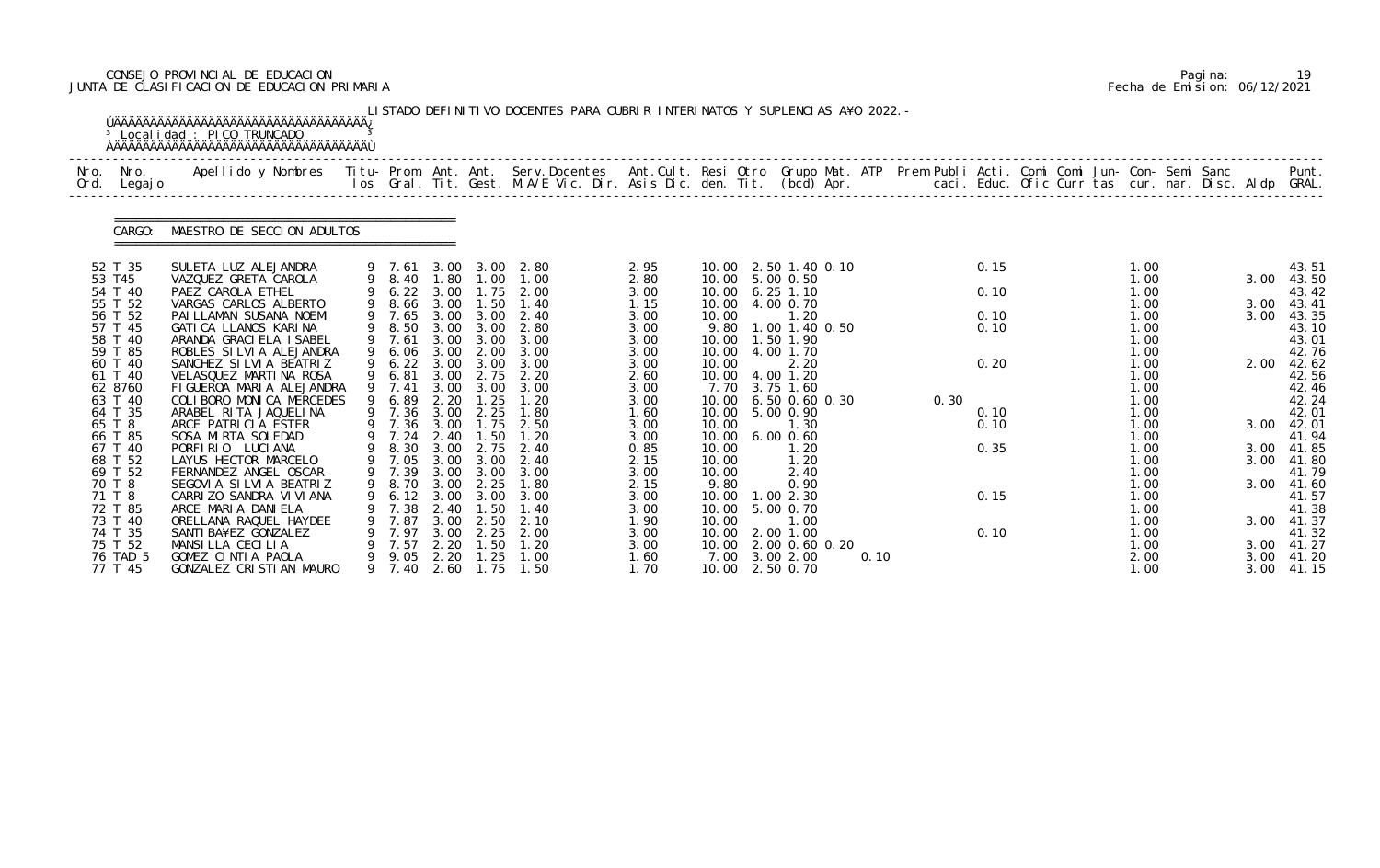CONSEJO PROVINCIAL DE EDUCACION
JUNTA DE CLASIFICACION DE EDUCACION PRIMARIA

Fecha de Emision: 06/12/2021

LISTADO DEFINITIVO DOCENTES PARA CUBRIR INTERINATOS Y SUPLENCIAS A¥O 2022.-

Localidad : PICO TRUNCADO

CARGO: MAESTRO DE SECCION ADULTOS

| Nro. Ord. | Nro. Legajo | Apellido y Nombres | Titu- los | Prom. Gral. | Ant. Tit. | Ant. Gest. | Serv.Docentes M.A/E Vic. Dir. | Ant.Cult. Asis Dic. | Resi den. | Otro Tit. | Grupo Mat. (bcd) | ATP Apr. | Prem caci. | Publi Educ. | Acti. Ofic | Comi Curr | Comi tas | Jun- cur. | Con- nar. | Semi Disc. | Sanc Aldp | Punt. GRAL. |
|---|---|---|---|---|---|---|---|---|---|---|---|---|---|---|---|---|---|---|---|---|---|---|
| 52 | T 35 | SULETA LUZ ALEJANDRA | 9 | 7.61 | 3.00 | 3.00 | 2.80 | 2.95 | 10.00 | 2.50 | 1.40 0.10 | | | 0.15 | | | | 1.00 | | | | 43.51 |
| 53 | T45 | VAZQUEZ GRETA CAROLA | 9 | 8.40 | 1.80 | 1.00 | 1.00 | 2.80 | 10.00 | 5.00 | 0.50 | | | | | | | 1.00 | | | 3.00 | 43.50 |
| 54 | T 40 | PAEZ CAROLA ETHEL | 9 | 6.22 | 3.00 | 1.75 | 2.00 | 3.00 | 10.00 | 6.25 | 1.10 | | | 0.10 | | | | 1.00 | | | | 43.42 |
| 55 | T 52 | VARGAS CARLOS ALBERTO | 9 | 8.66 | 3.00 | 1.50 | 1.40 | 1.15 | 10.00 | 4.00 | 0.70 | | | | | | | 1.00 | | | 3.00 | 43.41 |
| 56 | T 52 | PAILLAMAN SUSANA NOEMI | 9 | 7.65 | 3.00 | 3.00 | 2.40 | 3.00 | 10.00 | | 1.20 | | | 0.10 | | | | 1.00 | | | 3.00 | 43.35 |
| 57 | T 45 | GATICA LLANOS KARINA | 9 | 8.50 | 3.00 | 3.00 | 2.80 | 3.00 | 9.80 | 1.00 | 1.40 0.50 | | | 0.10 | | | | 1.00 | | | | 43.10 |
| 58 | T 40 | ARANDA GRACIELA ISABEL | 9 | 7.61 | 3.00 | 3.00 | 3.00 | 3.00 | 10.00 | 1.50 | 1.90 | | | | | | | 1.00 | | | | 43.01 |
| 59 | T 85 | ROBLES SILVIA ALEJANDRA | 9 | 6.06 | 3.00 | 2.00 | 3.00 | 3.00 | 10.00 | 4.00 | 1.70 | | | | | | | 1.00 | | | | 42.76 |
| 60 | T 40 | SANCHEZ SILVIA BEATRIZ | 9 | 6.22 | 3.00 | 3.00 | 3.00 | 3.00 | 10.00 | | 2.20 | | | 0.20 | | | | 1.00 | | | 2.00 | 42.62 |
| 61 | T 40 | VELASQUEZ MARTINA ROSA | 9 | 6.81 | 3.00 | 2.75 | 2.20 | 2.60 | 10.00 | 4.00 | 1.20 | | | | | | | 1.00 | | | | 42.56 |
| 62 | 8760 | FIGUEROA MARIA ALEJANDRA | 9 | 7.41 | 3.00 | 3.00 | 3.00 | 3.00 | 7.70 | 3.75 | 1.60 | | | | | | | 1.00 | | | | 42.46 |
| 63 | T 40 | COLIBORO MONICA MERCEDES | 9 | 6.89 | 2.20 | 1.25 | 1.20 | 3.00 | 10.00 | 6.50 | 0.60 0.30 | | 0.30 | | | | | 1.00 | | | | 42.24 |
| 64 | T 35 | ARABEL RITA JAQUELINA | 9 | 7.36 | 3.00 | 2.25 | 1.80 | 1.60 | 10.00 | 5.00 | 0.90 | | | 0.10 | | | | 1.00 | | | | 42.01 |
| 65 | T 8 | ARCE PATRICIA ESTER | 9 | 7.36 | 3.00 | 1.75 | 2.50 | 3.00 | 10.00 | | 1.30 | | | 0.10 | | | | 1.00 | | | 3.00 | 42.01 |
| 66 | T 85 | SOSA MIRTA SOLEDAD | 9 | 7.24 | 2.40 | 1.50 | 1.20 | 3.00 | 10.00 | 6.00 | 0.60 | | | | | | | 1.00 | | | | 41.94 |
| 67 | T 40 | PORFIRIO LUCIANA | 9 | 8.30 | 3.00 | 2.75 | 2.40 | 0.85 | 10.00 | | 1.20 | | | 0.35 | | | | 1.00 | | | 3.00 | 41.85 |
| 68 | T 52 | LAYUS HECTOR MARCELO | 9 | 7.05 | 3.00 | 3.00 | 2.40 | 2.15 | 10.00 | | 1.20 | | | | | | | 1.00 | | | 3.00 | 41.80 |
| 69 | T 52 | FERNANDEZ ANGEL OSCAR | 9 | 7.39 | 3.00 | 3.00 | 3.00 | 3.00 | 10.00 | | 2.40 | | | | | | | 1.00 | | | | 41.79 |
| 70 | T 8 | SEGOVIA SILVIA BEATRIZ | 9 | 8.70 | 3.00 | 2.25 | 1.80 | 2.15 | 9.80 | | 0.90 | | | | | | | 1.00 | | | 3.00 | 41.60 |
| 71 | T 8 | CARRIZO SANDRA VIVIANA | 9 | 6.12 | 3.00 | 3.00 | 3.00 | 3.00 | 10.00 | 1.00 | 2.30 | | | 0.15 | | | | 1.00 | | | | 41.57 |
| 72 | T 85 | ARCE MARIA DANIELA | 9 | 7.38 | 2.40 | 1.50 | 1.40 | 3.00 | 10.00 | 5.00 | 0.70 | | | | | | | 1.00 | | | | 41.38 |
| 73 | T 40 | ORELLANA RAQUEL HAYDEE | 9 | 7.87 | 3.00 | 2.50 | 2.10 | 1.90 | 10.00 | | 1.00 | | | | | | | 1.00 | | | 3.00 | 41.37 |
| 74 | T 35 | SANTIBA¥EZ GONZALEZ | 9 | 7.97 | 3.00 | 2.25 | 2.00 | 3.00 | 10.00 | 2.00 | 1.00 | | | 0.10 | | | | 1.00 | | | | 41.32 |
| 75 | T 52 | MANSILLA CECILIA | 9 | 7.57 | 2.20 | 1.50 | 1.20 | 3.00 | 10.00 | 2.00 | 0.60 0.20 | | | | | | | 1.00 | | | 3.00 | 41.27 |
| 76 | TAD 5 | GOMEZ CINTIA PAOLA | 9 | 9.05 | 2.20 | 1.25 | 1.00 | 1.60 | 7.00 | 3.00 | 2.00 | 0.10 | | | | | | 2.00 | | | 3.00 | 41.20 |
| 77 | T 45 | GONZALEZ CRISTIAN MAURO | 9 | 7.40 | 2.60 | 1.75 | 1.50 | 1.70 | 10.00 | 2.50 | 0.70 | | | | | | | 1.00 | | | 3.00 | 41.15 |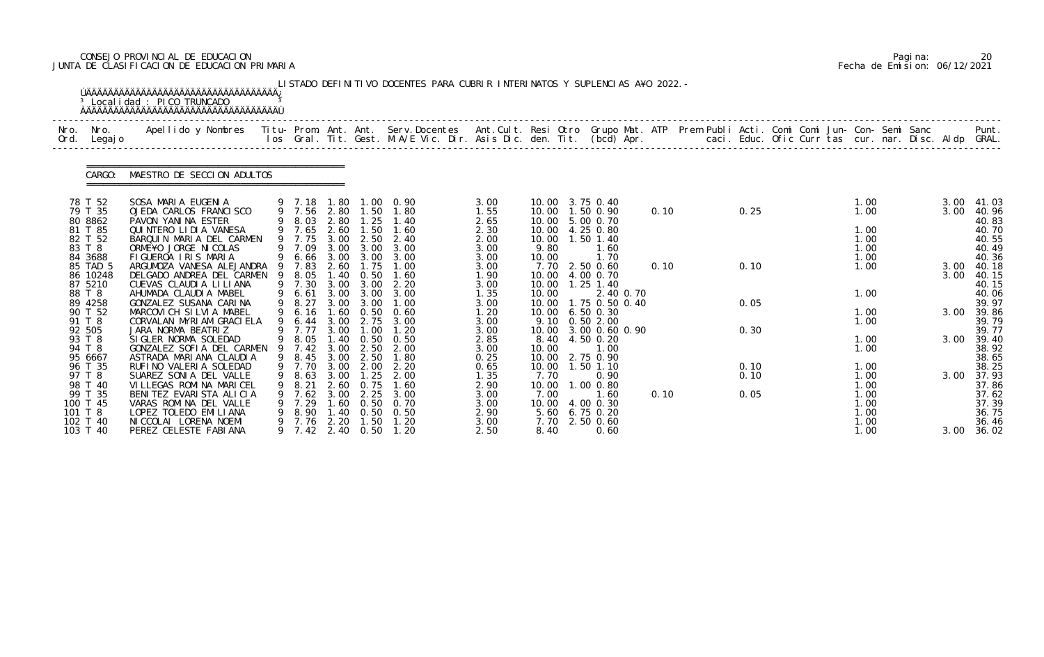CONSEJO PROVINCIAL DE EDUCACION
JUNTA DE CLASIFICACION DE EDUCACION PRIMARIA

Pagina: 20
Fecha de Emision: 06/12/2021

LISTADO DEFINITIVO DOCENTES PARA CUBRIR INTERINATOS Y SUPLENCIAS A¥O 2022.-

Localidad : PICO TRUNCADO

CARGO: MAESTRO DE SECCION ADULTOS

| Nro. | Nro. Legajo | Apellido y Nombres | Titu-los | Prom. Gral. | Ant. Tit. | Ant. Gest. | Serv.Docentes M.A/E Vic. Dir. | Ant.Cult. Asis Dic. | Resi den. | Otro Tit. | Grupo Mat. (bcd) Apr. | ATP | Prem Publi caci. | Acti. Educ. | Comi Ofic | Comi Curr | Jun-tas | Con-cur. | Semi nar. | Sanc Disc. | Aldp | Punt. GRAL. |
|---|---|---|---|---|---|---|---|---|---|---|---|---|---|---|---|---|---|---|---|---|---|---|
| 78 | T 52 | SOSA MARIA EUGENIA | 9 | 7.18 | 1.80 | 1.00 | 0.90 | 3.00 | 10.00 | 3.75 | 0.40 | | | | | | | 1.00 | | | 3.00 | 41.03 |
| 79 | T 35 | OJEDA CARLOS FRANCISCO | 9 | 7.56 | 2.80 | 1.50 | 1.80 | 1.55 | 10.00 | 1.50 | 0.90 | 0.10 | | 0.25 | | | | 1.00 | | | 3.00 | 40.96 |
| 80 | 8862 | PAVON YANINA ESTER | 9 | 8.03 | 2.80 | 1.25 | 1.40 | 2.65 | 10.00 | 5.00 | 0.70 | | | | | | | | | | | 40.83 |
| 81 | T 85 | QUINTERO LIDIA VANESA | 9 | 7.65 | 2.60 | 1.50 | 1.60 | 2.30 | 10.00 | 4.25 | 0.80 | | | | | | | 1.00 | | | | 40.70 |
| 82 | T 52 | BARQUIN MARIA DEL CARMEN | 9 | 7.75 | 3.00 | 2.50 | 2.40 | 2.00 | 10.00 | 1.50 | 1.40 | | | | | | | 1.00 | | | | 40.55 |
| 83 | T 8 | ORME¥O JORGE NICOLAS | 9 | 7.09 | 3.00 | 3.00 | 3.00 | 3.00 | 9.80 | | 1.60 | | | | | | | 1.00 | | | | 40.49 |
| 84 | 3688 | FIGUEROA IRIS MARIA | 9 | 6.66 | 3.00 | 3.00 | 3.00 | 3.00 | 10.00 | | 1.70 | | | | | | | 1.00 | | | | 40.36 |
| 85 | TAD 5 | ARGUMOZA VANESA ALEJANDRA | 9 | 7.83 | 2.60 | 1.75 | 1.00 | 3.00 | 7.70 | 2.50 | 0.60 | 0.10 | | 0.10 | | | | 1.00 | | | 3.00 | 40.18 |
| 86 | 10248 | DELGADO ANDREA DEL CARMEN | 9 | 8.05 | 1.40 | 0.50 | 1.60 | 1.90 | 10.00 | 4.00 | 0.70 | | | | | | | | | | 3.00 | 40.15 |
| 87 | 5210 | CUEVAS CLAUDIA LILIANA | 9 | 7.30 | 3.00 | 3.00 | 2.20 | 3.00 | 10.00 | 1.25 | 1.40 | | | | | | | | | | | 40.15 |
| 88 | T 8 | AHUMADA CLAUDIA MABEL | 9 | 6.61 | 3.00 | 3.00 | 3.00 | 1.35 | 10.00 | | 2.40 0.70 | | | | | | | 1.00 | | | | 40.06 |
| 89 | 4258 | GONZALEZ SUSANA CARINA | 9 | 8.27 | 3.00 | 3.00 | 1.00 | 3.00 | 10.00 | 1.75 | 0.50 0.40 | | | 0.05 | | | | | | | | 39.97 |
| 90 | T 52 | MARCOVICH SILVIA MABEL | 9 | 6.16 | 1.60 | 0.50 | 0.60 | 1.20 | 10.00 | 6.50 | 0.30 | | | | | | | 1.00 | | | 3.00 | 39.86 |
| 91 | T 8 | CORVALAN MYRIAM GRACIELA | 9 | 6.44 | 3.00 | 2.75 | 3.00 | 3.00 | 9.10 | 0.50 | 2.00 | | | | | | | 1.00 | | | | 39.79 |
| 92 | 505 | JARA NORMA BEATRIZ | 9 | 7.77 | 3.00 | 1.00 | 1.20 | 3.00 | 10.00 | 3.00 | 0.60 0.90 | | | 0.30 | | | | | | | | 39.77 |
| 93 | T 8 | SIGLER NORMA SOLEDAD | 9 | 8.05 | 1.40 | 0.50 | 0.50 | 2.85 | 8.40 | 4.50 | 0.20 | | | | | | | 1.00 | | | 3.00 | 39.40 |
| 94 | T 8 | GONZALEZ SOFIA DEL CARMEN | 9 | 7.42 | 3.00 | 2.50 | 2.00 | 3.00 | 10.00 | | 1.00 | | | | | | | 1.00 | | | | 38.92 |
| 95 | 6667 | ASTRADA MARIANA CLAUDIA | 9 | 8.45 | 3.00 | 2.50 | 1.80 | 0.25 | 10.00 | 2.75 | 0.90 | | | | | | | | | | | 38.65 |
| 96 | T 35 | RUFINO VALERIA SOLEDAD | 9 | 7.70 | 3.00 | 2.00 | 2.20 | 0.65 | 10.00 | 1.50 | 1.10 | | | 0.10 | | | | 1.00 | | | | 38.25 |
| 97 | T 8 | SUAREZ SONIA DEL VALLE | 9 | 8.63 | 3.00 | 1.25 | 2.00 | 1.35 | 7.70 | | 0.90 | | | 0.10 | | | | 1.00 | | | 3.00 | 37.93 |
| 98 | T 40 | VILLEGAS ROMINA MARICEL | 9 | 8.21 | 2.60 | 0.75 | 1.60 | 2.90 | 10.00 | 1.00 | 0.80 | | | | | | | 1.00 | | | | 37.86 |
| 99 | T 35 | BENITEZ EVARISTA ALICIA | 9 | 7.62 | 3.00 | 2.25 | 3.00 | 3.00 | 7.00 | | 1.60 | 0.10 | | 0.05 | | | | 1.00 | | | | 37.62 |
| 100 | T 45 | VARAS ROMINA DEL VALLE | 9 | 7.29 | 1.60 | 0.50 | 0.70 | 3.00 | 10.00 | 4.00 | 0.30 | | | | | | | 1.00 | | | | 37.39 |
| 101 | T 8 | LOPEZ TOLEDO EMILIANA | 9 | 8.90 | 1.40 | 0.50 | 0.50 | 2.90 | 5.60 | 6.75 | 0.20 | | | | | | | 1.00 | | | | 36.75 |
| 102 | T 40 | NICCOLAI LORENA NOEMI | 9 | 7.76 | 2.20 | 1.50 | 1.20 | 3.00 | 7.70 | 2.50 | 0.60 | | | | | | | 1.00 | | | | 36.46 |
| 103 | T 40 | PEREZ CELESTE FABIANA | 9 | 7.42 | 2.40 | 0.50 | 1.20 | 2.50 | 8.40 | | 0.60 | | | | | | | 1.00 | | | 3.00 | 36.02 |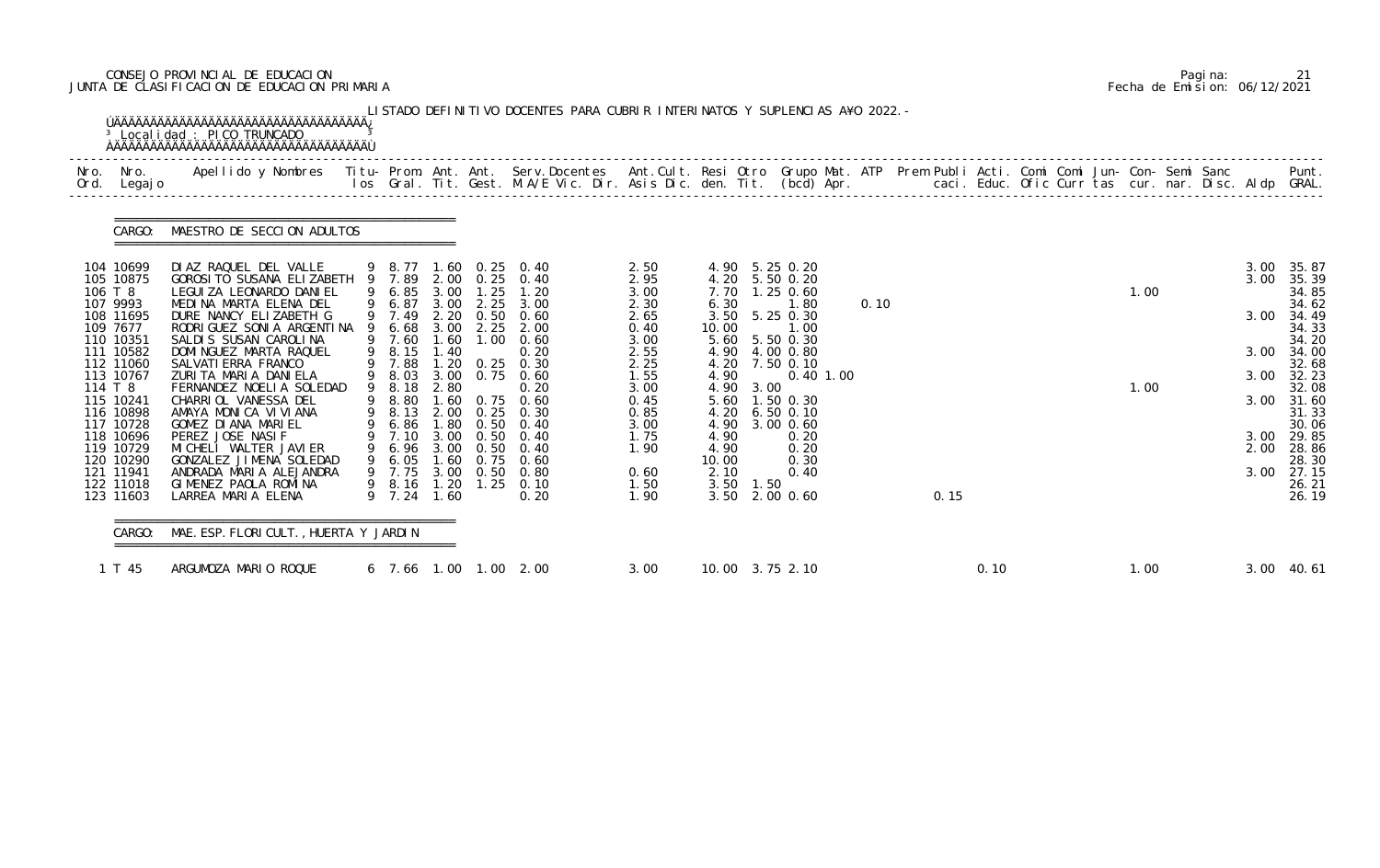CONSEJO PROVINCIAL DE EDUCACION
JUNTA DE CLASIFICACION DE EDUCACION PRIMARIA

Pagina: 21
Fecha de Emision: 06/12/2021

LISTADO DEFINITIVO DOCENTES PARA CUBRIR INTERINATOS Y SUPLENCIAS A¥O 2022.-

Localidad : PICO TRUNCADO

CARGO: MAESTRO DE SECCION ADULTOS

| Nro. Ord. | Nro. Legajo | Apellido y Nombres | Titu- los | Prom. Gral. | Ant. Tit. | Ant. Gest. | Serv.Docentes M.A/E Vic. Dir. | Ant.Cult. Asis Dic. | Resi den. | Otro Tit. | Grupo Mat. (bcd) | ATP Apr. | Prem Publi caci. | Acti. Educ. | Comi Ofic | Comi Curr | Jun- tas | Con- cur. | Semi nar. | Sanc Disc. | Aldp | Punt. GRAL. |
|---|---|---|---|---|---|---|---|---|---|---|---|---|---|---|---|---|---|---|---|---|---|---|
| 104 | 10699 | DIAZ RAQUEL DEL VALLE | 9 | 8.77 | 1.60 | 0.25 | 0.40 | 2.50 | 4.90 | 5.25 | 0.20 | | | | | | | | | | 3.00 | 35.87 |
| 105 | 10875 | GOROSITO SUSANA ELIZABETH | 9 | 7.89 | 2.00 | 0.25 | 0.40 | 2.95 | 4.20 | 5.50 | 0.20 | | | | | | | | | | 3.00 | 35.39 |
| 106 | T 8 | LEGUIZA LEONARDO DANIEL | 9 | 6.85 | 3.00 | 1.25 | 1.20 | 3.00 | 7.70 | 1.25 | 0.60 | | | | | | | 1.00 | | | | 34.85 |
| 107 | 9993 | MEDINA MARTA ELENA DEL | 9 | 6.87 | 3.00 | 2.25 | 3.00 | 2.30 | 6.30 | | 1.80 | 0.10 | | | | | | | | | | 34.62 |
| 108 | 11695 | DURE NANCY ELIZABETH G | 9 | 7.49 | 2.20 | 0.50 | 0.60 | 2.65 | 3.50 | 5.25 | 0.30 | | | | | | | | | | 3.00 | 34.49 |
| 109 | 7677 | RODRIGUEZ SONIA ARGENTINA | 9 | 6.68 | 3.00 | 2.25 | 2.00 | 0.40 | 10.00 | | 1.00 | | | | | | | | | | | 34.33 |
| 110 | 10351 | SALDIS SUSAN CAROLINA | 9 | 7.60 | 1.60 | 1.00 | 0.60 | 3.00 | 5.60 | 5.50 | 0.30 | | | | | | | | | | | 34.20 |
| 111 | 10582 | DOMINGUEZ MARTA RAQUEL | 9 | 8.15 | 1.40 | | 0.20 | 2.55 | 4.90 | 4.00 | 0.80 | | | | | | | | | | 3.00 | 34.00 |
| 112 | 11060 | SALVATIERRA FRANCO | 9 | 7.88 | 1.20 | 0.25 | 0.30 | 2.25 | 4.20 | 7.50 | 0.10 | | | | | | | | | | | 32.68 |
| 113 | 10767 | ZURITA MARIA DANIELA | 9 | 8.03 | 3.00 | 0.75 | 0.60 | 1.55 | 4.90 | | 0.40 | 1.00 | | | | | | | | | 3.00 | 32.23 |
| 114 | T 8 | FERNANDEZ NOELIA SOLEDAD | 9 | 8.18 | 2.80 | | 0.20 | 3.00 | 4.90 | 3.00 | | | | | | | | 1.00 | | | | 32.08 |
| 115 | 10241 | CHARRIOL VANESSA DEL | 9 | 8.80 | 1.60 | 0.75 | 0.60 | 0.45 | 5.60 | 1.50 | 0.30 | | | | | | | | | | 3.00 | 31.60 |
| 116 | 10898 | AMAYA MONICA VIVIANA | 9 | 8.13 | 2.00 | 0.25 | 0.30 | 0.85 | 4.20 | 6.50 | 0.10 | | | | | | | | | | | 31.33 |
| 117 | 10728 | GOMEZ DIANA MARIEL | 9 | 6.86 | 1.80 | 0.50 | 0.40 | 3.00 | 4.90 | 3.00 | 0.60 | | | | | | | | | | | 30.06 |
| 118 | 10696 | PEREZ JOSE NASIF | 9 | 7.10 | 3.00 | 0.50 | 0.40 | 1.75 | 4.90 | | 0.20 | | | | | | | | | | 3.00 | 29.85 |
| 119 | 10729 | MICHELI WALTER JAVIER | 9 | 6.96 | 3.00 | 0.50 | 0.40 | 1.90 | 4.90 | | 0.20 | | | | | | | | | | 2.00 | 28.86 |
| 120 | 10290 | GONZALEZ JIMENA SOLEDAD | 9 | 6.05 | 1.60 | 0.75 | 0.60 | | 10.00 | | 0.30 | | | | | | | | | | | 28.30 |
| 121 | 11941 | ANDRADA MARIA ALEJANDRA | 9 | 7.75 | 3.00 | 0.50 | 0.80 | 0.60 | 2.10 | | 0.40 | | | | | | | | | | 3.00 | 27.15 |
| 122 | 11018 | GIMENEZ PAOLA ROMINA | 9 | 8.16 | 1.20 | 1.25 | 0.10 | 1.50 | 3.50 | 1.50 | | | | | | | | | | | | 26.21 |
| 123 | 11603 | LARREA MARIA ELENA | 9 | 7.24 | 1.60 | | 0.20 | 1.90 | 3.50 | 2.00 | 0.60 | | 0.15 | | | | | | | | | 26.19 |

CARGO: MAE.ESP.FLORICULT.,HUERTA Y JARDIN

| Nro. Ord. | Nro. Legajo | Apellido y Nombres | Titu- los | Prom. Gral. | Ant. Tit. | Ant. Gest. | Serv.Docentes M.A/E Vic. Dir. | Ant.Cult. Asis Dic. | Resi den. | Otro Tit. | Grupo Mat. (bcd) | ATP Apr. | Prem Publi caci. | Acti. Educ. | Comi Ofic | Comi Curr | Jun- tas | Con- cur. | Semi nar. | Sanc Disc. | Aldp | Punt. GRAL. |
|---|---|---|---|---|---|---|---|---|---|---|---|---|---|---|---|---|---|---|---|---|---|---|
| 1 | T 45 | ARGUMOZA MARIO ROQUE | 6 | 7.66 | 1.00 | 1.00 | 2.00 | 3.00 | 10.00 | 3.75 | 2.10 | | | 0.10 | | | | 1.00 | | | 3.00 | 40.61 |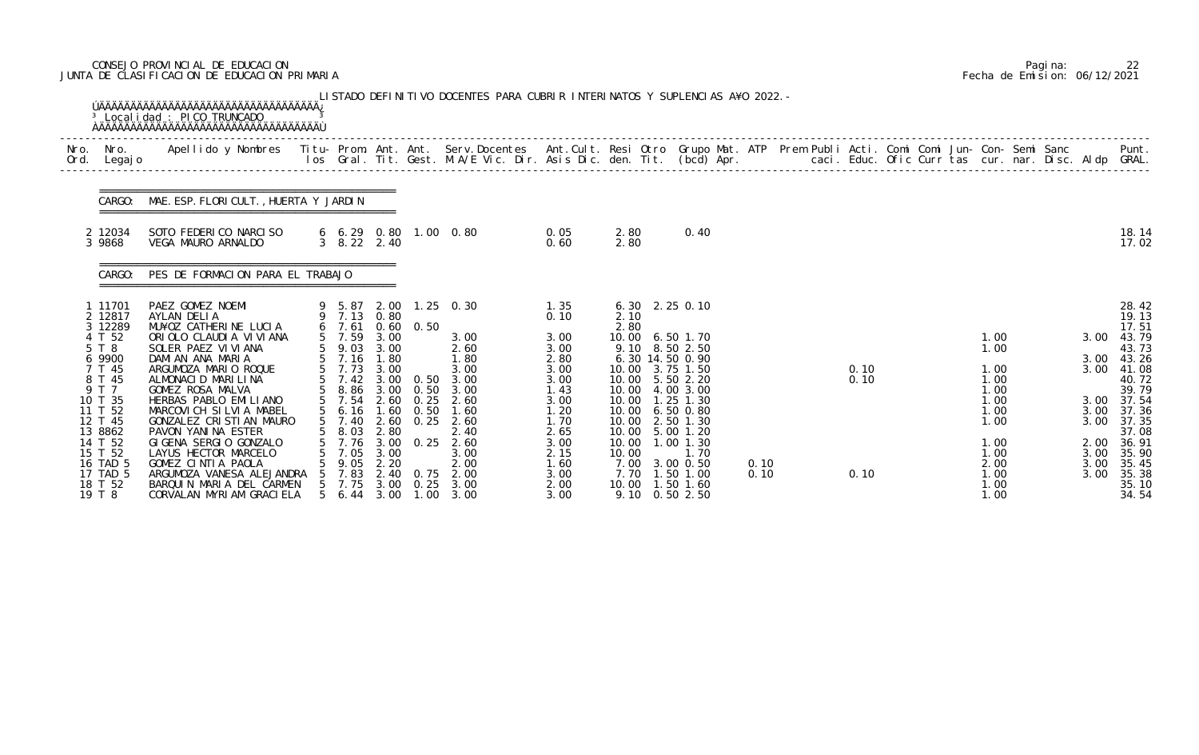CONSEJO PROVINCIAL DE EDUCACION
JUNTA DE CLASIFICACION DE EDUCACION PRIMARIA

Pagina: 22
Fecha de Emision: 06/12/2021

LISTADO DEFINITIVO DOCENTES PARA CUBRIR INTERINATOS Y SUPLENCIAS A¥O 2022.-

Localidad : PICO TRUNCADO

CARGO: MAE.ESP.FLORICULT.,HUERTA Y JARDIN

| Nro. Ord. | Nro. Legajo | Apellido y Nombres | Titu- los | Prom. Gral. | Ant. Tit. | Ant. Gest. | Serv.Docentes M.A/E Vic. Dir. | Ant.Cult. Asis Dic. | Resi den. | Otro Tit. | Grupo Mat. (bcd) | ATP Apr. | Prem Publi caci. | Acti. Educ. | Comi Ofic | Comi Curr | Jun- tas | Con- cur. | Semi nar. | Sanc Disc. | Aldp | Punt. GRAL. |
|---|---|---|---|---|---|---|---|---|---|---|---|---|---|---|---|---|---|---|---|---|---|---|
| 2 | 12034 | SOTO FEDERICO NARCISO | 6 | 6.29 | 0.80 | 1.00 | 0.80 | 0.05 | 2.80 | | 0.40 | | | | | | | | | | | 18.14 |
| 3 | 9868 | VEGA MAURO ARNALDO | 3 | 8.22 | 2.40 | | | 0.60 | 2.80 | | | | | | | | | | | | | 17.02 |

CARGO: PES DE FORMACION PARA EL TRABAJO

| Nro. Ord. | Nro. Legajo | Apellido y Nombres | Titu- los | Prom. Gral. | Ant. Tit. | Ant. Gest. | Serv.Docentes M.A/E Vic. Dir. | Ant.Cult. Asis Dic. | Resi den. | Otro Tit. | Grupo Mat. (bcd) | ATP Apr. | Prem Publi caci. | Acti. Educ. | Comi Ofic | Comi Curr | Jun- tas | Con- cur. | Semi nar. | Sanc Disc. | Aldp | Punt. GRAL. |
|---|---|---|---|---|---|---|---|---|---|---|---|---|---|---|---|---|---|---|---|---|---|---|
| 1 | 11701 | PAEZ GOMEZ NOEMI | 9 | 5.87 | 2.00 | 1.25 | 0.30 | 1.35 | 6.30 | 2.25 | 0.10 | | | | | | | | | | | 28.42 |
| 2 | 12817 | AYLAN DELIA | 9 | 7.13 | 0.80 | | | 0.10 | 2.10 | | | | | | | | | | | | | 19.13 |
| 3 | 12289 | MU¥OZ CATHERINE LUCIA | 6 | 7.61 | 0.60 | 0.50 | | | 2.80 | | | | | | | | | | | | | 17.51 |
| 4 | T 52 | ORIOLO CLAUDIA VIVIANA | 5 | 7.59 | 3.00 | | 3.00 | 3.00 | 10.00 | 6.50 | 1.70 | | | | | | | 1.00 | | | 3.00 | 43.79 |
| 5 | T 8 | SOLER PAEZ VIVIANA | 5 | 9.03 | 3.00 | | 2.60 | 3.00 | 9.10 | 8.50 | 2.50 | | | | | | | 1.00 | | | | 43.73 |
| 6 | 9900 | DAMIAN ANA MARIA | 5 | 7.16 | 1.80 | | 1.80 | 2.80 | 6.30 | 14.50 | 0.90 | | | | | | | | | | 3.00 | 43.26 |
| 7 | T 45 | ARGUMOZA MARIO ROQUE | 5 | 7.73 | 3.00 | | 3.00 | 3.00 | 10.00 | 3.75 | 1.50 | | | 0.10 | | | | 1.00 | | | 3.00 | 41.08 |
| 8 | T 45 | ALMONACID MARILINA | 5 | 7.42 | 3.00 | 0.50 | 3.00 | 3.00 | 10.00 | 5.50 | 2.20 | | | 0.10 | | | | 1.00 | | | | 40.72 |
| 9 | T 7 | GOMEZ ROSA MALVA | 5 | 8.86 | 3.00 | 0.50 | 3.00 | 1.43 | 10.00 | 4.00 | 3.00 | | | | | | | 1.00 | | | | 39.79 |
| 10 | T 35 | HERBAS PABLO EMILIANO | 5 | 7.54 | 2.60 | 0.25 | 2.60 | 3.00 | 10.00 | 1.25 | 1.30 | | | | | | | 1.00 | | | 3.00 | 37.54 |
| 11 | T 52 | MARCOVICH SILVIA MABEL | 5 | 6.16 | 1.60 | 0.50 | 1.60 | 1.20 | 10.00 | 6.50 | 0.80 | | | | | | | 1.00 | | | 3.00 | 37.36 |
| 12 | T 45 | GONZALEZ CRISTIAN MAURO | 5 | 7.40 | 2.60 | 0.25 | 2.60 | 1.70 | 10.00 | 2.50 | 1.30 | | | | | | | 1.00 | | | 3.00 | 37.35 |
| 13 | 8862 | PAVON YANINA ESTER | 5 | 8.03 | 2.80 | | 2.40 | 2.65 | 10.00 | 5.00 | 1.20 | | | | | | | | | | | 37.08 |
| 14 | T 52 | GIGENA SERGIO GONZALO | 5 | 7.76 | 3.00 | 0.25 | 2.60 | 3.00 | 10.00 | 1.00 | 1.30 | | | | | | | 1.00 | | | 2.00 | 36.91 |
| 15 | T 52 | LAYUS HECTOR MARCELO | 5 | 7.05 | 3.00 | | 3.00 | 2.15 | 10.00 | | 1.70 | | | | | | | 1.00 | | | 3.00 | 35.90 |
| 16 | TAD 5 | GOMEZ CINTIA PAOLA | 5 | 9.05 | 2.20 | | 2.00 | 1.60 | 7.00 | 3.00 | 0.50 | 0.10 | | | | | | 2.00 | | | 3.00 | 35.45 |
| 17 | TAD 5 | ARGUMOZA VANESA ALEJANDRA | 5 | 7.83 | 2.40 | 0.75 | 2.00 | 3.00 | 7.70 | 1.50 | 1.00 | 0.10 | | 0.10 | | | | 1.00 | | | 3.00 | 35.38 |
| 18 | T 52 | BARQUIN MARIA DEL CARMEN | 5 | 7.75 | 3.00 | 0.25 | 3.00 | 2.00 | 10.00 | 1.50 | 1.60 | | | | | | | 1.00 | | | | 35.10 |
| 19 | T 8 | CORVALAN MYRIAM GRACIELA | 5 | 6.44 | 3.00 | 1.00 | 3.00 | 3.00 | 9.10 | 0.50 | 2.50 | | | | | | | 1.00 | | | | 34.54 |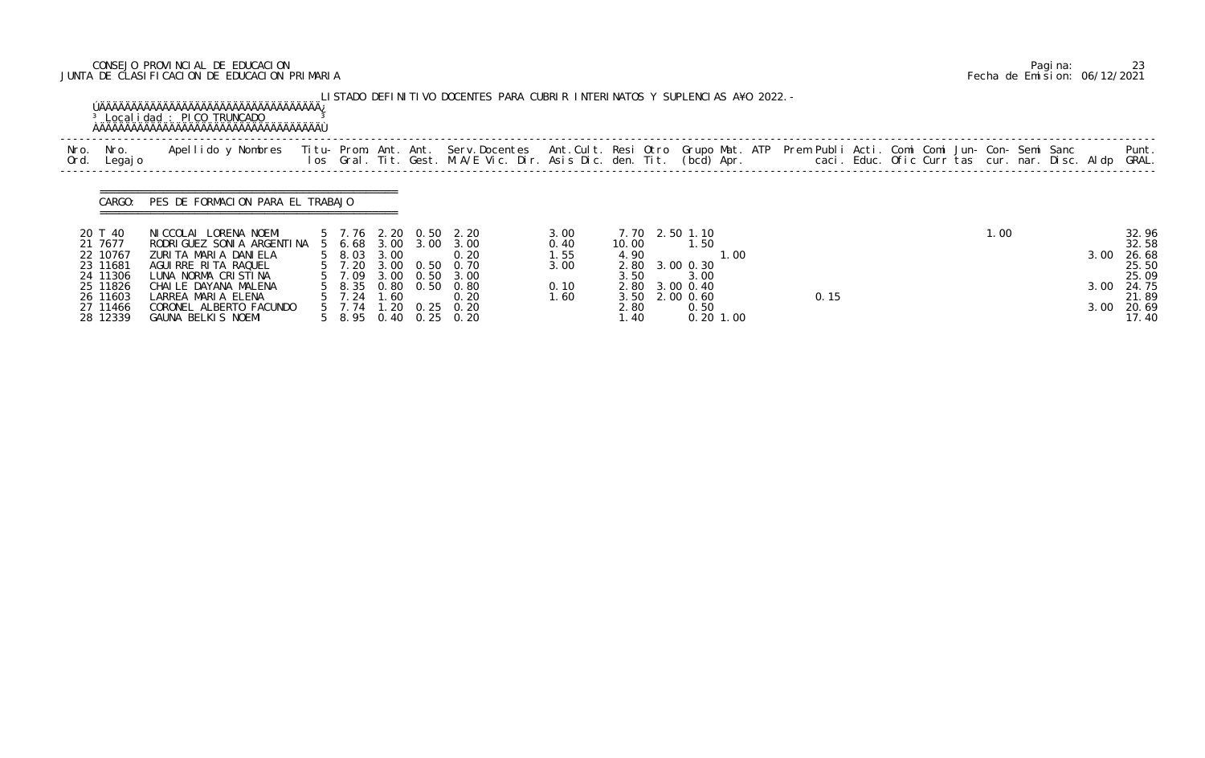CONSEJO PROVINCIAL DE EDUCACION
JUNTA DE CLASIFICACION DE EDUCACION PRIMARIA

Pagina: 23
Fecha de Emision: 06/12/2021

LISTADO DEFINITIVO DOCENTES PARA CUBRIR INTERINATOS Y SUPLENCIAS A¥O 2022.-

Localidad : PICO TRUNCADO

CARGO: PES DE FORMACION PARA EL TRABAJO

| Nro. Ord. | Nro. Legajo | Apellido y Nombres | Titu-los | Prom. Gral. | Ant. Tit. | Ant. Gest. | Serv.Docentes M.A/E Vic. Dir. | Ant.Cult. Asis Dic. | Resi den. | Otro Tit. | Grupo (bcd) | Mat. Apr. | ATP | Prem | Publi caci. | Acti. Educ. | Comi Ofic | Comi Curr | Jun-tas | Con-cur. | Semi nar. | Sanc Disc. | Aldp | Punt. GRAL. |
|---|---|---|---|---|---|---|---|---|---|---|---|---|---|---|---|---|---|---|---|---|---|---|---|---|
| 20 | T 40 | NICCOLAI LORENA NOEMI | 5 | 7.76 | 2.20 | 0.50 | 2.20 | 3.00 | 7.70 | 2.50 | 1.10 | | | | | | | | | 1.00 | | | | 32.96 |
| 21 | 7677 | RODRIGUEZ SONIA ARGENTINA | 5 | 6.68 | 3.00 | 3.00 | 3.00 | 0.40 | 10.00 | | 1.50 | | | | | | | | | | | | | 32.58 |
| 22 | 10767 | ZURITA MARIA DANIELA | 5 | 8.03 | 3.00 | | 0.20 | 1.55 | 4.90 | | | 1.00 | | | | | | | | | | | 3.00 | 26.68 |
| 23 | 11681 | AGUIRRE RITA RAQUEL | 5 | 7.20 | 3.00 | 0.50 | 0.70 | 3.00 | 2.80 | 3.00 | 0.30 | | | | | | | | | | | | | 25.50 |
| 24 | 11306 | LUNA NORMA CRISTINA | 5 | 7.09 | 3.00 | 0.50 | 3.00 | | 3.50 | | 3.00 | | | | | | | | | | | | | 25.09 |
| 25 | 11826 | CHAILE DAYANA MALENA | 5 | 8.35 | 0.80 | 0.50 | 0.80 | 0.10 | 2.80 | 3.00 | 0.40 | | | | | | | | | | | | 3.00 | 24.75 |
| 26 | 11603 | LARREA MARIA ELENA | 5 | 7.24 | 1.60 | | 0.20 | 1.60 | 3.50 | 2.00 | 0.60 | | | | 0.15 | | | | | | | | | 21.89 |
| 27 | 11466 | CORONEL ALBERTO FACUNDO | 5 | 7.74 | 1.20 | 0.25 | 0.20 | | 2.80 | | 0.50 | | | | | | | | | | | | 3.00 | 20.69 |
| 28 | 12339 | GAUNA BELKIS NOEMI | 5 | 8.95 | 0.40 | 0.25 | 0.20 | | 1.40 | | 0.20 | 1.00 | | | | | | | | | | | | 17.40 |